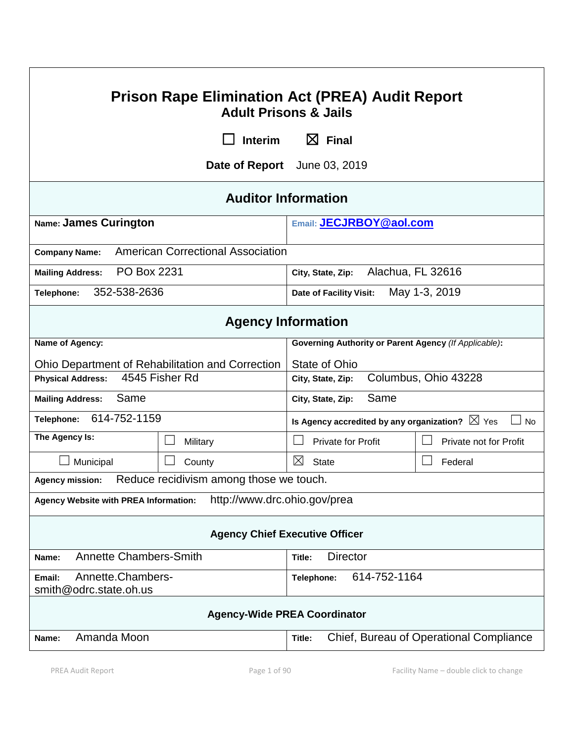# Prison Rape Elimination Act (PREA) Audit Report

## Adult Prisons & Jails

☐ Interim ☒ Final

**Date of Report** June 03, 2019

| **Auditor Information** | |
|---|---|
| **Name: James Curington** | **Email: JECJRBOY@aol.com** |
| **Company Name:** American Correctional Association | |
| **Mailing Address:** PO Box 2231 | **City, State, Zip:** Alachua, FL 32616 |
| **Telephone:** 352-538-2636 | **Date of Facility Visit:** May 1-3, 2019 |

| **Agency Information** | | | |
|---|---|---|---|
| **Name of Agency:** Ohio Department of Rehabilitation and Correction | | **Governing Authority or Parent Agency** *(If Applicable)*: State of Ohio | |
| **Physical Address:** 4545 Fisher Rd | | **City, State, Zip:** Columbus, Ohio 43228 | |
| **Mailing Address:** Same | | **City, State, Zip:** Same | |
| **Telephone:** 614-752-1159 | | **Is Agency accredited by any organization?** ☒ Yes ☐ No | |
| **The Agency Is:** | ☐ Military | ☐ Private for Profit | ☐ Private not for Profit |
| ☐ Municipal | ☐ County | ☒ State | ☐ Federal |
| **Agency mission:** Reduce recidivism among those we touch. | | | |
| **Agency Website with PREA Information:** http://www.drc.ohio.gov/prea | | | |

| **Agency Chief Executive Officer** | |
|---|---|
| **Name:** Annette Chambers-Smith | **Title:** Director |
| **Email:** Annette.Chambers-smith@odrc.state.oh.us | **Telephone:** 614-752-1164 |

| **Agency-Wide PREA Coordinator** | |
|---|---|
| **Name:** Amanda Moon | **Title:** Chief, Bureau of Operational Compliance |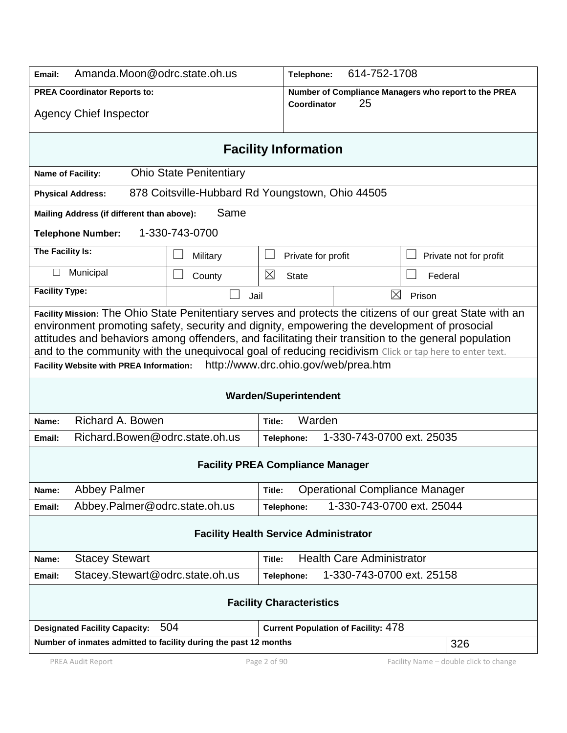| | |
|---|---|
| **Email:** Amanda.Moon@odrc.state.oh.us | **Telephone:** 614-752-1708 |
| **PREA Coordinator Reports to:** Agency Chief Inspector | **Number of Compliance Managers who report to the PREA Coordinator** 25 |

## Facility Information

| | | | |
|---|---|---|---|
| **Name of Facility:** | Ohio State Penitentiary | | |
| **Physical Address:** | 878 Coitsville-Hubbard Rd Youngstown, Ohio 44505 | | |
| **Mailing Address (if different than above):** | Same | | |
| **Telephone Number:** | 1-330-743-0700 | | |
| **The Facility Is:** | ☐ Military | ☐ Private for profit | ☐ Private not for profit |
| ☐ Municipal | ☐ County | ☒ State | ☐ Federal |
| **Facility Type:** | ☐ Jail | ☒ Prison | |

**Facility Mission:** The Ohio State Penitentiary serves and protects the citizens of our great State with an environment promoting safety, security and dignity, empowering the development of prosocial attitudes and behaviors among offenders, and facilitating their transition to the general population and to the community with the unequivocal goal of reducing recidivism Click or tap here to enter text.

**Facility Website with PREA Information:** http://www.drc.ohio.gov/web/prea.htm

### Warden/Superintendent

| | |
|---|---|
| **Name:** Richard A. Bowen | **Title:** Warden |
| **Email:** Richard.Bowen@odrc.state.oh.us | **Telephone:** 1-330-743-0700 ext. 25035 |

### Facility PREA Compliance Manager

| | |
|---|---|
| **Name:** Abbey Palmer | **Title:** Operational Compliance Manager |
| **Email:** Abbey.Palmer@odrc.state.oh.us | **Telephone:** 1-330-743-0700 ext. 25044 |

### Facility Health Service Administrator

| | |
|---|---|
| **Name:** Stacey Stewart | **Title:** Health Care Administrator |
| **Email:** Stacey.Stewart@odrc.state.oh.us | **Telephone:** 1-330-743-0700 ext. 25158 |

### Facility Characteristics

| | |
|---|---|
| **Designated Facility Capacity:** 504 | **Current Population of Facility:** 478 |
| **Number of inmates admitted to facility during the past 12 months** | 326 |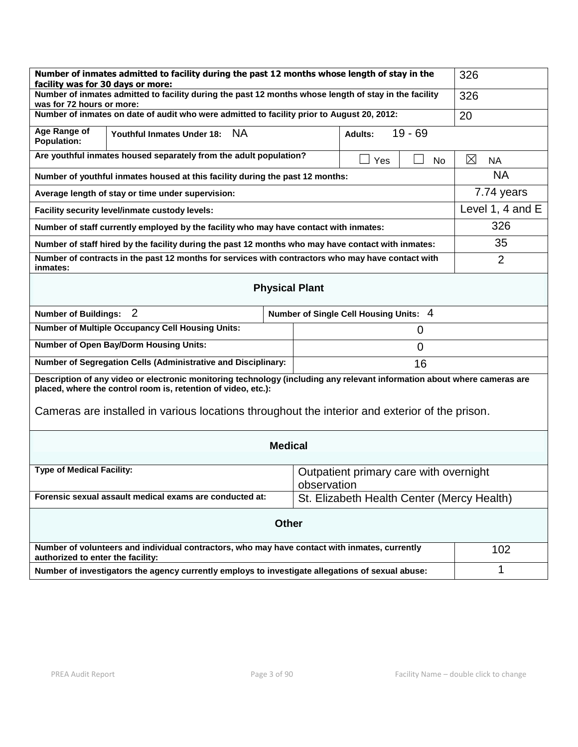| | |
|---|---|
| **Number of inmates admitted to facility during the past 12 months whose length of stay in the facility was for 30 days or more:** | 326 |
| **Number of inmates admitted to facility during the past 12 months whose length of stay in the facility was for 72 hours or more:** | 326 |
| **Number of inmates on date of audit who were admitted to facility prior to August 20, 2012:** | 20 |
| **Age Range of Population:** **Youthful Inmates Under 18:** NA **Adults:** 19 - 69 | |
| **Are youthful inmates housed separately from the adult population?** ☐ Yes ☐ No | ☒ NA |
| **Number of youthful inmates housed at this facility during the past 12 months:** | NA |
| **Average length of stay or time under supervision:** | 7.74 years |
| **Facility security level/inmate custody levels:** | Level 1, 4 and E |
| **Number of staff currently employed by the facility who may have contact with inmates:** | 326 |
| **Number of staff hired by the facility during the past 12 months who may have contact with inmates:** | 35 |
| **Number of contracts in the past 12 months for services with contractors who may have contact with inmates:** | 2 |

## Physical Plant

| | |
|---|---|
| **Number of Buildings:** 2 | **Number of Single Cell Housing Units:** 4 |
| **Number of Multiple Occupancy Cell Housing Units:** | 0 |
| **Number of Open Bay/Dorm Housing Units:** | 0 |
| **Number of Segregation Cells (Administrative and Disciplinary:** | 16 |

**Description of any video or electronic monitoring technology (including any relevant information about where cameras are placed, where the control room is, retention of video, etc.):**

Cameras are installed in various locations throughout the interior and exterior of the prison.

## Medical

| | |
|---|---|
| **Type of Medical Facility:** | Outpatient primary care with overnight observation |
| **Forensic sexual assault medical exams are conducted at:** | St. Elizabeth Health Center (Mercy Health) |

## Other

| | |
|---|---|
| **Number of volunteers and individual contractors, who may have contact with inmates, currently authorized to enter the facility:** | 102 |
| **Number of investigators the agency currently employs to investigate allegations of sexual abuse:** | 1 |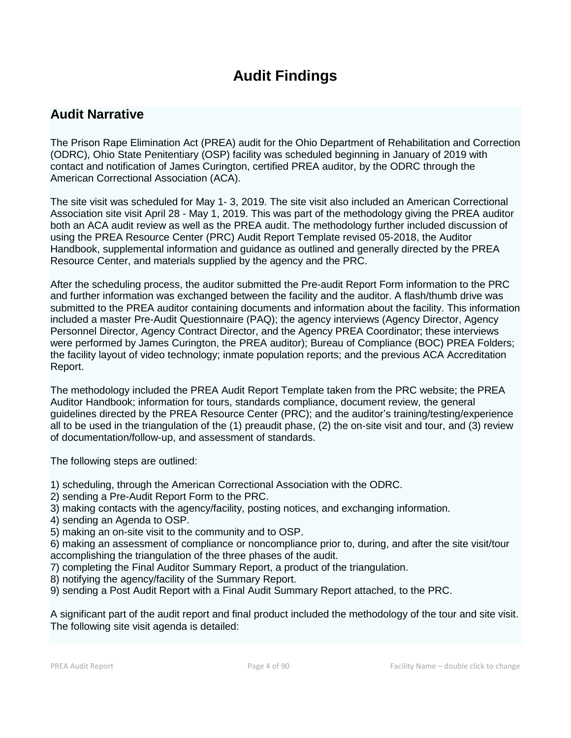# Audit Findings

## Audit Narrative

The Prison Rape Elimination Act (PREA) audit for the Ohio Department of Rehabilitation and Correction (ODRC), Ohio State Penitentiary (OSP) facility was scheduled beginning in January of 2019 with contact and notification of James Curington, certified PREA auditor, by the ODRC through the American Correctional Association (ACA).

The site visit was scheduled for May 1- 3, 2019. The site visit also included an American Correctional Association site visit April 28 - May 1, 2019. This was part of the methodology giving the PREA auditor both an ACA audit review as well as the PREA audit. The methodology further included discussion of using the PREA Resource Center (PRC) Audit Report Template revised 05-2018, the Auditor Handbook, supplemental information and guidance as outlined and generally directed by the PREA Resource Center, and materials supplied by the agency and the PRC.

After the scheduling process, the auditor submitted the Pre-audit Report Form information to the PRC and further information was exchanged between the facility and the auditor. A flash/thumb drive was submitted to the PREA auditor containing documents and information about the facility. This information included a master Pre-Audit Questionnaire (PAQ); the agency interviews (Agency Director, Agency Personnel Director, Agency Contract Director, and the Agency PREA Coordinator; these interviews were performed by James Curington, the PREA auditor); Bureau of Compliance (BOC) PREA Folders; the facility layout of video technology; inmate population reports; and the previous ACA Accreditation Report.

The methodology included the PREA Audit Report Template taken from the PRC website; the PREA Auditor Handbook; information for tours, standards compliance, document review, the general guidelines directed by the PREA Resource Center (PRC); and the auditor's training/testing/experience all to be used in the triangulation of the (1) preaudit phase, (2) the on-site visit and tour, and (3) review of documentation/follow-up, and assessment of standards.

The following steps are outlined:

1) scheduling, through the American Correctional Association with the ODRC.
2) sending a Pre-Audit Report Form to the PRC.
3) making contacts with the agency/facility, posting notices, and exchanging information.
4) sending an Agenda to OSP.
5) making an on-site visit to the community and to OSP.
6) making an assessment of compliance or noncompliance prior to, during, and after the site visit/tour accomplishing the triangulation of the three phases of the audit.
7) completing the Final Auditor Summary Report, a product of the triangulation.
8) notifying the agency/facility of the Summary Report.
9) sending a Post Audit Report with a Final Audit Summary Report attached, to the PRC.

A significant part of the audit report and final product included the methodology of the tour and site visit. The following site visit agenda is detailed: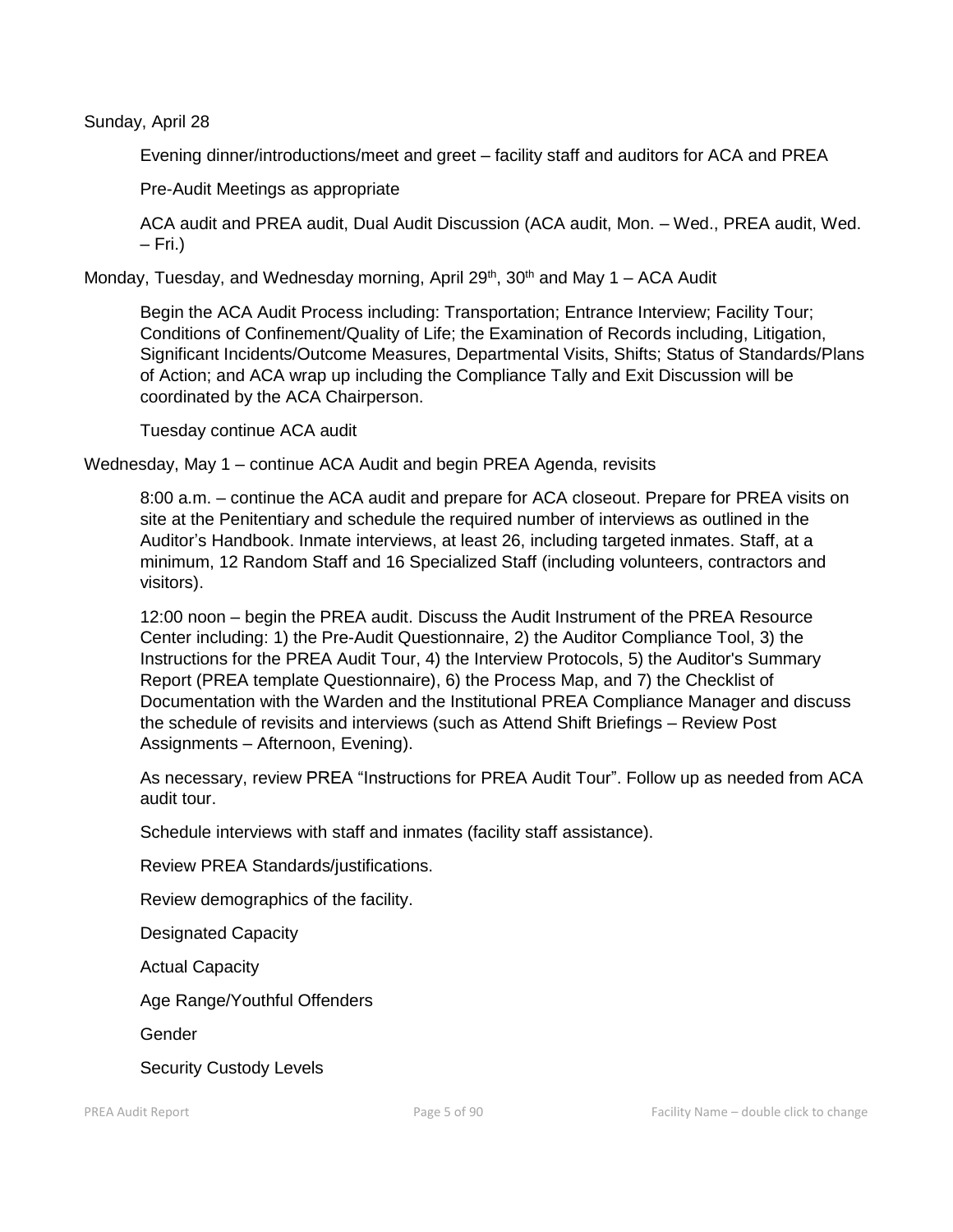Sunday, April 28

Evening dinner/introductions/meet and greet – facility staff and auditors for ACA and PREA

Pre-Audit Meetings as appropriate

ACA audit and PREA audit, Dual Audit Discussion (ACA audit, Mon. – Wed., PREA audit, Wed. – Fri.)

Monday, Tuesday, and Wednesday morning, April 29th, 30th and May 1 – ACA Audit

Begin the ACA Audit Process including: Transportation; Entrance Interview; Facility Tour; Conditions of Confinement/Quality of Life; the Examination of Records including, Litigation, Significant Incidents/Outcome Measures, Departmental Visits, Shifts; Status of Standards/Plans of Action; and ACA wrap up including the Compliance Tally and Exit Discussion will be coordinated by the ACA Chairperson.

Tuesday continue ACA audit

Wednesday, May 1 – continue ACA Audit and begin PREA Agenda, revisits

8:00 a.m. – continue the ACA audit and prepare for ACA closeout. Prepare for PREA visits on site at the Penitentiary and schedule the required number of interviews as outlined in the Auditor's Handbook. Inmate interviews, at least 26, including targeted inmates. Staff, at a minimum, 12 Random Staff and 16 Specialized Staff (including volunteers, contractors and visitors).

12:00 noon – begin the PREA audit. Discuss the Audit Instrument of the PREA Resource Center including: 1) the Pre-Audit Questionnaire, 2) the Auditor Compliance Tool, 3) the Instructions for the PREA Audit Tour, 4) the Interview Protocols, 5) the Auditor's Summary Report (PREA template Questionnaire), 6) the Process Map, and 7) the Checklist of Documentation with the Warden and the Institutional PREA Compliance Manager and discuss the schedule of revisits and interviews (such as Attend Shift Briefings – Review Post Assignments – Afternoon, Evening).

As necessary, review PREA "Instructions for PREA Audit Tour". Follow up as needed from ACA audit tour.

Schedule interviews with staff and inmates (facility staff assistance).

Review PREA Standards/justifications.

Review demographics of the facility.

Designated Capacity

Actual Capacity

Age Range/Youthful Offenders

Gender

Security Custody Levels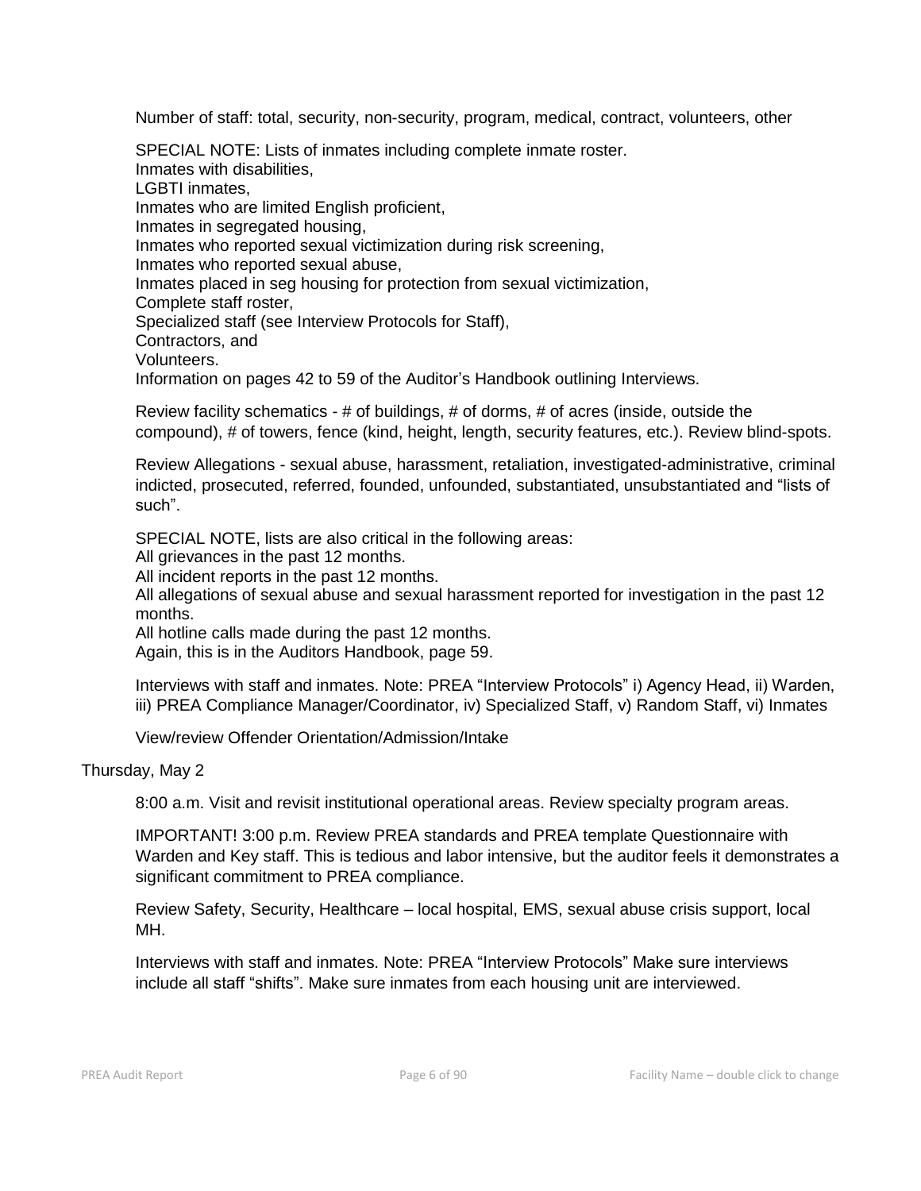Number of staff: total, security, non-security, program, medical, contract, volunteers, other

SPECIAL NOTE: Lists of inmates including complete inmate roster.
Inmates with disabilities,
LGBTI inmates,
Inmates who are limited English proficient,
Inmates in segregated housing,
Inmates who reported sexual victimization during risk screening,
Inmates who reported sexual abuse,
Inmates placed in seg housing for protection from sexual victimization,
Complete staff roster,
Specialized staff (see Interview Protocols for Staff),
Contractors, and
Volunteers.
Information on pages 42 to 59 of the Auditor's Handbook outlining Interviews.

Review facility schematics - # of buildings, # of dorms, # of acres (inside, outside the compound), # of towers, fence (kind, height, length, security features, etc.). Review blind-spots.

Review Allegations - sexual abuse, harassment, retaliation, investigated-administrative, criminal indicted, prosecuted, referred, founded, unfounded, substantiated, unsubstantiated and "lists of such".

SPECIAL NOTE, lists are also critical in the following areas:
All grievances in the past 12 months.
All incident reports in the past 12 months.
All allegations of sexual abuse and sexual harassment reported for investigation in the past 12 months.
All hotline calls made during the past 12 months.
Again, this is in the Auditors Handbook, page 59.

Interviews with staff and inmates. Note: PREA "Interview Protocols" i) Agency Head, ii) Warden, iii) PREA Compliance Manager/Coordinator, iv) Specialized Staff, v) Random Staff, vi) Inmates

View/review Offender Orientation/Admission/Intake

Thursday, May 2

8:00 a.m. Visit and revisit institutional operational areas. Review specialty program areas.

IMPORTANT! 3:00 p.m. Review PREA standards and PREA template Questionnaire with Warden and Key staff. This is tedious and labor intensive, but the auditor feels it demonstrates a significant commitment to PREA compliance.

Review Safety, Security, Healthcare – local hospital, EMS, sexual abuse crisis support, local MH.

Interviews with staff and inmates. Note: PREA "Interview Protocols" Make sure interviews include all staff "shifts". Make sure inmates from each housing unit are interviewed.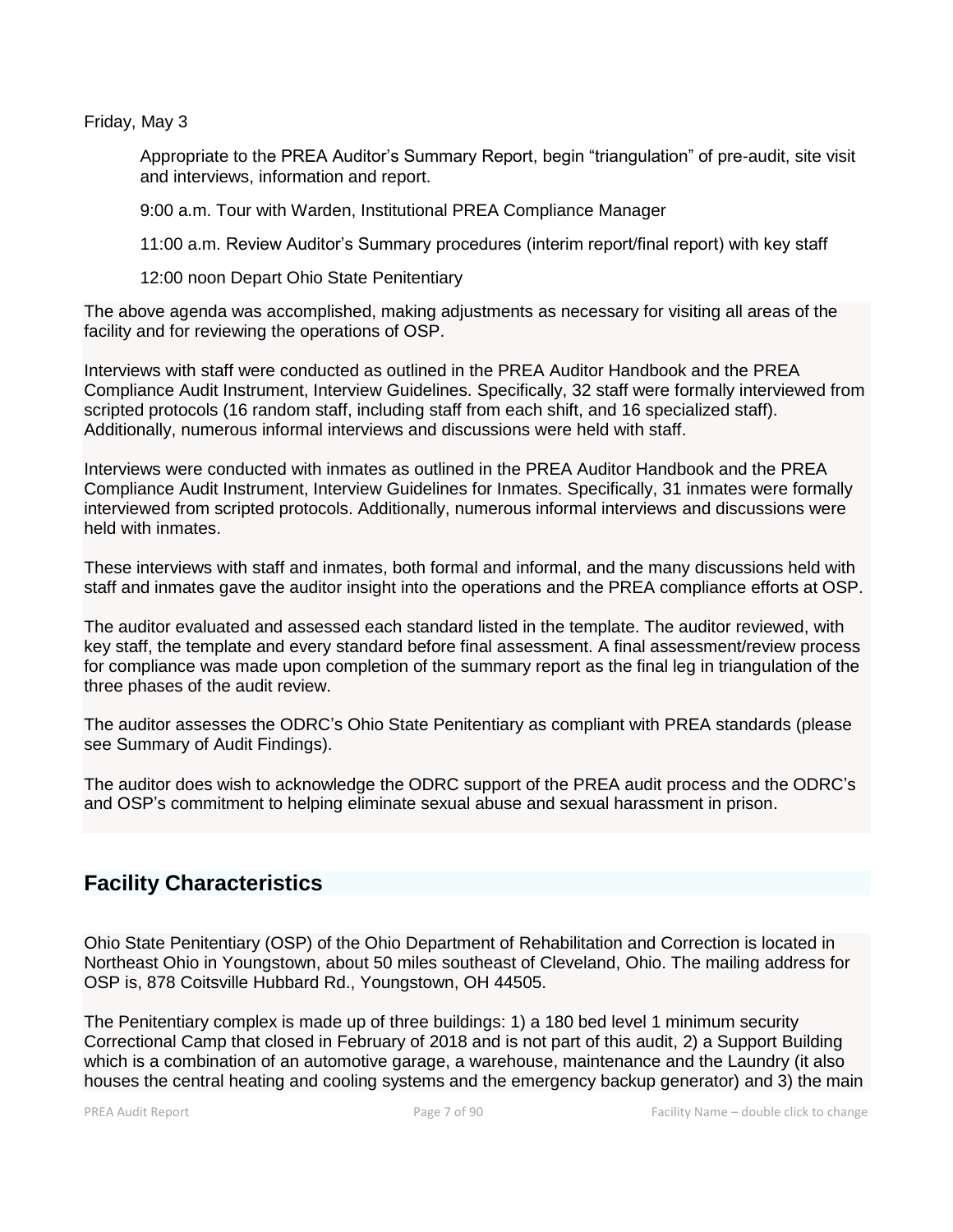Friday, May 3

Appropriate to the PREA Auditor's Summary Report, begin "triangulation" of pre-audit, site visit and interviews, information and report.

9:00 a.m. Tour with Warden, Institutional PREA Compliance Manager

11:00 a.m. Review Auditor's Summary procedures (interim report/final report) with key staff

12:00 noon Depart Ohio State Penitentiary

The above agenda was accomplished, making adjustments as necessary for visiting all areas of the facility and for reviewing the operations of OSP.

Interviews with staff were conducted as outlined in the PREA Auditor Handbook and the PREA Compliance Audit Instrument, Interview Guidelines. Specifically, 32 staff were formally interviewed from scripted protocols (16 random staff, including staff from each shift, and 16 specialized staff). Additionally, numerous informal interviews and discussions were held with staff.

Interviews were conducted with inmates as outlined in the PREA Auditor Handbook and the PREA Compliance Audit Instrument, Interview Guidelines for Inmates. Specifically, 31 inmates were formally interviewed from scripted protocols. Additionally, numerous informal interviews and discussions were held with inmates.

These interviews with staff and inmates, both formal and informal, and the many discussions held with staff and inmates gave the auditor insight into the operations and the PREA compliance efforts at OSP.

The auditor evaluated and assessed each standard listed in the template. The auditor reviewed, with key staff, the template and every standard before final assessment. A final assessment/review process for compliance was made upon completion of the summary report as the final leg in triangulation of the three phases of the audit review.

The auditor assesses the ODRC's Ohio State Penitentiary as compliant with PREA standards (please see Summary of Audit Findings).

The auditor does wish to acknowledge the ODRC support of the PREA audit process and the ODRC's and OSP's commitment to helping eliminate sexual abuse and sexual harassment in prison.

## Facility Characteristics

Ohio State Penitentiary (OSP) of the Ohio Department of Rehabilitation and Correction is located in Northeast Ohio in Youngstown, about 50 miles southeast of Cleveland, Ohio. The mailing address for OSP is, 878 Coitsville Hubbard Rd., Youngstown, OH 44505.

The Penitentiary complex is made up of three buildings: 1) a 180 bed level 1 minimum security Correctional Camp that closed in February of 2018 and is not part of this audit, 2) a Support Building which is a combination of an automotive garage, a warehouse, maintenance and the Laundry (it also houses the central heating and cooling systems and the emergency backup generator) and 3) the main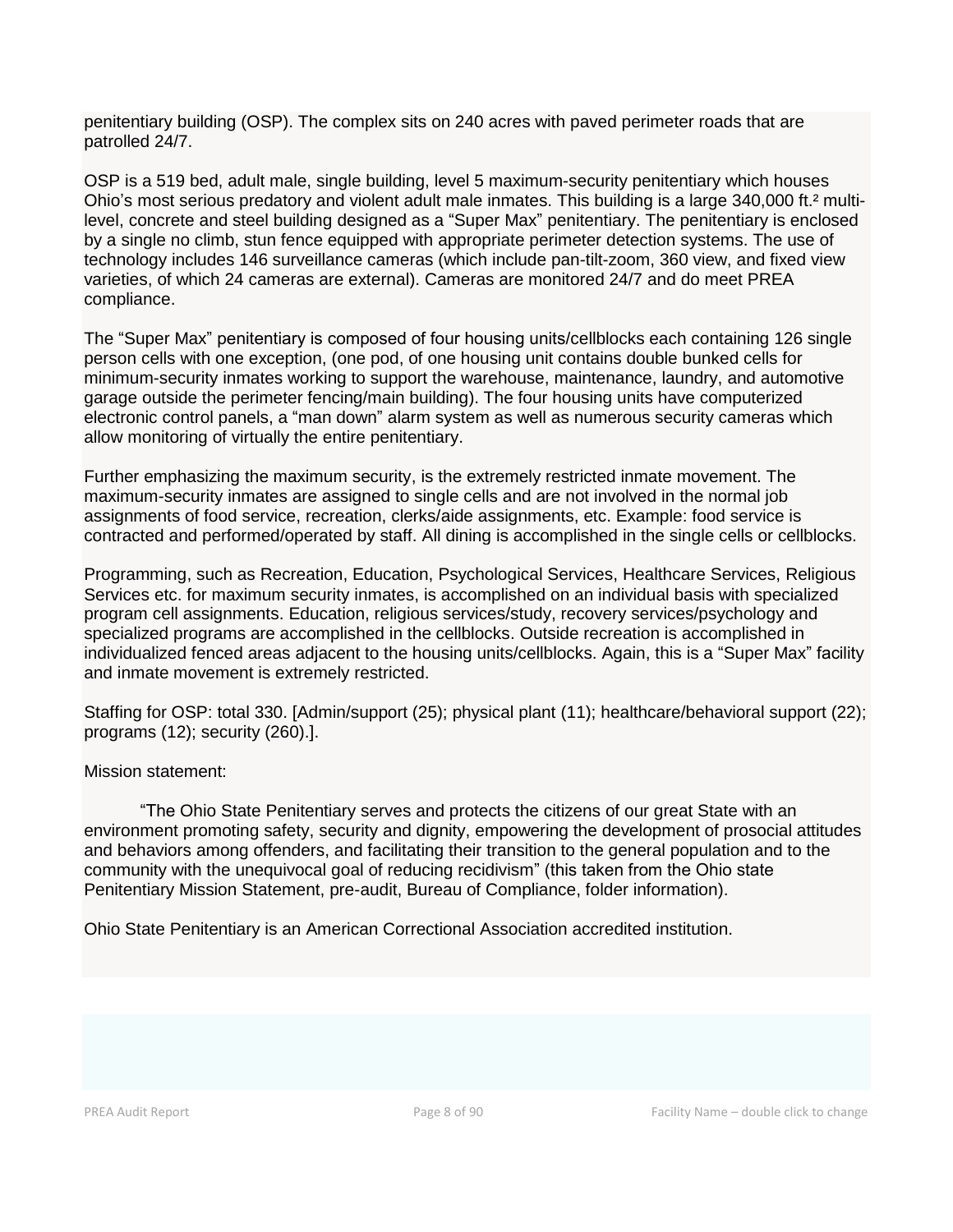penitentiary building (OSP). The complex sits on 240 acres with paved perimeter roads that are patrolled 24/7.

OSP is a 519 bed, adult male, single building, level 5 maximum-security penitentiary which houses Ohio's most serious predatory and violent adult male inmates. This building is a large 340,000 ft.$^2$ multi-level, concrete and steel building designed as a "Super Max" penitentiary. The penitentiary is enclosed by a single no climb, stun fence equipped with appropriate perimeter detection systems. The use of technology includes 146 surveillance cameras (which include pan-tilt-zoom, 360 view, and fixed view varieties, of which 24 cameras are external). Cameras are monitored 24/7 and do meet PREA compliance.

The "Super Max" penitentiary is composed of four housing units/cellblocks each containing 126 single person cells with one exception, (one pod, of one housing unit contains double bunked cells for minimum-security inmates working to support the warehouse, maintenance, laundry, and automotive garage outside the perimeter fencing/main building). The four housing units have computerized electronic control panels, a "man down" alarm system as well as numerous security cameras which allow monitoring of virtually the entire penitentiary.

Further emphasizing the maximum security, is the extremely restricted inmate movement. The maximum-security inmates are assigned to single cells and are not involved in the normal job assignments of food service, recreation, clerks/aide assignments, etc. Example: food service is contracted and performed/operated by staff. All dining is accomplished in the single cells or cellblocks.

Programming, such as Recreation, Education, Psychological Services, Healthcare Services, Religious Services etc. for maximum security inmates, is accomplished on an individual basis with specialized program cell assignments. Education, religious services/study, recovery services/psychology and specialized programs are accomplished in the cellblocks. Outside recreation is accomplished in individualized fenced areas adjacent to the housing units/cellblocks. Again, this is a "Super Max" facility and inmate movement is extremely restricted.

Staffing for OSP: total 330. [Admin/support (25); physical plant (11); healthcare/behavioral support (22); programs (12); security (260).].

Mission statement:

"The Ohio State Penitentiary serves and protects the citizens of our great State with an environment promoting safety, security and dignity, empowering the development of prosocial attitudes and behaviors among offenders, and facilitating their transition to the general population and to the community with the unequivocal goal of reducing recidivism" (this taken from the Ohio state Penitentiary Mission Statement, pre-audit, Bureau of Compliance, folder information).

Ohio State Penitentiary is an American Correctional Association accredited institution.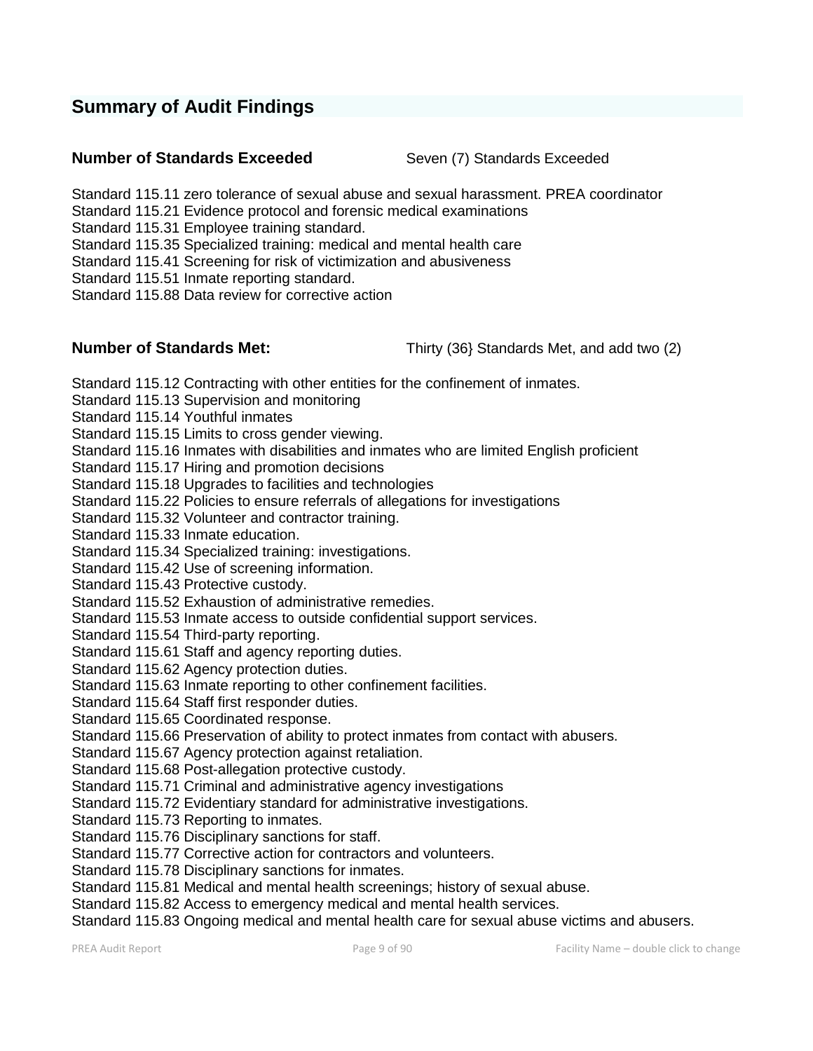## Summary of Audit Findings

**Number of Standards Exceeded** Seven (7) Standards Exceeded

Standard 115.11 zero tolerance of sexual abuse and sexual harassment. PREA coordinator
Standard 115.21 Evidence protocol and forensic medical examinations
Standard 115.31 Employee training standard.
Standard 115.35 Specialized training: medical and mental health care
Standard 115.41 Screening for risk of victimization and abusiveness
Standard 115.51 Inmate reporting standard.
Standard 115.88 Data review for corrective action

**Number of Standards Met:** Thirty (36} Standards Met, and add two (2)

Standard 115.12 Contracting with other entities for the confinement of inmates.
Standard 115.13 Supervision and monitoring
Standard 115.14 Youthful inmates
Standard 115.15 Limits to cross gender viewing.
Standard 115.16 Inmates with disabilities and inmates who are limited English proficient
Standard 115.17 Hiring and promotion decisions
Standard 115.18 Upgrades to facilities and technologies
Standard 115.22 Policies to ensure referrals of allegations for investigations
Standard 115.32 Volunteer and contractor training.
Standard 115.33 Inmate education.
Standard 115.34 Specialized training: investigations.
Standard 115.42 Use of screening information.
Standard 115.43 Protective custody.
Standard 115.52 Exhaustion of administrative remedies.
Standard 115.53 Inmate access to outside confidential support services.
Standard 115.54 Third-party reporting.
Standard 115.61 Staff and agency reporting duties.
Standard 115.62 Agency protection duties.
Standard 115.63 Inmate reporting to other confinement facilities.
Standard 115.64 Staff first responder duties.
Standard 115.65 Coordinated response.
Standard 115.66 Preservation of ability to protect inmates from contact with abusers.
Standard 115.67 Agency protection against retaliation.
Standard 115.68 Post-allegation protective custody.
Standard 115.71 Criminal and administrative agency investigations
Standard 115.72 Evidentiary standard for administrative investigations.
Standard 115.73 Reporting to inmates.
Standard 115.76 Disciplinary sanctions for staff.
Standard 115.77 Corrective action for contractors and volunteers.
Standard 115.78 Disciplinary sanctions for inmates.
Standard 115.81 Medical and mental health screenings; history of sexual abuse.
Standard 115.82 Access to emergency medical and mental health services.
Standard 115.83 Ongoing medical and mental health care for sexual abuse victims and abusers.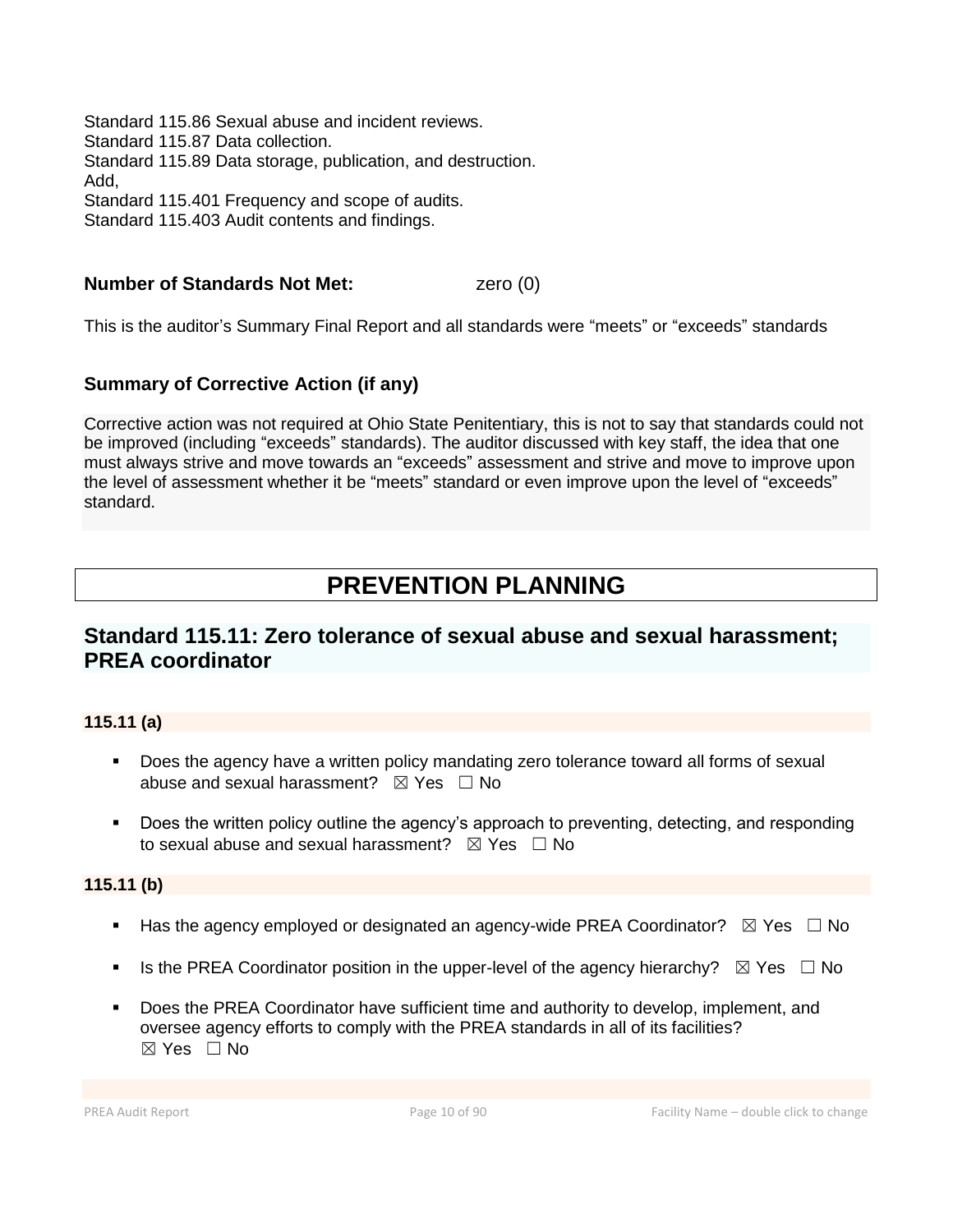Standard 115.86 Sexual abuse and incident reviews.
Standard 115.87 Data collection.
Standard 115.89 Data storage, publication, and destruction.
Add,
Standard 115.401 Frequency and scope of audits.
Standard 115.403 Audit contents and findings.

**Number of Standards Not Met:** zero (0)

This is the auditor's Summary Final Report and all standards were "meets" or "exceeds" standards

### Summary of Corrective Action (if any)

Corrective action was not required at Ohio State Penitentiary, this is not to say that standards could not be improved (including "exceeds" standards). The auditor discussed with key staff, the idea that one must always strive and move towards an "exceeds" assessment and strive and move to improve upon the level of assessment whether it be "meets" standard or even improve upon the level of "exceeds" standard.

# PREVENTION PLANNING

## Standard 115.11: Zero tolerance of sexual abuse and sexual harassment; PREA coordinator

### 115.11 (a)

- Does the agency have a written policy mandating zero tolerance toward all forms of sexual abuse and sexual harassment? ☒ Yes ☐ No
- Does the written policy outline the agency's approach to preventing, detecting, and responding to sexual abuse and sexual harassment? ☒ Yes ☐ No

### 115.11 (b)

- Has the agency employed or designated an agency-wide PREA Coordinator? ☒ Yes ☐ No
- Is the PREA Coordinator position in the upper-level of the agency hierarchy? ☒ Yes ☐ No
- Does the PREA Coordinator have sufficient time and authority to develop, implement, and oversee agency efforts to comply with the PREA standards in all of its facilities? ☒ Yes ☐ No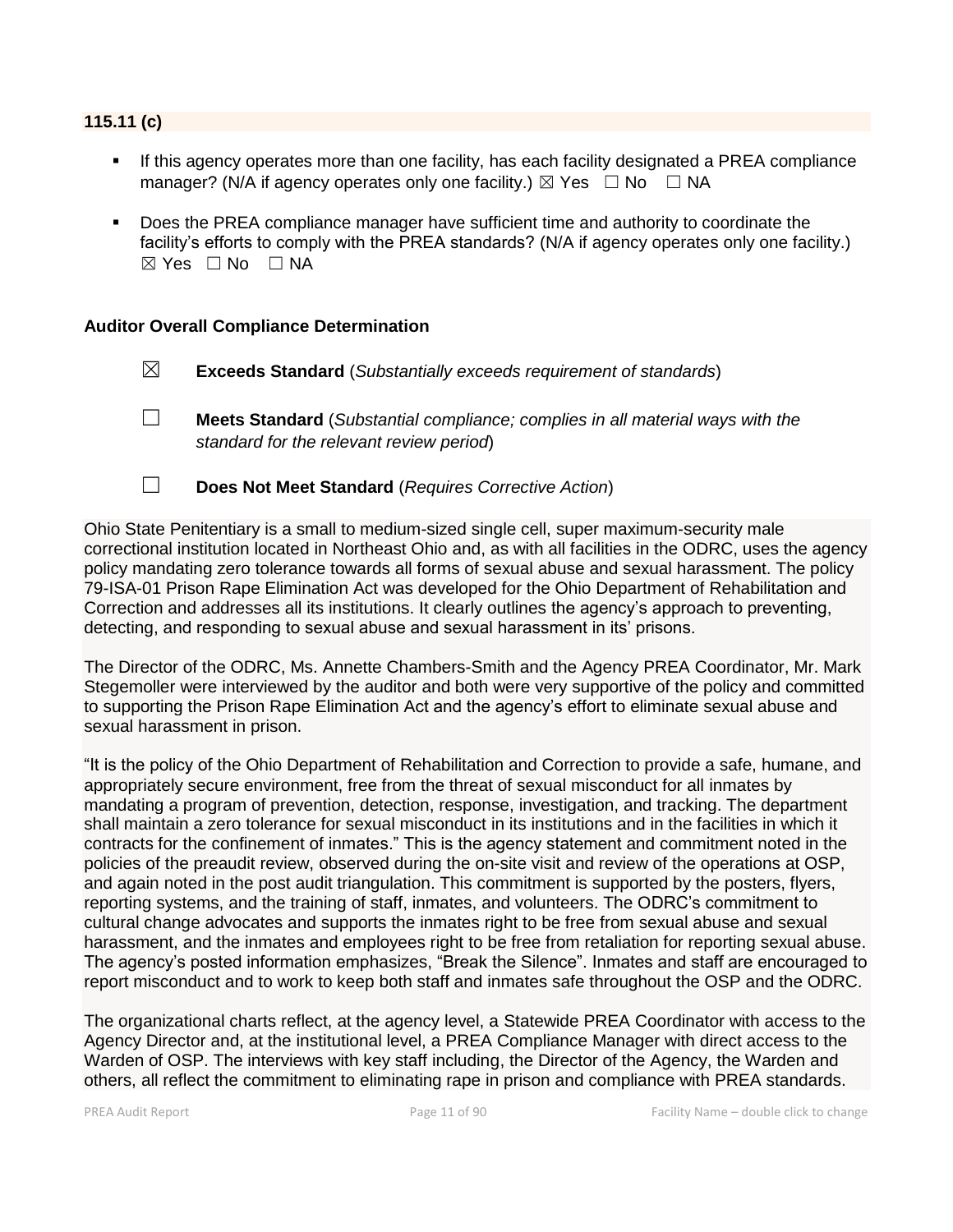### 115.11 (c)

- If this agency operates more than one facility, has each facility designated a PREA compliance manager? (N/A if agency operates only one facility.) ☒ Yes ☐ No ☐ NA
- Does the PREA compliance manager have sufficient time and authority to coordinate the facility's efforts to comply with the PREA standards? (N/A if agency operates only one facility.) ☒ Yes ☐ No ☐ NA

**Auditor Overall Compliance Determination**

☒ **Exceeds Standard** (*Substantially exceeds requirement of standards*)

☐ **Meets Standard** (*Substantial compliance; complies in all material ways with the standard for the relevant review period*)

☐ **Does Not Meet Standard** (*Requires Corrective Action*)

Ohio State Penitentiary is a small to medium-sized single cell, super maximum-security male correctional institution located in Northeast Ohio and, as with all facilities in the ODRC, uses the agency policy mandating zero tolerance towards all forms of sexual abuse and sexual harassment. The policy 79-ISA-01 Prison Rape Elimination Act was developed for the Ohio Department of Rehabilitation and Correction and addresses all its institutions. It clearly outlines the agency's approach to preventing, detecting, and responding to sexual abuse and sexual harassment in its' prisons.

The Director of the ODRC, Ms. Annette Chambers-Smith and the Agency PREA Coordinator, Mr. Mark Stegemoller were interviewed by the auditor and both were very supportive of the policy and committed to supporting the Prison Rape Elimination Act and the agency's effort to eliminate sexual abuse and sexual harassment in prison.

"It is the policy of the Ohio Department of Rehabilitation and Correction to provide a safe, humane, and appropriately secure environment, free from the threat of sexual misconduct for all inmates by mandating a program of prevention, detection, response, investigation, and tracking. The department shall maintain a zero tolerance for sexual misconduct in its institutions and in the facilities in which it contracts for the confinement of inmates." This is the agency statement and commitment noted in the policies of the preaudit review, observed during the on-site visit and review of the operations at OSP, and again noted in the post audit triangulation. This commitment is supported by the posters, flyers, reporting systems, and the training of staff, inmates, and volunteers. The ODRC's commitment to cultural change advocates and supports the inmates right to be free from sexual abuse and sexual harassment, and the inmates and employees right to be free from retaliation for reporting sexual abuse. The agency's posted information emphasizes, "Break the Silence". Inmates and staff are encouraged to report misconduct and to work to keep both staff and inmates safe throughout the OSP and the ODRC.

The organizational charts reflect, at the agency level, a Statewide PREA Coordinator with access to the Agency Director and, at the institutional level, a PREA Compliance Manager with direct access to the Warden of OSP. The interviews with key staff including, the Director of the Agency, the Warden and others, all reflect the commitment to eliminating rape in prison and compliance with PREA standards.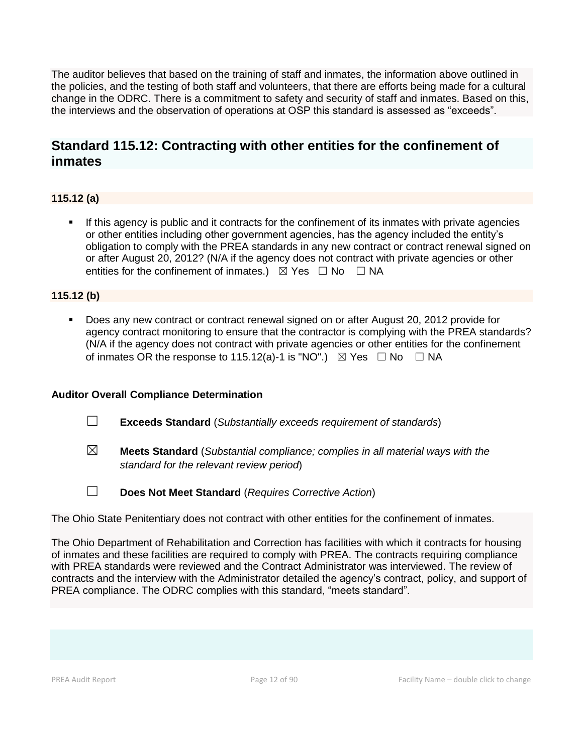The auditor believes that based on the training of staff and inmates, the information above outlined in the policies, and the testing of both staff and volunteers, that there are efforts being made for a cultural change in the ODRC. There is a commitment to safety and security of staff and inmates. Based on this, the interviews and the observation of operations at OSP this standard is assessed as "exceeds".

## Standard 115.12: Contracting with other entities for the confinement of inmates

**115.12 (a)**

- If this agency is public and it contracts for the confinement of its inmates with private agencies or other entities including other government agencies, has the agency included the entity's obligation to comply with the PREA standards in any new contract or contract renewal signed on or after August 20, 2012? (N/A if the agency does not contract with private agencies or other entities for the confinement of inmates.) ☒ Yes ☐ No ☐ NA

**115.12 (b)**

- Does any new contract or contract renewal signed on or after August 20, 2012 provide for agency contract monitoring to ensure that the contractor is complying with the PREA standards? (N/A if the agency does not contract with private agencies or other entities for the confinement of inmates OR the response to 115.12(a)-1 is "NO".) ☒ Yes ☐ No ☐ NA

**Auditor Overall Compliance Determination**

☐ **Exceeds Standard** (*Substantially exceeds requirement of standards*)

☒ **Meets Standard** (*Substantial compliance; complies in all material ways with the standard for the relevant review period*)

☐ **Does Not Meet Standard** (*Requires Corrective Action*)

The Ohio State Penitentiary does not contract with other entities for the confinement of inmates.

The Ohio Department of Rehabilitation and Correction has facilities with which it contracts for housing of inmates and these facilities are required to comply with PREA. The contracts requiring compliance with PREA standards were reviewed and the Contract Administrator was interviewed. The review of contracts and the interview with the Administrator detailed the agency's contract, policy, and support of PREA compliance. The ODRC complies with this standard, "meets standard".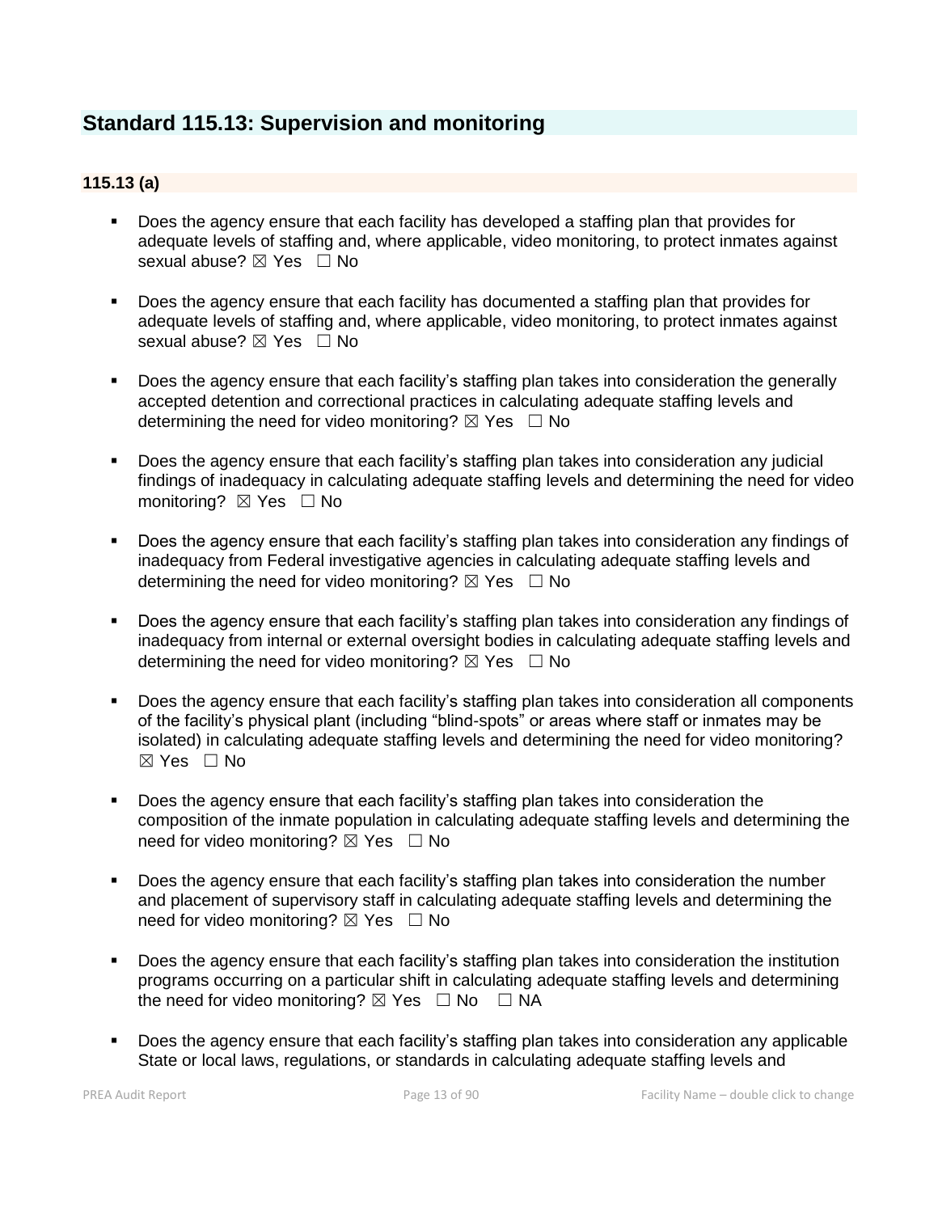## Standard 115.13: Supervision and monitoring

### 115.13 (a)

- Does the agency ensure that each facility has developed a staffing plan that provides for adequate levels of staffing and, where applicable, video monitoring, to protect inmates against sexual abuse? ☒ Yes ☐ No

- Does the agency ensure that each facility has documented a staffing plan that provides for adequate levels of staffing and, where applicable, video monitoring, to protect inmates against sexual abuse? ☒ Yes ☐ No

- Does the agency ensure that each facility's staffing plan takes into consideration the generally accepted detention and correctional practices in calculating adequate staffing levels and determining the need for video monitoring? ☒ Yes ☐ No

- Does the agency ensure that each facility's staffing plan takes into consideration any judicial findings of inadequacy in calculating adequate staffing levels and determining the need for video monitoring? ☒ Yes ☐ No

- Does the agency ensure that each facility's staffing plan takes into consideration any findings of inadequacy from Federal investigative agencies in calculating adequate staffing levels and determining the need for video monitoring? ☒ Yes ☐ No

- Does the agency ensure that each facility's staffing plan takes into consideration any findings of inadequacy from internal or external oversight bodies in calculating adequate staffing levels and determining the need for video monitoring? ☒ Yes ☐ No

- Does the agency ensure that each facility's staffing plan takes into consideration all components of the facility's physical plant (including "blind-spots" or areas where staff or inmates may be isolated) in calculating adequate staffing levels and determining the need for video monitoring? ☒ Yes ☐ No

- Does the agency ensure that each facility's staffing plan takes into consideration the composition of the inmate population in calculating adequate staffing levels and determining the need for video monitoring? ☒ Yes ☐ No

- Does the agency ensure that each facility's staffing plan takes into consideration the number and placement of supervisory staff in calculating adequate staffing levels and determining the need for video monitoring? ☒ Yes ☐ No

- Does the agency ensure that each facility's staffing plan takes into consideration the institution programs occurring on a particular shift in calculating adequate staffing levels and determining the need for video monitoring? ☒ Yes ☐ No ☐ NA

- Does the agency ensure that each facility's staffing plan takes into consideration any applicable State or local laws, regulations, or standards in calculating adequate staffing levels and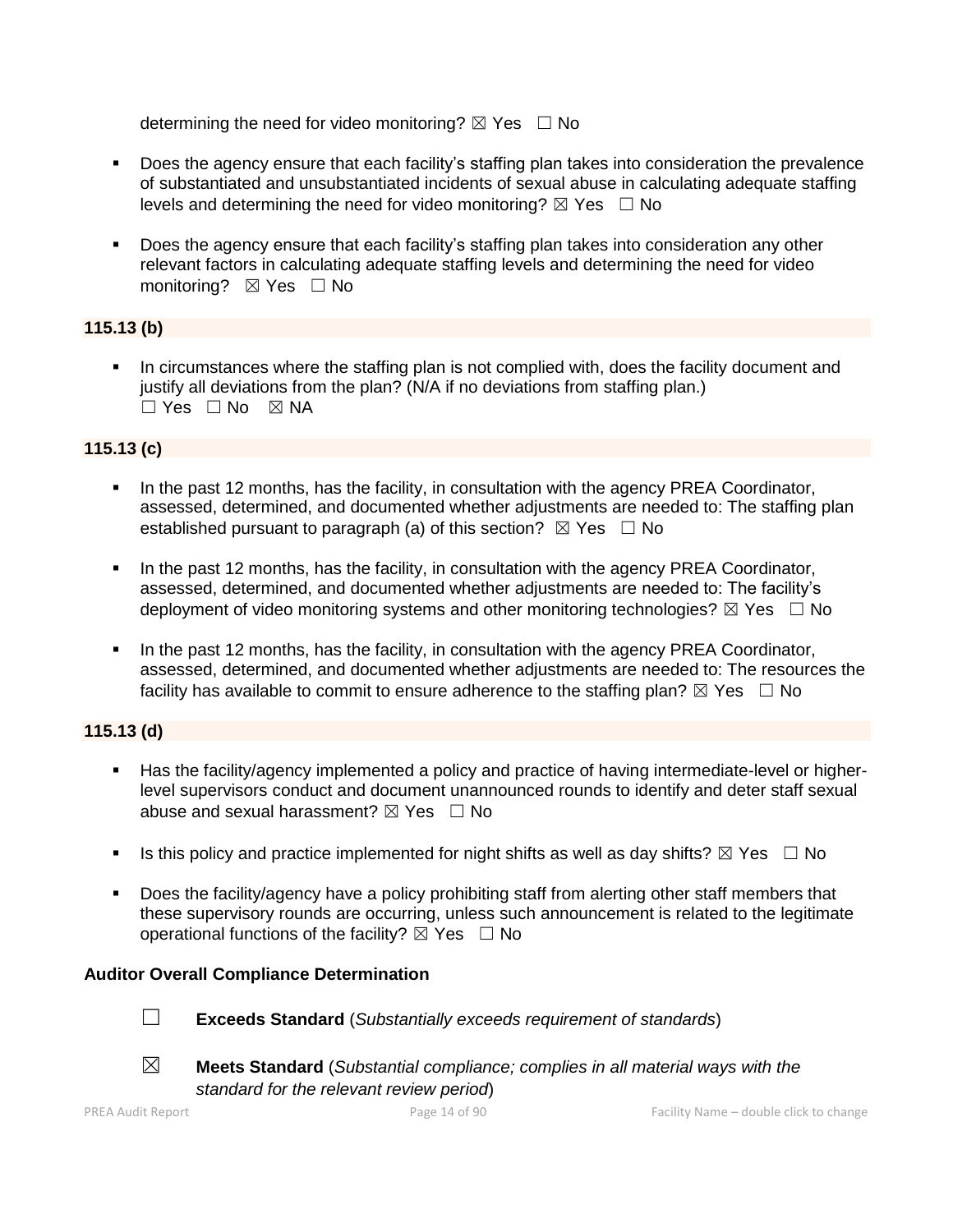determining the need for video monitoring? ☒ Yes ☐ No

- Does the agency ensure that each facility's staffing plan takes into consideration the prevalence of substantiated and unsubstantiated incidents of sexual abuse in calculating adequate staffing levels and determining the need for video monitoring? ☒ Yes ☐ No

- Does the agency ensure that each facility's staffing plan takes into consideration any other relevant factors in calculating adequate staffing levels and determining the need for video monitoring? ☒ Yes ☐ No

**115.13 (b)**

- In circumstances where the staffing plan is not complied with, does the facility document and justify all deviations from the plan? (N/A if no deviations from staffing plan.) ☐ Yes ☐ No ☒ NA

**115.13 (c)**

- In the past 12 months, has the facility, in consultation with the agency PREA Coordinator, assessed, determined, and documented whether adjustments are needed to: The staffing plan established pursuant to paragraph (a) of this section? ☒ Yes ☐ No

- In the past 12 months, has the facility, in consultation with the agency PREA Coordinator, assessed, determined, and documented whether adjustments are needed to: The facility's deployment of video monitoring systems and other monitoring technologies? ☒ Yes ☐ No

- In the past 12 months, has the facility, in consultation with the agency PREA Coordinator, assessed, determined, and documented whether adjustments are needed to: The resources the facility has available to commit to ensure adherence to the staffing plan? ☒ Yes ☐ No

**115.13 (d)**

- Has the facility/agency implemented a policy and practice of having intermediate-level or higher-level supervisors conduct and document unannounced rounds to identify and deter staff sexual abuse and sexual harassment? ☒ Yes ☐ No

- Is this policy and practice implemented for night shifts as well as day shifts? ☒ Yes ☐ No

- Does the facility/agency have a policy prohibiting staff from alerting other staff members that these supervisory rounds are occurring, unless such announcement is related to the legitimate operational functions of the facility? ☒ Yes ☐ No

**Auditor Overall Compliance Determination**

☐ **Exceeds Standard** (*Substantially exceeds requirement of standards*)

☒ **Meets Standard** (*Substantial compliance; complies in all material ways with the standard for the relevant review period*)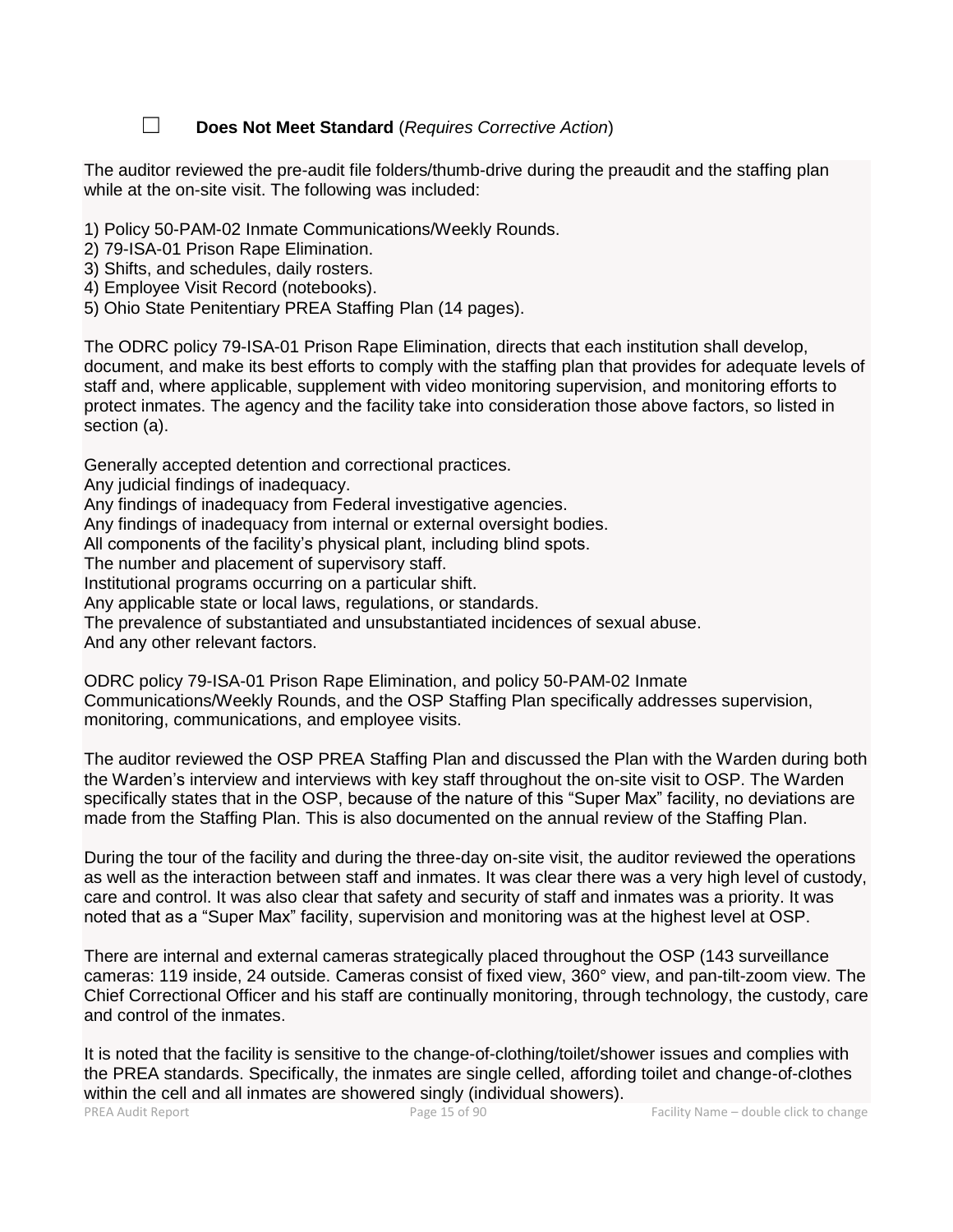☐ **Does Not Meet Standard** (*Requires Corrective Action*)

The auditor reviewed the pre-audit file folders/thumb-drive during the preaudit and the staffing plan while at the on-site visit. The following was included:

1) Policy 50-PAM-02 Inmate Communications/Weekly Rounds.
2) 79-ISA-01 Prison Rape Elimination.
3) Shifts, and schedules, daily rosters.
4) Employee Visit Record (notebooks).
5) Ohio State Penitentiary PREA Staffing Plan (14 pages).

The ODRC policy 79-ISA-01 Prison Rape Elimination, directs that each institution shall develop, document, and make its best efforts to comply with the staffing plan that provides for adequate levels of staff and, where applicable, supplement with video monitoring supervision, and monitoring efforts to protect inmates. The agency and the facility take into consideration those above factors, so listed in section (a).

Generally accepted detention and correctional practices.
Any judicial findings of inadequacy.
Any findings of inadequacy from Federal investigative agencies.
Any findings of inadequacy from internal or external oversight bodies.
All components of the facility's physical plant, including blind spots.
The number and placement of supervisory staff.
Institutional programs occurring on a particular shift.
Any applicable state or local laws, regulations, or standards.
The prevalence of substantiated and unsubstantiated incidences of sexual abuse.
And any other relevant factors.

ODRC policy 79-ISA-01 Prison Rape Elimination, and policy 50-PAM-02 Inmate Communications/Weekly Rounds, and the OSP Staffing Plan specifically addresses supervision, monitoring, communications, and employee visits.

The auditor reviewed the OSP PREA Staffing Plan and discussed the Plan with the Warden during both the Warden's interview and interviews with key staff throughout the on-site visit to OSP. The Warden specifically states that in the OSP, because of the nature of this "Super Max" facility, no deviations are made from the Staffing Plan. This is also documented on the annual review of the Staffing Plan.

During the tour of the facility and during the three-day on-site visit, the auditor reviewed the operations as well as the interaction between staff and inmates. It was clear there was a very high level of custody, care and control. It was also clear that safety and security of staff and inmates was a priority. It was noted that as a "Super Max" facility, supervision and monitoring was at the highest level at OSP.

There are internal and external cameras strategically placed throughout the OSP (143 surveillance cameras: 119 inside, 24 outside. Cameras consist of fixed view, 360° view, and pan-tilt-zoom view. The Chief Correctional Officer and his staff are continually monitoring, through technology, the custody, care and control of the inmates.

It is noted that the facility is sensitive to the change-of-clothing/toilet/shower issues and complies with the PREA standards. Specifically, the inmates are single celled, affording toilet and change-of-clothes within the cell and all inmates are showered singly (individual showers).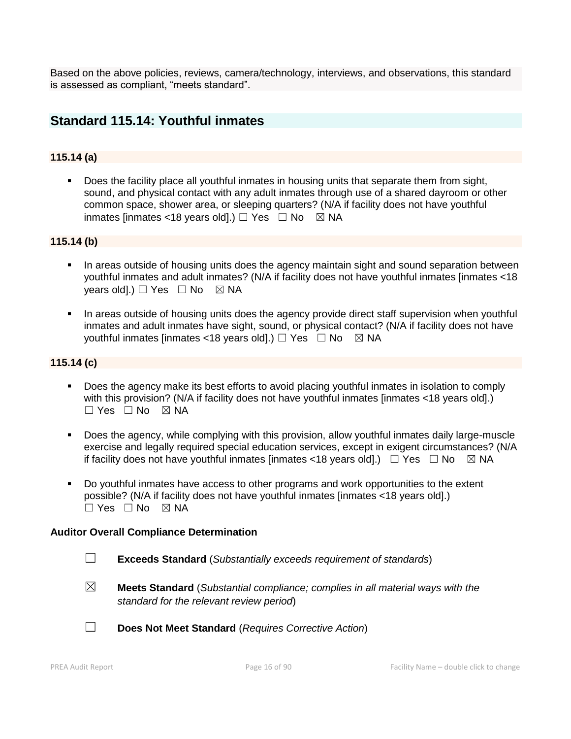Based on the above policies, reviews, camera/technology, interviews, and observations, this standard is assessed as compliant, “meets standard”.

## Standard 115.14: Youthful inmates

### 115.14 (a)

- Does the facility place all youthful inmates in housing units that separate them from sight, sound, and physical contact with any adult inmates through use of a shared dayroom or other common space, shower area, or sleeping quarters? (N/A if facility does not have youthful inmates [inmates <18 years old].) ☐ Yes ☐ No ☒ NA

### 115.14 (b)

- In areas outside of housing units does the agency maintain sight and sound separation between youthful inmates and adult inmates? (N/A if facility does not have youthful inmates [inmates <18 years old].) ☐ Yes ☐ No ☒ NA
- In areas outside of housing units does the agency provide direct staff supervision when youthful inmates and adult inmates have sight, sound, or physical contact? (N/A if facility does not have youthful inmates [inmates <18 years old].) ☐ Yes ☐ No ☒ NA

### 115.14 (c)

- Does the agency make its best efforts to avoid placing youthful inmates in isolation to comply with this provision? (N/A if facility does not have youthful inmates [inmates <18 years old].) ☐ Yes ☐ No ☒ NA
- Does the agency, while complying with this provision, allow youthful inmates daily large-muscle exercise and legally required special education services, except in exigent circumstances? (N/A if facility does not have youthful inmates [inmates <18 years old].) ☐ Yes ☐ No ☒ NA
- Do youthful inmates have access to other programs and work opportunities to the extent possible? (N/A if facility does not have youthful inmates [inmates <18 years old].) ☐ Yes ☐ No ☒ NA

**Auditor Overall Compliance Determination**

☐ **Exceeds Standard** (*Substantially exceeds requirement of standards*)

☒ **Meets Standard** (*Substantial compliance; complies in all material ways with the standard for the relevant review period*)

☐ **Does Not Meet Standard** (*Requires Corrective Action*)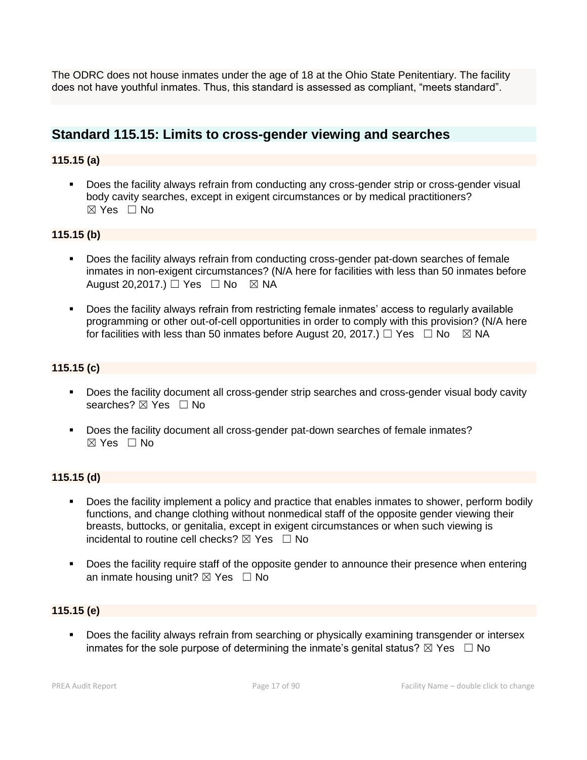The ODRC does not house inmates under the age of 18 at the Ohio State Penitentiary. The facility does not have youthful inmates. Thus, this standard is assessed as compliant, "meets standard".

## Standard 115.15: Limits to cross-gender viewing and searches

**115.15 (a)**

- Does the facility always refrain from conducting any cross-gender strip or cross-gender visual body cavity searches, except in exigent circumstances or by medical practitioners? ☒ Yes ☐ No

**115.15 (b)**

- Does the facility always refrain from conducting cross-gender pat-down searches of female inmates in non-exigent circumstances? (N/A here for facilities with less than 50 inmates before August 20,2017.) ☐ Yes ☐ No ☒ NA
- Does the facility always refrain from restricting female inmates' access to regularly available programming or other out-of-cell opportunities in order to comply with this provision? (N/A here for facilities with less than 50 inmates before August 20, 2017.) ☐ Yes ☐ No ☒ NA

**115.15 (c)**

- Does the facility document all cross-gender strip searches and cross-gender visual body cavity searches? ☒ Yes ☐ No
- Does the facility document all cross-gender pat-down searches of female inmates? ☒ Yes ☐ No

**115.15 (d)**

- Does the facility implement a policy and practice that enables inmates to shower, perform bodily functions, and change clothing without nonmedical staff of the opposite gender viewing their breasts, buttocks, or genitalia, except in exigent circumstances or when such viewing is incidental to routine cell checks? ☒ Yes ☐ No
- Does the facility require staff of the opposite gender to announce their presence when entering an inmate housing unit? ☒ Yes ☐ No

**115.15 (e)**

- Does the facility always refrain from searching or physically examining transgender or intersex inmates for the sole purpose of determining the inmate's genital status? ☒ Yes ☐ No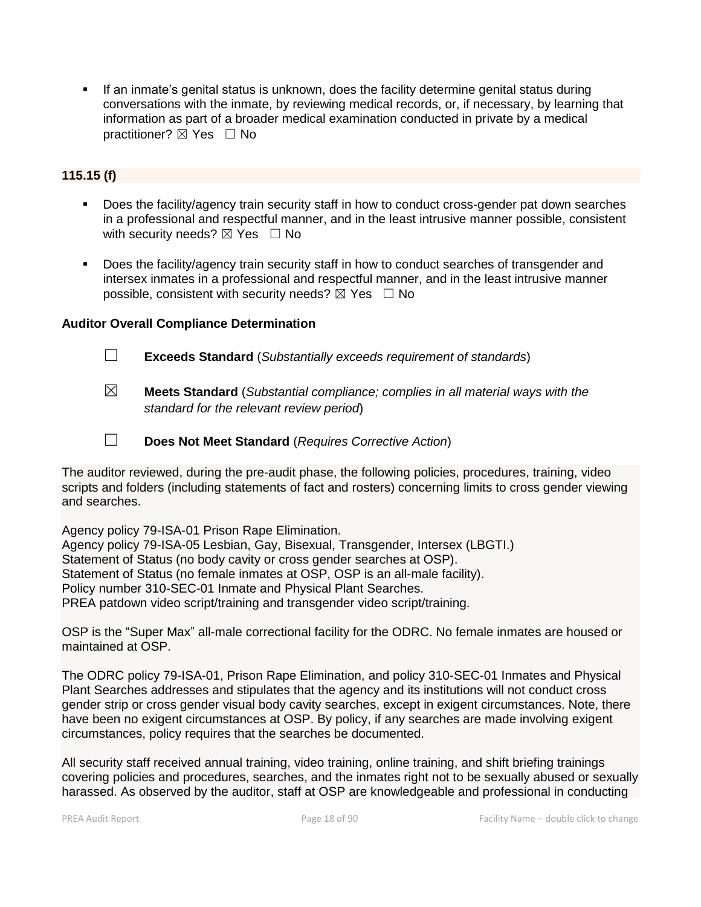- If an inmate's genital status is unknown, does the facility determine genital status during conversations with the inmate, by reviewing medical records, or, if necessary, by learning that information as part of a broader medical examination conducted in private by a medical practitioner? ☒ Yes ☐ No

**115.15 (f)**

- Does the facility/agency train security staff in how to conduct cross-gender pat down searches in a professional and respectful manner, and in the least intrusive manner possible, consistent with security needs? ☒ Yes ☐ No
- Does the facility/agency train security staff in how to conduct searches of transgender and intersex inmates in a professional and respectful manner, and in the least intrusive manner possible, consistent with security needs? ☒ Yes ☐ No

**Auditor Overall Compliance Determination**

☐ **Exceeds Standard** (*Substantially exceeds requirement of standards*)

☒ **Meets Standard** (*Substantial compliance; complies in all material ways with the standard for the relevant review period*)

☐ **Does Not Meet Standard** (*Requires Corrective Action*)

The auditor reviewed, during the pre-audit phase, the following policies, procedures, training, video scripts and folders (including statements of fact and rosters) concerning limits to cross gender viewing and searches.

Agency policy 79-ISA-01 Prison Rape Elimination.
Agency policy 79-ISA-05 Lesbian, Gay, Bisexual, Transgender, Intersex (LBGTI.)
Statement of Status (no body cavity or cross gender searches at OSP).
Statement of Status (no female inmates at OSP, OSP is an all-male facility).
Policy number 310-SEC-01 Inmate and Physical Plant Searches.
PREA patdown video script/training and transgender video script/training.

OSP is the "Super Max" all-male correctional facility for the ODRC. No female inmates are housed or maintained at OSP.

The ODRC policy 79-ISA-01, Prison Rape Elimination, and policy 310-SEC-01 Inmates and Physical Plant Searches addresses and stipulates that the agency and its institutions will not conduct cross gender strip or cross gender visual body cavity searches, except in exigent circumstances. Note, there have been no exigent circumstances at OSP. By policy, if any searches are made involving exigent circumstances, policy requires that the searches be documented.

All security staff received annual training, video training, online training, and shift briefing trainings covering policies and procedures, searches, and the inmates right not to be sexually abused or sexually harassed. As observed by the auditor, staff at OSP are knowledgeable and professional in conducting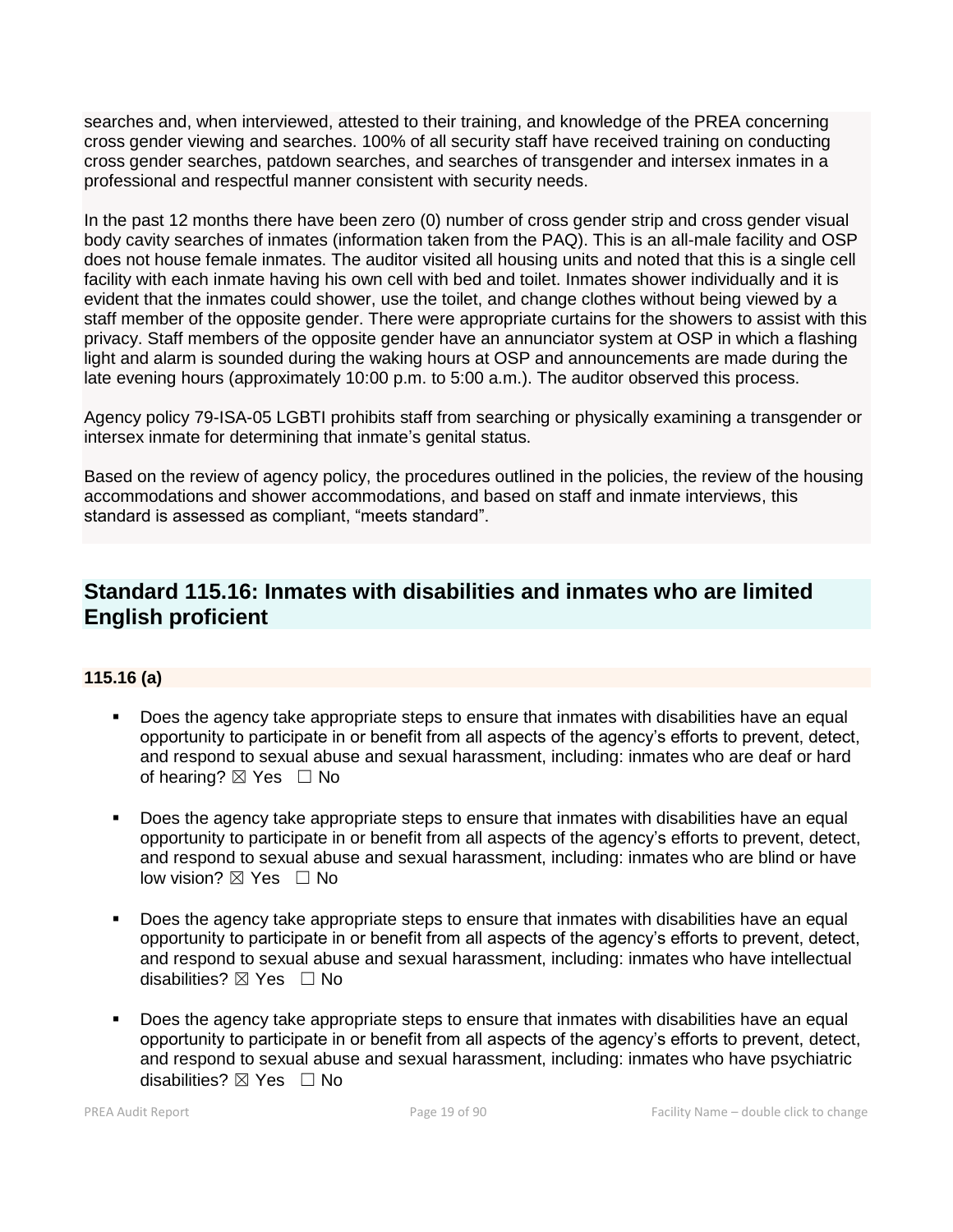searches and, when interviewed, attested to their training, and knowledge of the PREA concerning cross gender viewing and searches. 100% of all security staff have received training on conducting cross gender searches, patdown searches, and searches of transgender and intersex inmates in a professional and respectful manner consistent with security needs.

In the past 12 months there have been zero (0) number of cross gender strip and cross gender visual body cavity searches of inmates (information taken from the PAQ). This is an all-male facility and OSP does not house female inmates. The auditor visited all housing units and noted that this is a single cell facility with each inmate having his own cell with bed and toilet. Inmates shower individually and it is evident that the inmates could shower, use the toilet, and change clothes without being viewed by a staff member of the opposite gender. There were appropriate curtains for the showers to assist with this privacy. Staff members of the opposite gender have an annunciator system at OSP in which a flashing light and alarm is sounded during the waking hours at OSP and announcements are made during the late evening hours (approximately 10:00 p.m. to 5:00 a.m.). The auditor observed this process.

Agency policy 79-ISA-05 LGBTI prohibits staff from searching or physically examining a transgender or intersex inmate for determining that inmate's genital status.

Based on the review of agency policy, the procedures outlined in the policies, the review of the housing accommodations and shower accommodations, and based on staff and inmate interviews, this standard is assessed as compliant, "meets standard".

## Standard 115.16: Inmates with disabilities and inmates who are limited English proficient

### 115.16 (a)

- Does the agency take appropriate steps to ensure that inmates with disabilities have an equal opportunity to participate in or benefit from all aspects of the agency's efforts to prevent, detect, and respond to sexual abuse and sexual harassment, including: inmates who are deaf or hard of hearing? ☒ Yes ☐ No

- Does the agency take appropriate steps to ensure that inmates with disabilities have an equal opportunity to participate in or benefit from all aspects of the agency's efforts to prevent, detect, and respond to sexual abuse and sexual harassment, including: inmates who are blind or have low vision? ☒ Yes ☐ No

- Does the agency take appropriate steps to ensure that inmates with disabilities have an equal opportunity to participate in or benefit from all aspects of the agency's efforts to prevent, detect, and respond to sexual abuse and sexual harassment, including: inmates who have intellectual disabilities? ☒ Yes ☐ No

- Does the agency take appropriate steps to ensure that inmates with disabilities have an equal opportunity to participate in or benefit from all aspects of the agency's efforts to prevent, detect, and respond to sexual abuse and sexual harassment, including: inmates who have psychiatric disabilities? ☒ Yes ☐ No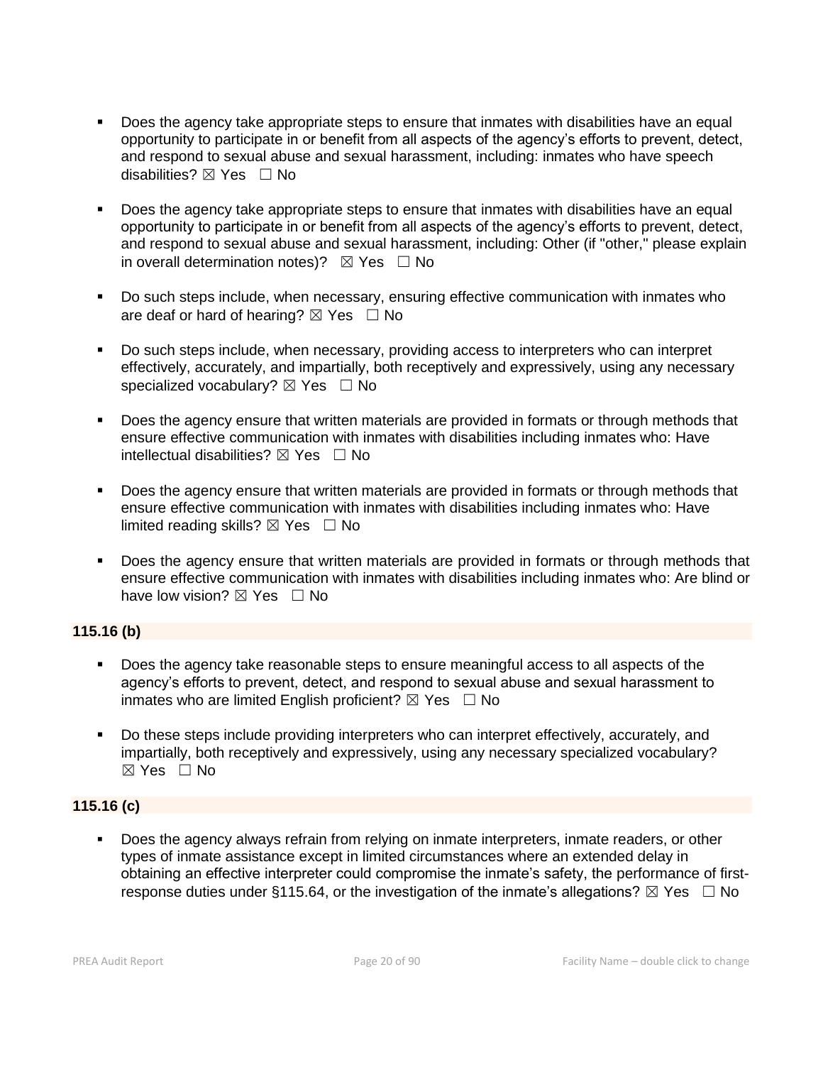- Does the agency take appropriate steps to ensure that inmates with disabilities have an equal opportunity to participate in or benefit from all aspects of the agency's efforts to prevent, detect, and respond to sexual abuse and sexual harassment, including: inmates who have speech disabilities? ☒ Yes ☐ No

- Does the agency take appropriate steps to ensure that inmates with disabilities have an equal opportunity to participate in or benefit from all aspects of the agency's efforts to prevent, detect, and respond to sexual abuse and sexual harassment, including: Other (if "other," please explain in overall determination notes)? ☒ Yes ☐ No

- Do such steps include, when necessary, ensuring effective communication with inmates who are deaf or hard of hearing? ☒ Yes ☐ No

- Do such steps include, when necessary, providing access to interpreters who can interpret effectively, accurately, and impartially, both receptively and expressively, using any necessary specialized vocabulary? ☒ Yes ☐ No

- Does the agency ensure that written materials are provided in formats or through methods that ensure effective communication with inmates with disabilities including inmates who: Have intellectual disabilities? ☒ Yes ☐ No

- Does the agency ensure that written materials are provided in formats or through methods that ensure effective communication with inmates with disabilities including inmates who: Have limited reading skills? ☒ Yes ☐ No

- Does the agency ensure that written materials are provided in formats or through methods that ensure effective communication with inmates with disabilities including inmates who: Are blind or have low vision? ☒ Yes ☐ No

**115.16 (b)**

- Does the agency take reasonable steps to ensure meaningful access to all aspects of the agency's efforts to prevent, detect, and respond to sexual abuse and sexual harassment to inmates who are limited English proficient? ☒ Yes ☐ No

- Do these steps include providing interpreters who can interpret effectively, accurately, and impartially, both receptively and expressively, using any necessary specialized vocabulary? ☒ Yes ☐ No

**115.16 (c)**

- Does the agency always refrain from relying on inmate interpreters, inmate readers, or other types of inmate assistance except in limited circumstances where an extended delay in obtaining an effective interpreter could compromise the inmate's safety, the performance of first-response duties under §115.64, or the investigation of the inmate's allegations? ☒ Yes ☐ No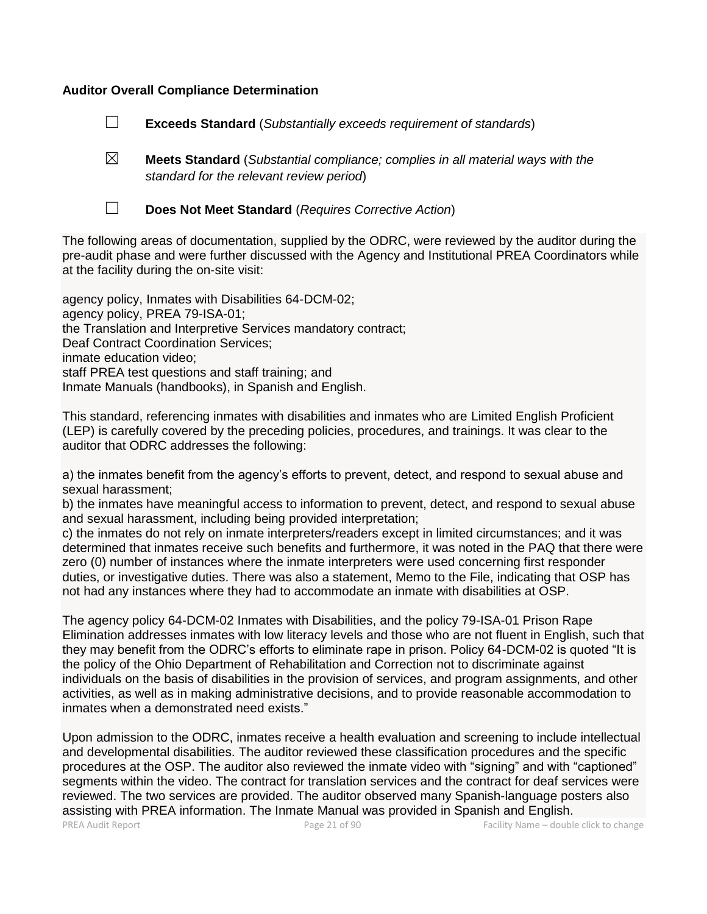**Auditor Overall Compliance Determination**

☐ **Exceeds Standard** (*Substantially exceeds requirement of standards*)

☒ **Meets Standard** (*Substantial compliance; complies in all material ways with the standard for the relevant review period*)

☐ **Does Not Meet Standard** (*Requires Corrective Action*)

The following areas of documentation, supplied by the ODRC, were reviewed by the auditor during the pre-audit phase and were further discussed with the Agency and Institutional PREA Coordinators while at the facility during the on-site visit:

agency policy, Inmates with Disabilities 64-DCM-02;
agency policy, PREA 79-ISA-01;
the Translation and Interpretive Services mandatory contract;
Deaf Contract Coordination Services;
inmate education video;
staff PREA test questions and staff training; and
Inmate Manuals (handbooks), in Spanish and English.

This standard, referencing inmates with disabilities and inmates who are Limited English Proficient (LEP) is carefully covered by the preceding policies, procedures, and trainings. It was clear to the auditor that ODRC addresses the following:

a) the inmates benefit from the agency's efforts to prevent, detect, and respond to sexual abuse and sexual harassment;
b) the inmates have meaningful access to information to prevent, detect, and respond to sexual abuse and sexual harassment, including being provided interpretation;
c) the inmates do not rely on inmate interpreters/readers except in limited circumstances; and it was determined that inmates receive such benefits and furthermore, it was noted in the PAQ that there were zero (0) number of instances where the inmate interpreters were used concerning first responder duties, or investigative duties. There was also a statement, Memo to the File, indicating that OSP has not had any instances where they had to accommodate an inmate with disabilities at OSP.

The agency policy 64-DCM-02 Inmates with Disabilities, and the policy 79-ISA-01 Prison Rape Elimination addresses inmates with low literacy levels and those who are not fluent in English, such that they may benefit from the ODRC's efforts to eliminate rape in prison. Policy 64-DCM-02 is quoted "It is the policy of the Ohio Department of Rehabilitation and Correction not to discriminate against individuals on the basis of disabilities in the provision of services, and program assignments, and other activities, as well as in making administrative decisions, and to provide reasonable accommodation to inmates when a demonstrated need exists."

Upon admission to the ODRC, inmates receive a health evaluation and screening to include intellectual and developmental disabilities. The auditor reviewed these classification procedures and the specific procedures at the OSP. The auditor also reviewed the inmate video with "signing" and with "captioned" segments within the video. The contract for translation services and the contract for deaf services were reviewed. The two services are provided. The auditor observed many Spanish-language posters also assisting with PREA information. The Inmate Manual was provided in Spanish and English.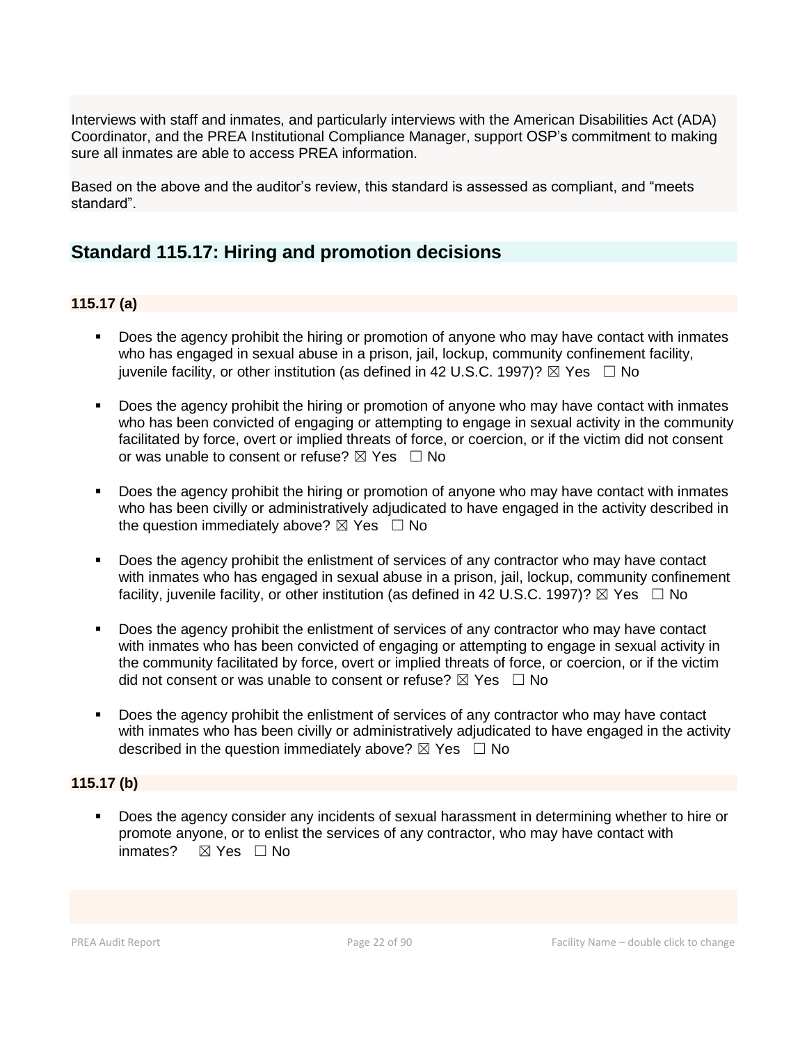Interviews with staff and inmates, and particularly interviews with the American Disabilities Act (ADA) Coordinator, and the PREA Institutional Compliance Manager, support OSP's commitment to making sure all inmates are able to access PREA information.

Based on the above and the auditor's review, this standard is assessed as compliant, and "meets standard".

## Standard 115.17: Hiring and promotion decisions

### 115.17 (a)

- Does the agency prohibit the hiring or promotion of anyone who may have contact with inmates who has engaged in sexual abuse in a prison, jail, lockup, community confinement facility, juvenile facility, or other institution (as defined in 42 U.S.C. 1997)? ☒ Yes ☐ No

- Does the agency prohibit the hiring or promotion of anyone who may have contact with inmates who has been convicted of engaging or attempting to engage in sexual activity in the community facilitated by force, overt or implied threats of force, or coercion, or if the victim did not consent or was unable to consent or refuse? ☒ Yes ☐ No

- Does the agency prohibit the hiring or promotion of anyone who may have contact with inmates who has been civilly or administratively adjudicated to have engaged in the activity described in the question immediately above? ☒ Yes ☐ No

- Does the agency prohibit the enlistment of services of any contractor who may have contact with inmates who has engaged in sexual abuse in a prison, jail, lockup, community confinement facility, juvenile facility, or other institution (as defined in 42 U.S.C. 1997)? ☒ Yes ☐ No

- Does the agency prohibit the enlistment of services of any contractor who may have contact with inmates who has been convicted of engaging or attempting to engage in sexual activity in the community facilitated by force, overt or implied threats of force, or coercion, or if the victim did not consent or was unable to consent or refuse? ☒ Yes ☐ No

- Does the agency prohibit the enlistment of services of any contractor who may have contact with inmates who has been civilly or administratively adjudicated to have engaged in the activity described in the question immediately above? ☒ Yes ☐ No

### 115.17 (b)

- Does the agency consider any incidents of sexual harassment in determining whether to hire or promote anyone, or to enlist the services of any contractor, who may have contact with inmates? ☒ Yes ☐ No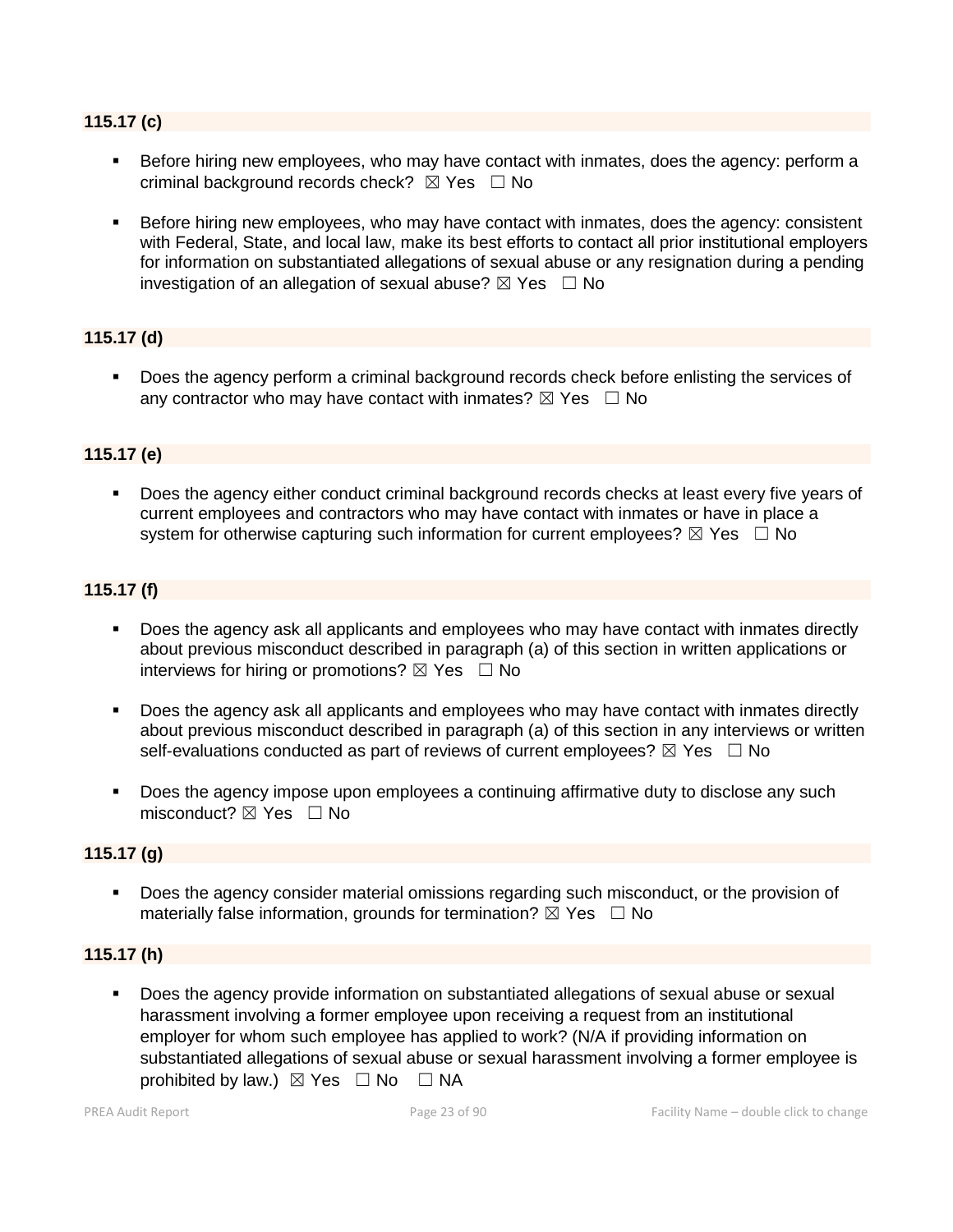### 115.17 (c)

- Before hiring new employees, who may have contact with inmates, does the agency: perform a criminal background records check? ☒ Yes ☐ No
- Before hiring new employees, who may have contact with inmates, does the agency: consistent with Federal, State, and local law, make its best efforts to contact all prior institutional employers for information on substantiated allegations of sexual abuse or any resignation during a pending investigation of an allegation of sexual abuse? ☒ Yes ☐ No

### 115.17 (d)

- Does the agency perform a criminal background records check before enlisting the services of any contractor who may have contact with inmates? ☒ Yes ☐ No

### 115.17 (e)

- Does the agency either conduct criminal background records checks at least every five years of current employees and contractors who may have contact with inmates or have in place a system for otherwise capturing such information for current employees? ☒ Yes ☐ No

### 115.17 (f)

- Does the agency ask all applicants and employees who may have contact with inmates directly about previous misconduct described in paragraph (a) of this section in written applications or interviews for hiring or promotions? ☒ Yes ☐ No
- Does the agency ask all applicants and employees who may have contact with inmates directly about previous misconduct described in paragraph (a) of this section in any interviews or written self-evaluations conducted as part of reviews of current employees? ☒ Yes ☐ No
- Does the agency impose upon employees a continuing affirmative duty to disclose any such misconduct? ☒ Yes ☐ No

### 115.17 (g)

- Does the agency consider material omissions regarding such misconduct, or the provision of materially false information, grounds for termination? ☒ Yes ☐ No

### 115.17 (h)

- Does the agency provide information on substantiated allegations of sexual abuse or sexual harassment involving a former employee upon receiving a request from an institutional employer for whom such employee has applied to work? (N/A if providing information on substantiated allegations of sexual abuse or sexual harassment involving a former employee is prohibited by law.) ☒ Yes ☐ No ☐ NA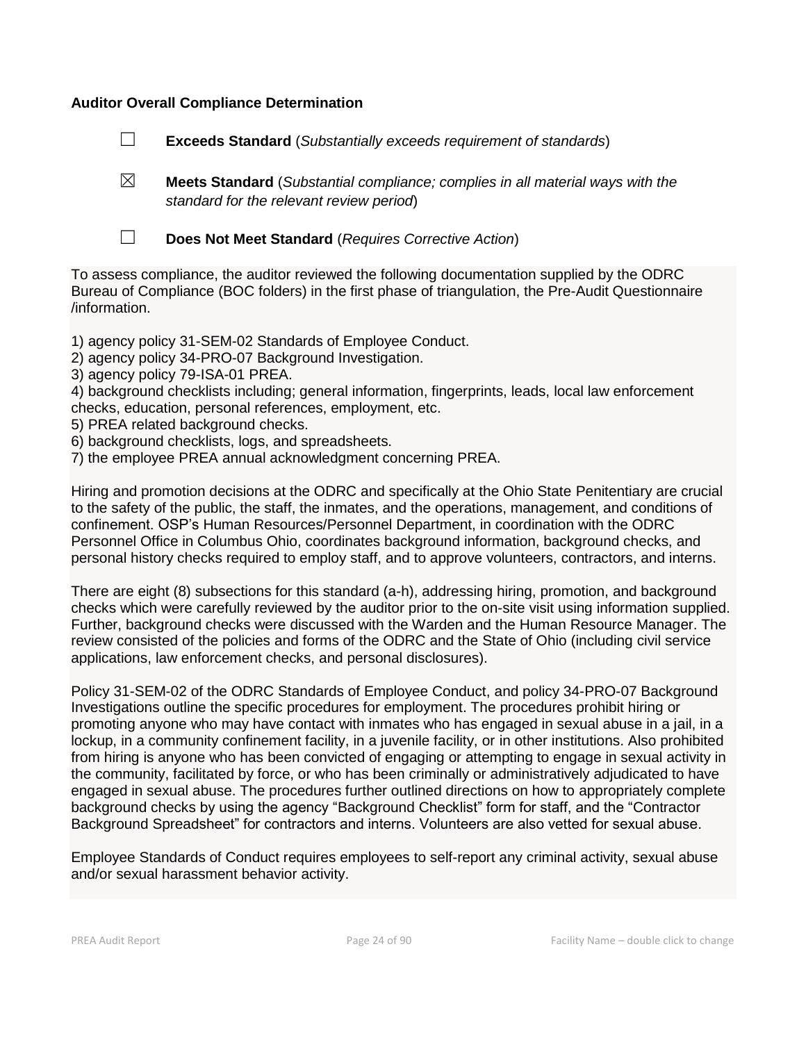**Auditor Overall Compliance Determination**

☐ **Exceeds Standard** (*Substantially exceeds requirement of standards*)

☒ **Meets Standard** (*Substantial compliance; complies in all material ways with the standard for the relevant review period*)

☐ **Does Not Meet Standard** (*Requires Corrective Action*)

To assess compliance, the auditor reviewed the following documentation supplied by the ODRC Bureau of Compliance (BOC folders) in the first phase of triangulation, the Pre-Audit Questionnaire /information.

1) agency policy 31-SEM-02 Standards of Employee Conduct.
2) agency policy 34-PRO-07 Background Investigation.
3) agency policy 79-ISA-01 PREA.
4) background checklists including; general information, fingerprints, leads, local law enforcement checks, education, personal references, employment, etc.
5) PREA related background checks.
6) background checklists, logs, and spreadsheets.
7) the employee PREA annual acknowledgment concerning PREA.

Hiring and promotion decisions at the ODRC and specifically at the Ohio State Penitentiary are crucial to the safety of the public, the staff, the inmates, and the operations, management, and conditions of confinement. OSP's Human Resources/Personnel Department, in coordination with the ODRC Personnel Office in Columbus Ohio, coordinates background information, background checks, and personal history checks required to employ staff, and to approve volunteers, contractors, and interns.

There are eight (8) subsections for this standard (a-h), addressing hiring, promotion, and background checks which were carefully reviewed by the auditor prior to the on-site visit using information supplied. Further, background checks were discussed with the Warden and the Human Resource Manager. The review consisted of the policies and forms of the ODRC and the State of Ohio (including civil service applications, law enforcement checks, and personal disclosures).

Policy 31-SEM-02 of the ODRC Standards of Employee Conduct, and policy 34-PRO-07 Background Investigations outline the specific procedures for employment. The procedures prohibit hiring or promoting anyone who may have contact with inmates who has engaged in sexual abuse in a jail, in a lockup, in a community confinement facility, in a juvenile facility, or in other institutions. Also prohibited from hiring is anyone who has been convicted of engaging or attempting to engage in sexual activity in the community, facilitated by force, or who has been criminally or administratively adjudicated to have engaged in sexual abuse. The procedures further outlined directions on how to appropriately complete background checks by using the agency "Background Checklist" form for staff, and the "Contractor Background Spreadsheet" for contractors and interns. Volunteers are also vetted for sexual abuse.

Employee Standards of Conduct requires employees to self-report any criminal activity, sexual abuse and/or sexual harassment behavior activity.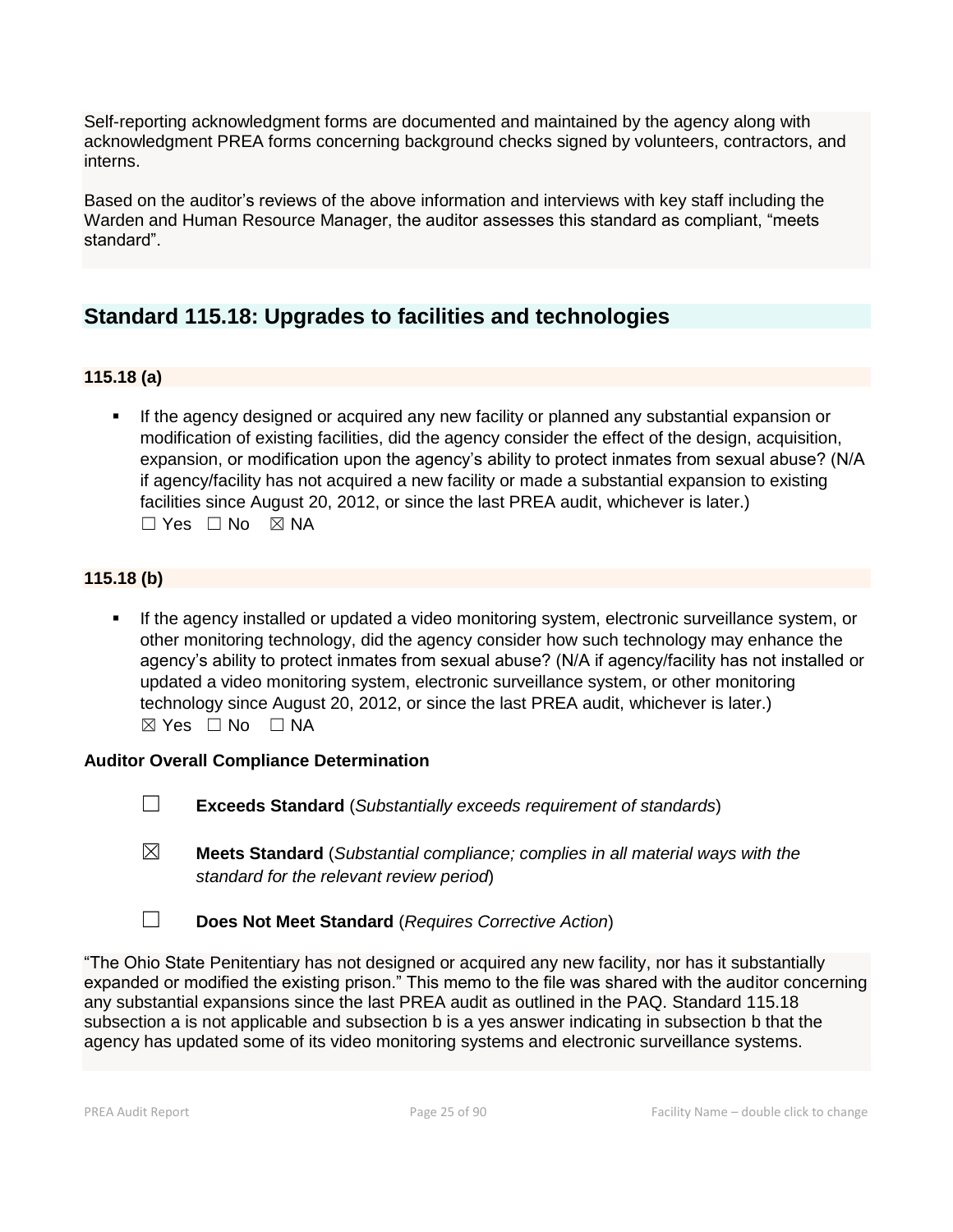Self-reporting acknowledgment forms are documented and maintained by the agency along with acknowledgment PREA forms concerning background checks signed by volunteers, contractors, and interns.

Based on the auditor's reviews of the above information and interviews with key staff including the Warden and Human Resource Manager, the auditor assesses this standard as compliant, "meets standard".

## Standard 115.18: Upgrades to facilities and technologies

### 115.18 (a)

- If the agency designed or acquired any new facility or planned any substantial expansion or modification of existing facilities, did the agency consider the effect of the design, acquisition, expansion, or modification upon the agency's ability to protect inmates from sexual abuse? (N/A if agency/facility has not acquired a new facility or made a substantial expansion to existing facilities since August 20, 2012, or since the last PREA audit, whichever is later.)
  ☐ Yes ☐ No ☒ NA

### 115.18 (b)

- If the agency installed or updated a video monitoring system, electronic surveillance system, or other monitoring technology, did the agency consider how such technology may enhance the agency's ability to protect inmates from sexual abuse? (N/A if agency/facility has not installed or updated a video monitoring system, electronic surveillance system, or other monitoring technology since August 20, 2012, or since the last PREA audit, whichever is later.)
  ☒ Yes ☐ No ☐ NA

**Auditor Overall Compliance Determination**

☐ **Exceeds Standard** (*Substantially exceeds requirement of standards*)

☒ **Meets Standard** (*Substantial compliance; complies in all material ways with the standard for the relevant review period*)

☐ **Does Not Meet Standard** (*Requires Corrective Action*)

"The Ohio State Penitentiary has not designed or acquired any new facility, nor has it substantially expanded or modified the existing prison." This memo to the file was shared with the auditor concerning any substantial expansions since the last PREA audit as outlined in the PAQ. Standard 115.18 subsection a is not applicable and subsection b is a yes answer indicating in subsection b that the agency has updated some of its video monitoring systems and electronic surveillance systems.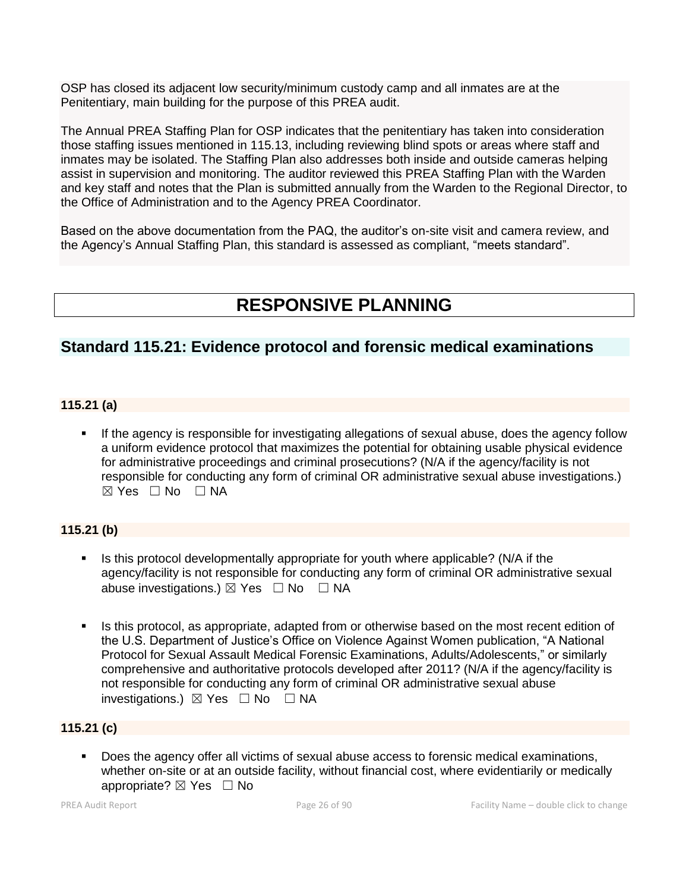OSP has closed its adjacent low security/minimum custody camp and all inmates are at the Penitentiary, main building for the purpose of this PREA audit.

The Annual PREA Staffing Plan for OSP indicates that the penitentiary has taken into consideration those staffing issues mentioned in 115.13, including reviewing blind spots or areas where staff and inmates may be isolated. The Staffing Plan also addresses both inside and outside cameras helping assist in supervision and monitoring. The auditor reviewed this PREA Staffing Plan with the Warden and key staff and notes that the Plan is submitted annually from the Warden to the Regional Director, to the Office of Administration and to the Agency PREA Coordinator.

Based on the above documentation from the PAQ, the auditor's on-site visit and camera review, and the Agency's Annual Staffing Plan, this standard is assessed as compliant, "meets standard".

# RESPONSIVE PLANNING

## Standard 115.21: Evidence protocol and forensic medical examinations

**115.21 (a)**

- If the agency is responsible for investigating allegations of sexual abuse, does the agency follow a uniform evidence protocol that maximizes the potential for obtaining usable physical evidence for administrative proceedings and criminal prosecutions? (N/A if the agency/facility is not responsible for conducting any form of criminal OR administrative sexual abuse investigations.) ☒ Yes ☐ No ☐ NA

**115.21 (b)**

- Is this protocol developmentally appropriate for youth where applicable? (N/A if the agency/facility is not responsible for conducting any form of criminal OR administrative sexual abuse investigations.) ☒ Yes ☐ No ☐ NA

- Is this protocol, as appropriate, adapted from or otherwise based on the most recent edition of the U.S. Department of Justice's Office on Violence Against Women publication, "A National Protocol for Sexual Assault Medical Forensic Examinations, Adults/Adolescents," or similarly comprehensive and authoritative protocols developed after 2011? (N/A if the agency/facility is not responsible for conducting any form of criminal OR administrative sexual abuse investigations.) ☒ Yes ☐ No ☐ NA

**115.21 (c)**

- Does the agency offer all victims of sexual abuse access to forensic medical examinations, whether on-site or at an outside facility, without financial cost, where evidentiarily or medically appropriate? ☒ Yes ☐ No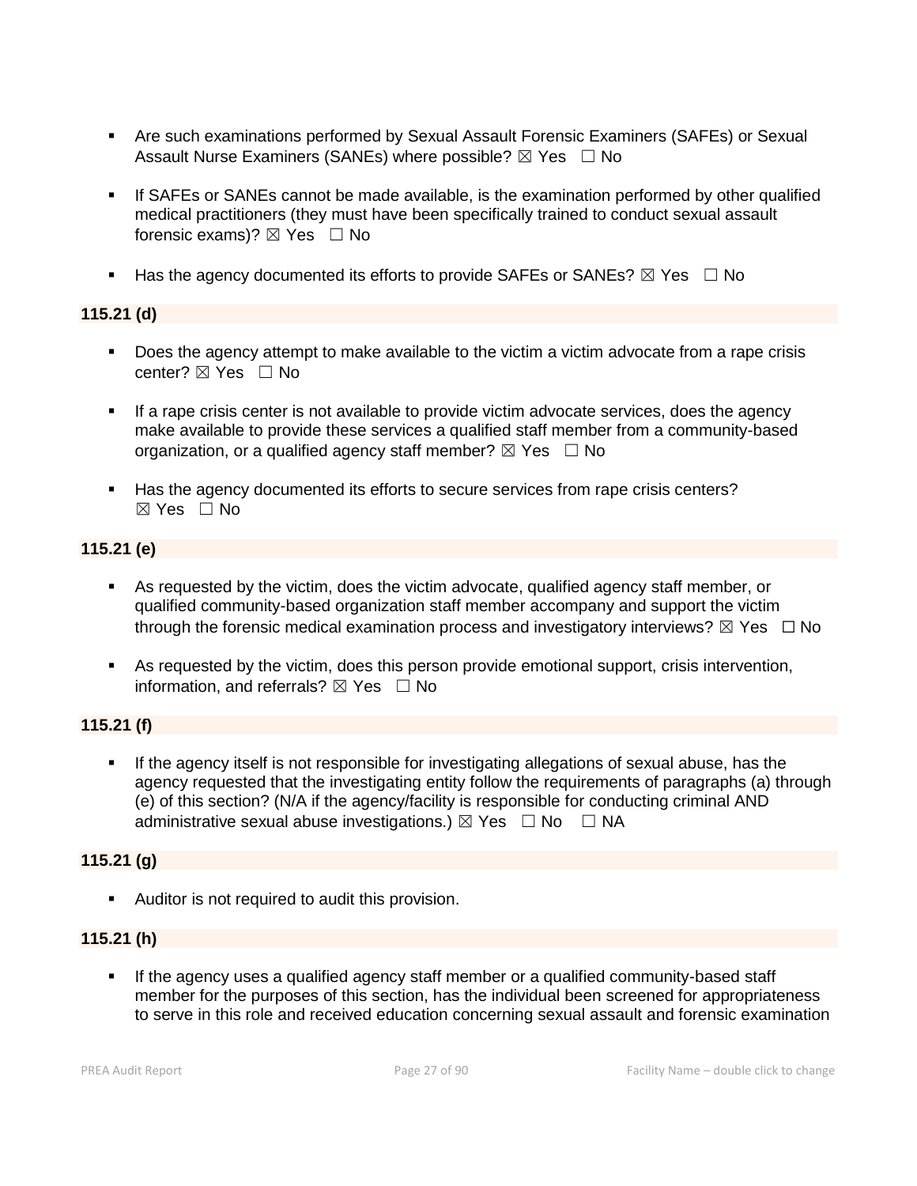- Are such examinations performed by Sexual Assault Forensic Examiners (SAFEs) or Sexual Assault Nurse Examiners (SANEs) where possible? ☒ Yes ☐ No

- If SAFEs or SANEs cannot be made available, is the examination performed by other qualified medical practitioners (they must have been specifically trained to conduct sexual assault forensic exams)? ☒ Yes ☐ No

- Has the agency documented its efforts to provide SAFEs or SANEs? ☒ Yes ☐ No

**115.21 (d)**

- Does the agency attempt to make available to the victim a victim advocate from a rape crisis center? ☒ Yes ☐ No

- If a rape crisis center is not available to provide victim advocate services, does the agency make available to provide these services a qualified staff member from a community-based organization, or a qualified agency staff member? ☒ Yes ☐ No

- Has the agency documented its efforts to secure services from rape crisis centers? ☒ Yes ☐ No

**115.21 (e)**

- As requested by the victim, does the victim advocate, qualified agency staff member, or qualified community-based organization staff member accompany and support the victim through the forensic medical examination process and investigatory interviews? ☒ Yes ☐ No

- As requested by the victim, does this person provide emotional support, crisis intervention, information, and referrals? ☒ Yes ☐ No

**115.21 (f)**

- If the agency itself is not responsible for investigating allegations of sexual abuse, has the agency requested that the investigating entity follow the requirements of paragraphs (a) through (e) of this section? (N/A if the agency/facility is responsible for conducting criminal AND administrative sexual abuse investigations.) ☒ Yes ☐ No ☐ NA

**115.21 (g)**

- Auditor is not required to audit this provision.

**115.21 (h)**

- If the agency uses a qualified agency staff member or a qualified community-based staff member for the purposes of this section, has the individual been screened for appropriateness to serve in this role and received education concerning sexual assault and forensic examination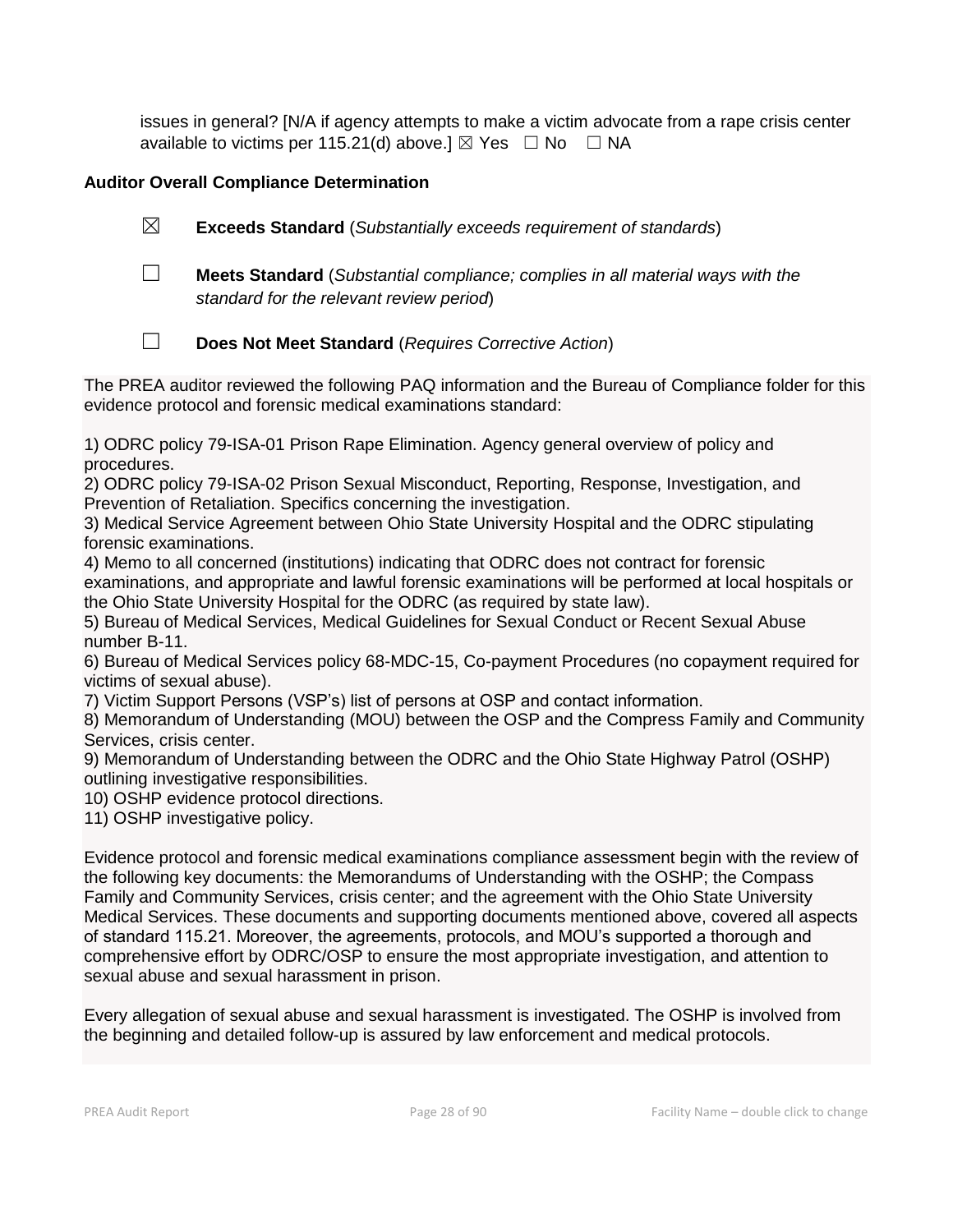issues in general? [N/A if agency attempts to make a victim advocate from a rape crisis center available to victims per 115.21(d) above.] ☒ Yes ☐ No ☐ NA

**Auditor Overall Compliance Determination**

☒ **Exceeds Standard** (*Substantially exceeds requirement of standards*)

☐ **Meets Standard** (*Substantial compliance; complies in all material ways with the standard for the relevant review period*)

☐ **Does Not Meet Standard** (*Requires Corrective Action*)

The PREA auditor reviewed the following PAQ information and the Bureau of Compliance folder for this evidence protocol and forensic medical examinations standard:

1) ODRC policy 79-ISA-01 Prison Rape Elimination. Agency general overview of policy and procedures.
2) ODRC policy 79-ISA-02 Prison Sexual Misconduct, Reporting, Response, Investigation, and Prevention of Retaliation. Specifics concerning the investigation.
3) Medical Service Agreement between Ohio State University Hospital and the ODRC stipulating forensic examinations.
4) Memo to all concerned (institutions) indicating that ODRC does not contract for forensic examinations, and appropriate and lawful forensic examinations will be performed at local hospitals or the Ohio State University Hospital for the ODRC (as required by state law).
5) Bureau of Medical Services, Medical Guidelines for Sexual Conduct or Recent Sexual Abuse number B-11.
6) Bureau of Medical Services policy 68-MDC-15, Co-payment Procedures (no copayment required for victims of sexual abuse).
7) Victim Support Persons (VSP's) list of persons at OSP and contact information.
8) Memorandum of Understanding (MOU) between the OSP and the Compress Family and Community Services, crisis center.
9) Memorandum of Understanding between the ODRC and the Ohio State Highway Patrol (OSHP) outlining investigative responsibilities.
10) OSHP evidence protocol directions.
11) OSHP investigative policy.

Evidence protocol and forensic medical examinations compliance assessment begin with the review of the following key documents: the Memorandums of Understanding with the OSHP; the Compass Family and Community Services, crisis center; and the agreement with the Ohio State University Medical Services. These documents and supporting documents mentioned above, covered all aspects of standard 115.21. Moreover, the agreements, protocols, and MOU's supported a thorough and comprehensive effort by ODRC/OSP to ensure the most appropriate investigation, and attention to sexual abuse and sexual harassment in prison.

Every allegation of sexual abuse and sexual harassment is investigated. The OSHP is involved from the beginning and detailed follow-up is assured by law enforcement and medical protocols.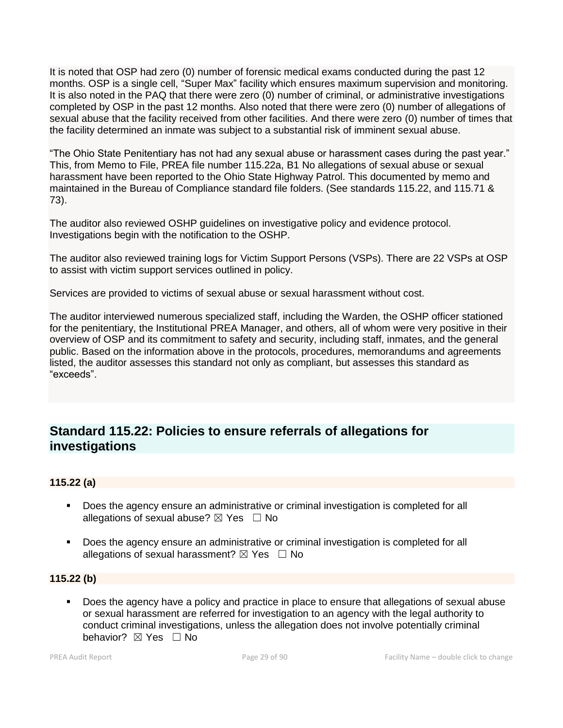It is noted that OSP had zero (0) number of forensic medical exams conducted during the past 12 months. OSP is a single cell, "Super Max" facility which ensures maximum supervision and monitoring. It is also noted in the PAQ that there were zero (0) number of criminal, or administrative investigations completed by OSP in the past 12 months. Also noted that there were zero (0) number of allegations of sexual abuse that the facility received from other facilities. And there were zero (0) number of times that the facility determined an inmate was subject to a substantial risk of imminent sexual abuse.

"The Ohio State Penitentiary has not had any sexual abuse or harassment cases during the past year." This, from Memo to File, PREA file number 115.22a, B1 No allegations of sexual abuse or sexual harassment have been reported to the Ohio State Highway Patrol. This documented by memo and maintained in the Bureau of Compliance standard file folders. (See standards 115.22, and 115.71 & 73).

The auditor also reviewed OSHP guidelines on investigative policy and evidence protocol. Investigations begin with the notification to the OSHP.

The auditor also reviewed training logs for Victim Support Persons (VSPs). There are 22 VSPs at OSP to assist with victim support services outlined in policy.

Services are provided to victims of sexual abuse or sexual harassment without cost.

The auditor interviewed numerous specialized staff, including the Warden, the OSHP officer stationed for the penitentiary, the Institutional PREA Manager, and others, all of whom were very positive in their overview of OSP and its commitment to safety and security, including staff, inmates, and the general public. Based on the information above in the protocols, procedures, memorandums and agreements listed, the auditor assesses this standard not only as compliant, but assesses this standard as "exceeds".

## Standard 115.22: Policies to ensure referrals of allegations for investigations

**115.22 (a)**

- Does the agency ensure an administrative or criminal investigation is completed for all allegations of sexual abuse? ☒ Yes ☐ No
- Does the agency ensure an administrative or criminal investigation is completed for all allegations of sexual harassment? ☒ Yes ☐ No

**115.22 (b)**

- Does the agency have a policy and practice in place to ensure that allegations of sexual abuse or sexual harassment are referred for investigation to an agency with the legal authority to conduct criminal investigations, unless the allegation does not involve potentially criminal behavior? ☒ Yes ☐ No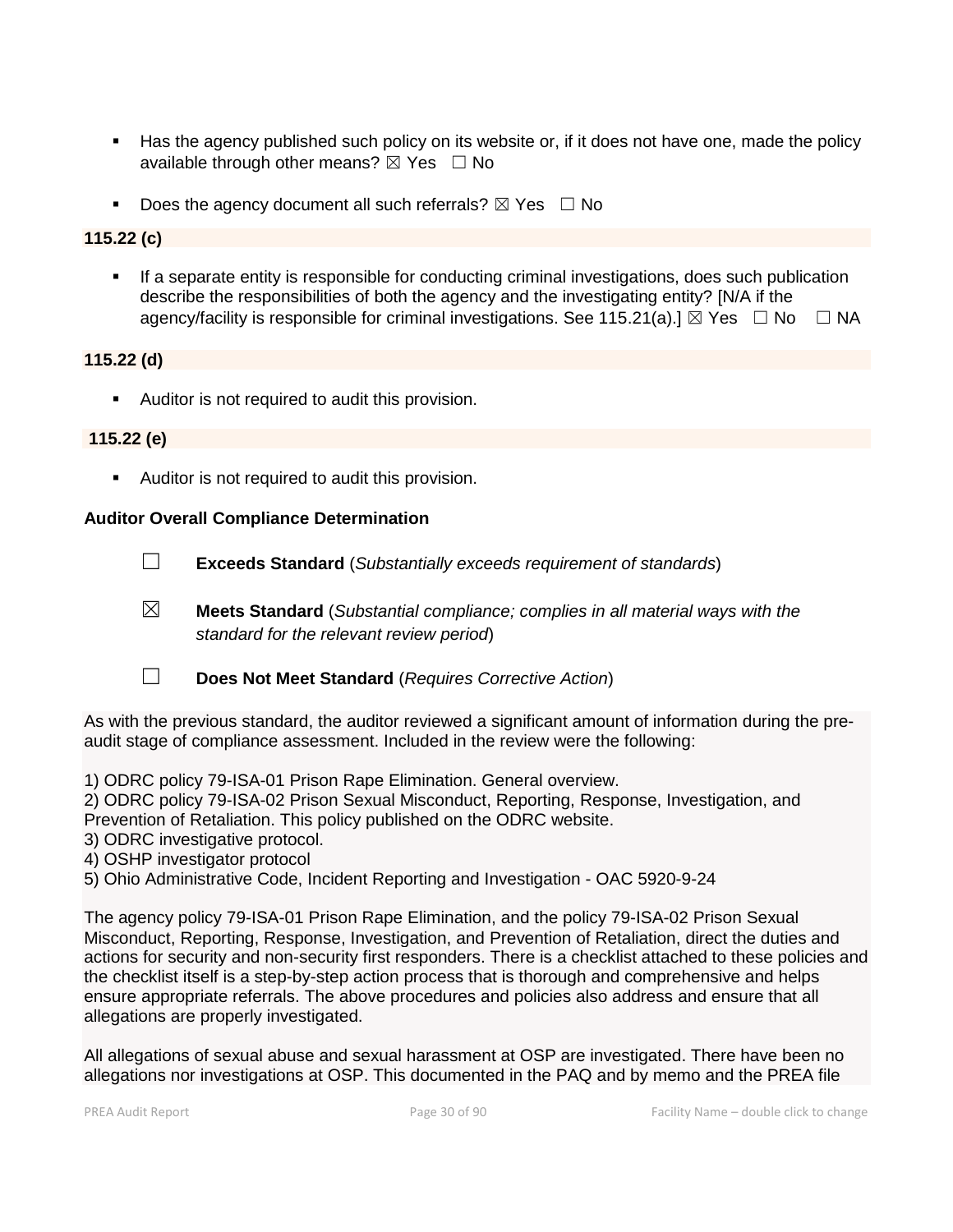- Has the agency published such policy on its website or, if it does not have one, made the policy available through other means? ☒ Yes ☐ No

- Does the agency document all such referrals? ☒ Yes ☐ No

**115.22 (c)**

- If a separate entity is responsible for conducting criminal investigations, does such publication describe the responsibilities of both the agency and the investigating entity? [N/A if the agency/facility is responsible for criminal investigations. See 115.21(a).] ☒ Yes ☐ No ☐ NA

**115.22 (d)**

- Auditor is not required to audit this provision.

**115.22 (e)**

- Auditor is not required to audit this provision.

**Auditor Overall Compliance Determination**

☐ **Exceeds Standard** (*Substantially exceeds requirement of standards*)

☒ **Meets Standard** (*Substantial compliance; complies in all material ways with the standard for the relevant review period*)

☐ **Does Not Meet Standard** (*Requires Corrective Action*)

As with the previous standard, the auditor reviewed a significant amount of information during the pre-audit stage of compliance assessment. Included in the review were the following:

1) ODRC policy 79-ISA-01 Prison Rape Elimination. General overview.
2) ODRC policy 79-ISA-02 Prison Sexual Misconduct, Reporting, Response, Investigation, and Prevention of Retaliation. This policy published on the ODRC website.
3) ODRC investigative protocol.
4) OSHP investigator protocol
5) Ohio Administrative Code, Incident Reporting and Investigation - OAC 5920-9-24

The agency policy 79-ISA-01 Prison Rape Elimination, and the policy 79-ISA-02 Prison Sexual Misconduct, Reporting, Response, Investigation, and Prevention of Retaliation, direct the duties and actions for security and non-security first responders. There is a checklist attached to these policies and the checklist itself is a step-by-step action process that is thorough and comprehensive and helps ensure appropriate referrals. The above procedures and policies also address and ensure that all allegations are properly investigated.

All allegations of sexual abuse and sexual harassment at OSP are investigated. There have been no allegations nor investigations at OSP. This documented in the PAQ and by memo and the PREA file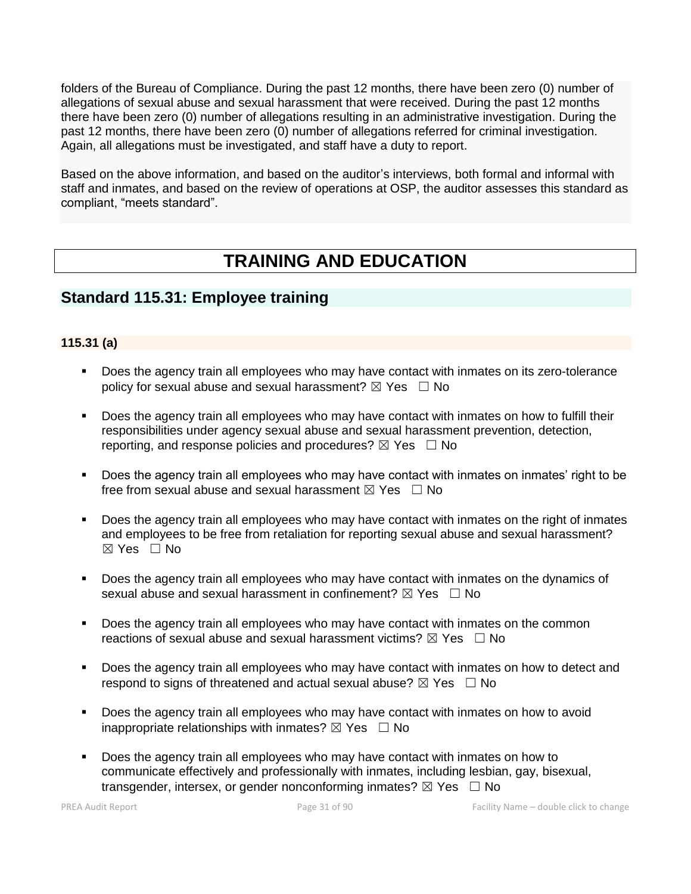folders of the Bureau of Compliance. During the past 12 months, there have been zero (0) number of allegations of sexual abuse and sexual harassment that were received. During the past 12 months there have been zero (0) number of allegations resulting in an administrative investigation. During the past 12 months, there have been zero (0) number of allegations referred for criminal investigation. Again, all allegations must be investigated, and staff have a duty to report.

Based on the above information, and based on the auditor's interviews, both formal and informal with staff and inmates, and based on the review of operations at OSP, the auditor assesses this standard as compliant, "meets standard".

# TRAINING AND EDUCATION

## Standard 115.31: Employee training

### 115.31 (a)

- Does the agency train all employees who may have contact with inmates on its zero-tolerance policy for sexual abuse and sexual harassment? ☒ Yes ☐ No
- Does the agency train all employees who may have contact with inmates on how to fulfill their responsibilities under agency sexual abuse and sexual harassment prevention, detection, reporting, and response policies and procedures? ☒ Yes ☐ No
- Does the agency train all employees who may have contact with inmates on inmates' right to be free from sexual abuse and sexual harassment ☒ Yes ☐ No
- Does the agency train all employees who may have contact with inmates on the right of inmates and employees to be free from retaliation for reporting sexual abuse and sexual harassment? ☒ Yes ☐ No
- Does the agency train all employees who may have contact with inmates on the dynamics of sexual abuse and sexual harassment in confinement? ☒ Yes ☐ No
- Does the agency train all employees who may have contact with inmates on the common reactions of sexual abuse and sexual harassment victims? ☒ Yes ☐ No
- Does the agency train all employees who may have contact with inmates on how to detect and respond to signs of threatened and actual sexual abuse? ☒ Yes ☐ No
- Does the agency train all employees who may have contact with inmates on how to avoid inappropriate relationships with inmates? ☒ Yes ☐ No
- Does the agency train all employees who may have contact with inmates on how to communicate effectively and professionally with inmates, including lesbian, gay, bisexual, transgender, intersex, or gender nonconforming inmates? ☒ Yes ☐ No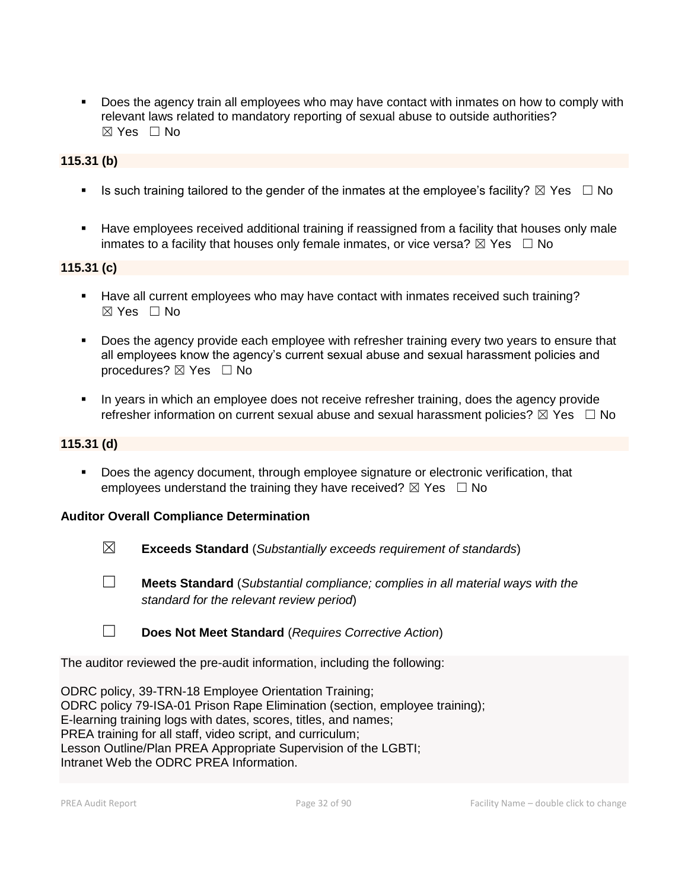- Does the agency train all employees who may have contact with inmates on how to comply with relevant laws related to mandatory reporting of sexual abuse to outside authorities? ☒ Yes ☐ No

**115.31 (b)**

- Is such training tailored to the gender of the inmates at the employee's facility? ☒ Yes ☐ No
- Have employees received additional training if reassigned from a facility that houses only male inmates to a facility that houses only female inmates, or vice versa? ☒ Yes ☐ No

**115.31 (c)**

- Have all current employees who may have contact with inmates received such training? ☒ Yes ☐ No
- Does the agency provide each employee with refresher training every two years to ensure that all employees know the agency's current sexual abuse and sexual harassment policies and procedures? ☒ Yes ☐ No
- In years in which an employee does not receive refresher training, does the agency provide refresher information on current sexual abuse and sexual harassment policies? ☒ Yes ☐ No

**115.31 (d)**

- Does the agency document, through employee signature or electronic verification, that employees understand the training they have received? ☒ Yes ☐ No

**Auditor Overall Compliance Determination**

☒ **Exceeds Standard** (*Substantially exceeds requirement of standards*)

☐ **Meets Standard** (*Substantial compliance; complies in all material ways with the standard for the relevant review period*)

☐ **Does Not Meet Standard** (*Requires Corrective Action*)

The auditor reviewed the pre-audit information, including the following:

ODRC policy, 39-TRN-18 Employee Orientation Training;
ODRC policy 79-ISA-01 Prison Rape Elimination (section, employee training);
E-learning training logs with dates, scores, titles, and names;
PREA training for all staff, video script, and curriculum;
Lesson Outline/Plan PREA Appropriate Supervision of the LGBTI;
Intranet Web the ODRC PREA Information.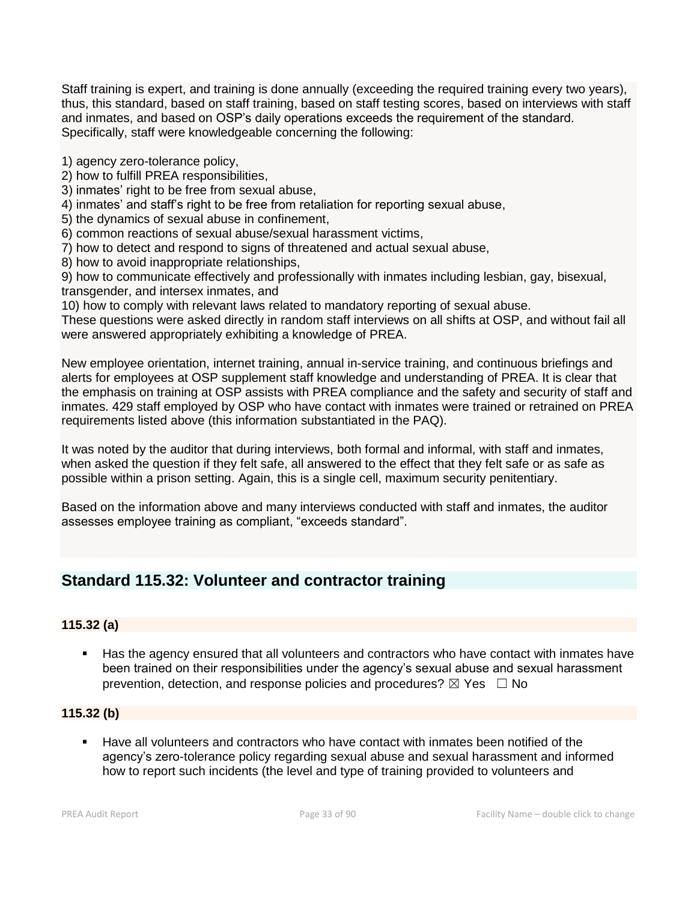Staff training is expert, and training is done annually (exceeding the required training every two years), thus, this standard, based on staff training, based on staff testing scores, based on interviews with staff and inmates, and based on OSP's daily operations exceeds the requirement of the standard. Specifically, staff were knowledgeable concerning the following:

1) agency zero-tolerance policy,
2) how to fulfill PREA responsibilities,
3) inmates' right to be free from sexual abuse,
4) inmates' and staff's right to be free from retaliation for reporting sexual abuse,
5) the dynamics of sexual abuse in confinement,
6) common reactions of sexual abuse/sexual harassment victims,
7) how to detect and respond to signs of threatened and actual sexual abuse,
8) how to avoid inappropriate relationships,
9) how to communicate effectively and professionally with inmates including lesbian, gay, bisexual, transgender, and intersex inmates, and
10) how to comply with relevant laws related to mandatory reporting of sexual abuse.

These questions were asked directly in random staff interviews on all shifts at OSP, and without fail all were answered appropriately exhibiting a knowledge of PREA.

New employee orientation, internet training, annual in-service training, and continuous briefings and alerts for employees at OSP supplement staff knowledge and understanding of PREA. It is clear that the emphasis on training at OSP assists with PREA compliance and the safety and security of staff and inmates. 429 staff employed by OSP who have contact with inmates were trained or retrained on PREA requirements listed above (this information substantiated in the PAQ).

It was noted by the auditor that during interviews, both formal and informal, with staff and inmates, when asked the question if they felt safe, all answered to the effect that they felt safe or as safe as possible within a prison setting. Again, this is a single cell, maximum security penitentiary.

Based on the information above and many interviews conducted with staff and inmates, the auditor assesses employee training as compliant, "exceeds standard".

## Standard 115.32: Volunteer and contractor training

### 115.32 (a)

- Has the agency ensured that all volunteers and contractors who have contact with inmates have been trained on their responsibilities under the agency's sexual abuse and sexual harassment prevention, detection, and response policies and procedures? ☒ Yes ☐ No

### 115.32 (b)

- Have all volunteers and contractors who have contact with inmates been notified of the agency's zero-tolerance policy regarding sexual abuse and sexual harassment and informed how to report such incidents (the level and type of training provided to volunteers and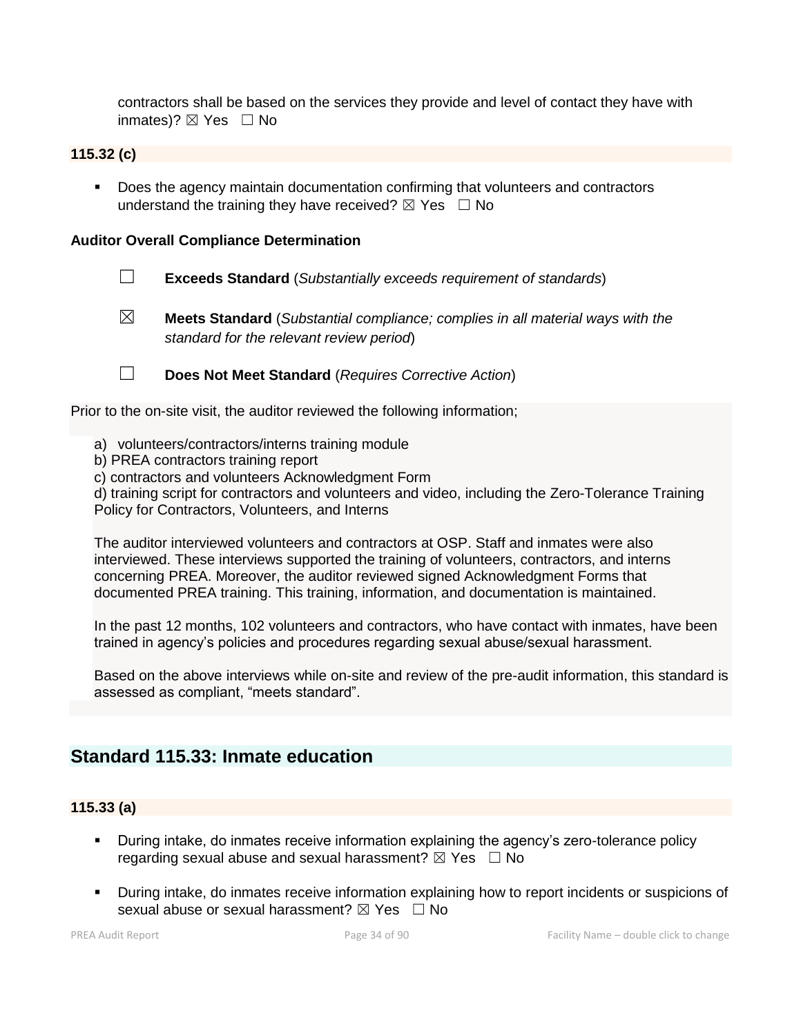contractors shall be based on the services they provide and level of contact they have with inmates)? ☒ Yes ☐ No

**115.32 (c)**

- Does the agency maintain documentation confirming that volunteers and contractors understand the training they have received? ☒ Yes ☐ No

**Auditor Overall Compliance Determination**

☐ **Exceeds Standard** (*Substantially exceeds requirement of standards*)

☒ **Meets Standard** (*Substantial compliance; complies in all material ways with the standard for the relevant review period*)

☐ **Does Not Meet Standard** (*Requires Corrective Action*)

Prior to the on-site visit, the auditor reviewed the following information;

a) volunteers/contractors/interns training module
b) PREA contractors training report
c) contractors and volunteers Acknowledgment Form
d) training script for contractors and volunteers and video, including the Zero-Tolerance Training Policy for Contractors, Volunteers, and Interns

The auditor interviewed volunteers and contractors at OSP. Staff and inmates were also interviewed. These interviews supported the training of volunteers, contractors, and interns concerning PREA. Moreover, the auditor reviewed signed Acknowledgment Forms that documented PREA training. This training, information, and documentation is maintained.

In the past 12 months, 102 volunteers and contractors, who have contact with inmates, have been trained in agency's policies and procedures regarding sexual abuse/sexual harassment.

Based on the above interviews while on-site and review of the pre-audit information, this standard is assessed as compliant, "meets standard".

## Standard 115.33: Inmate education

**115.33 (a)**

- During intake, do inmates receive information explaining the agency's zero-tolerance policy regarding sexual abuse and sexual harassment? ☒ Yes ☐ No
- During intake, do inmates receive information explaining how to report incidents or suspicions of sexual abuse or sexual harassment? ☒ Yes ☐ No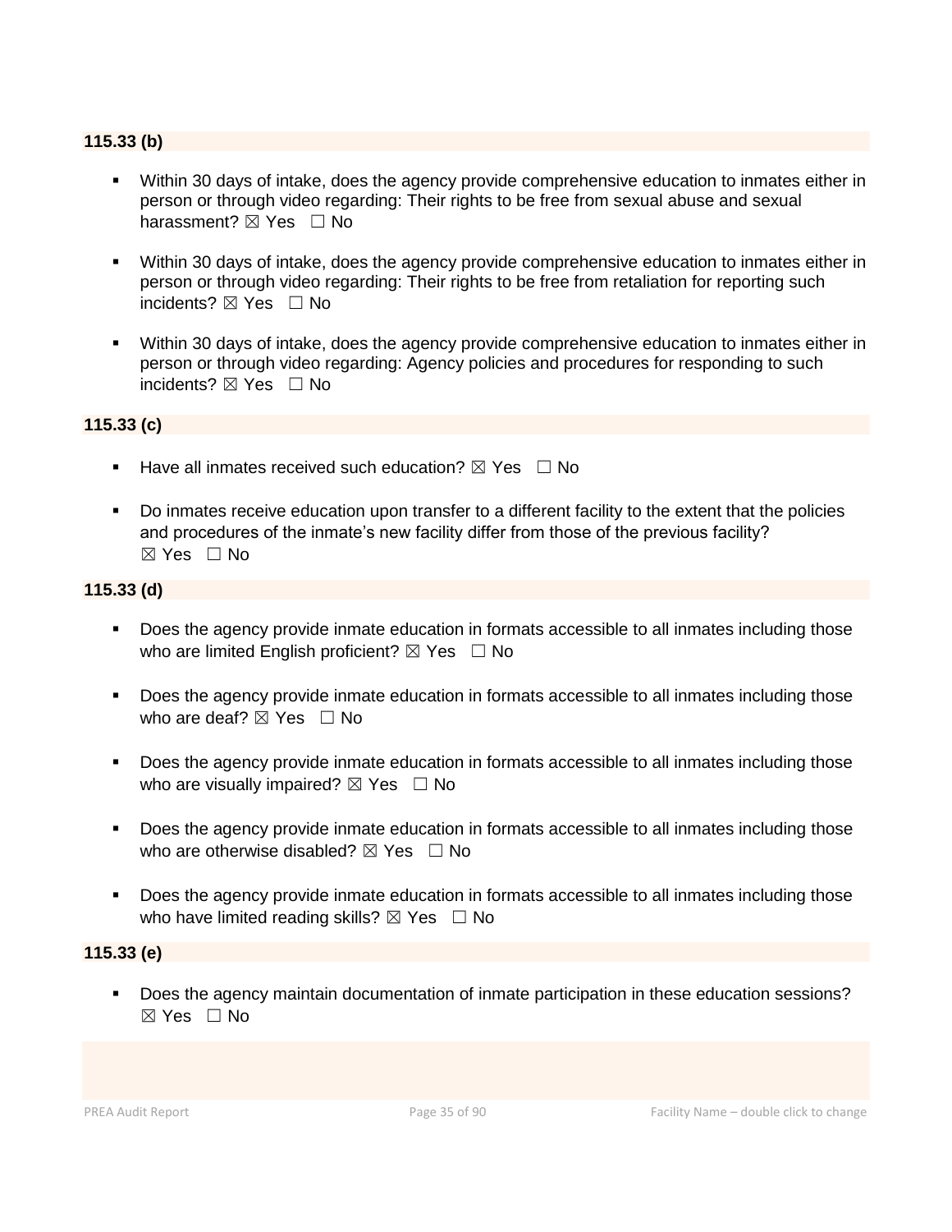### 115.33 (b)

- Within 30 days of intake, does the agency provide comprehensive education to inmates either in person or through video regarding: Their rights to be free from sexual abuse and sexual harassment? ☒ Yes ☐ No
- Within 30 days of intake, does the agency provide comprehensive education to inmates either in person or through video regarding: Their rights to be free from retaliation for reporting such incidents? ☒ Yes ☐ No
- Within 30 days of intake, does the agency provide comprehensive education to inmates either in person or through video regarding: Agency policies and procedures for responding to such incidents? ☒ Yes ☐ No

### 115.33 (c)

- Have all inmates received such education? ☒ Yes ☐ No
- Do inmates receive education upon transfer to a different facility to the extent that the policies and procedures of the inmate's new facility differ from those of the previous facility? ☒ Yes ☐ No

### 115.33 (d)

- Does the agency provide inmate education in formats accessible to all inmates including those who are limited English proficient? ☒ Yes ☐ No
- Does the agency provide inmate education in formats accessible to all inmates including those who are deaf? ☒ Yes ☐ No
- Does the agency provide inmate education in formats accessible to all inmates including those who are visually impaired? ☒ Yes ☐ No
- Does the agency provide inmate education in formats accessible to all inmates including those who are otherwise disabled? ☒ Yes ☐ No
- Does the agency provide inmate education in formats accessible to all inmates including those who have limited reading skills? ☒ Yes ☐ No

### 115.33 (e)

- Does the agency maintain documentation of inmate participation in these education sessions? ☒ Yes ☐ No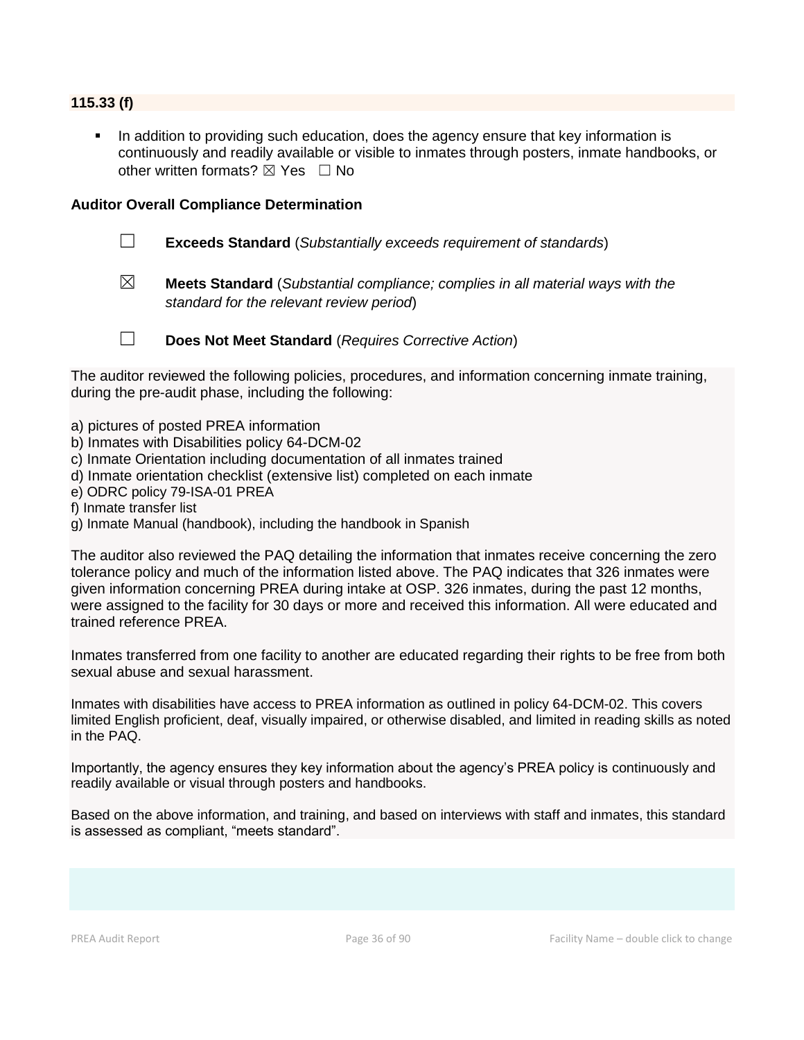**115.33 (f)**

- In addition to providing such education, does the agency ensure that key information is continuously and readily available or visible to inmates through posters, inmate handbooks, or other written formats? ☒ Yes ☐ No

**Auditor Overall Compliance Determination**

☐ **Exceeds Standard** (*Substantially exceeds requirement of standards*)

☒ **Meets Standard** (*Substantial compliance; complies in all material ways with the standard for the relevant review period*)

☐ **Does Not Meet Standard** (*Requires Corrective Action*)

The auditor reviewed the following policies, procedures, and information concerning inmate training, during the pre-audit phase, including the following:

a) pictures of posted PREA information
b) Inmates with Disabilities policy 64-DCM-02
c) Inmate Orientation including documentation of all inmates trained
d) Inmate orientation checklist (extensive list) completed on each inmate
e) ODRC policy 79-ISA-01 PREA
f) Inmate transfer list
g) Inmate Manual (handbook), including the handbook in Spanish

The auditor also reviewed the PAQ detailing the information that inmates receive concerning the zero tolerance policy and much of the information listed above. The PAQ indicates that 326 inmates were given information concerning PREA during intake at OSP. 326 inmates, during the past 12 months, were assigned to the facility for 30 days or more and received this information. All were educated and trained reference PREA.

Inmates transferred from one facility to another are educated regarding their rights to be free from both sexual abuse and sexual harassment.

Inmates with disabilities have access to PREA information as outlined in policy 64-DCM-02. This covers limited English proficient, deaf, visually impaired, or otherwise disabled, and limited in reading skills as noted in the PAQ.

Importantly, the agency ensures they key information about the agency's PREA policy is continuously and readily available or visual through posters and handbooks.

Based on the above information, and training, and based on interviews with staff and inmates, this standard is assessed as compliant, "meets standard".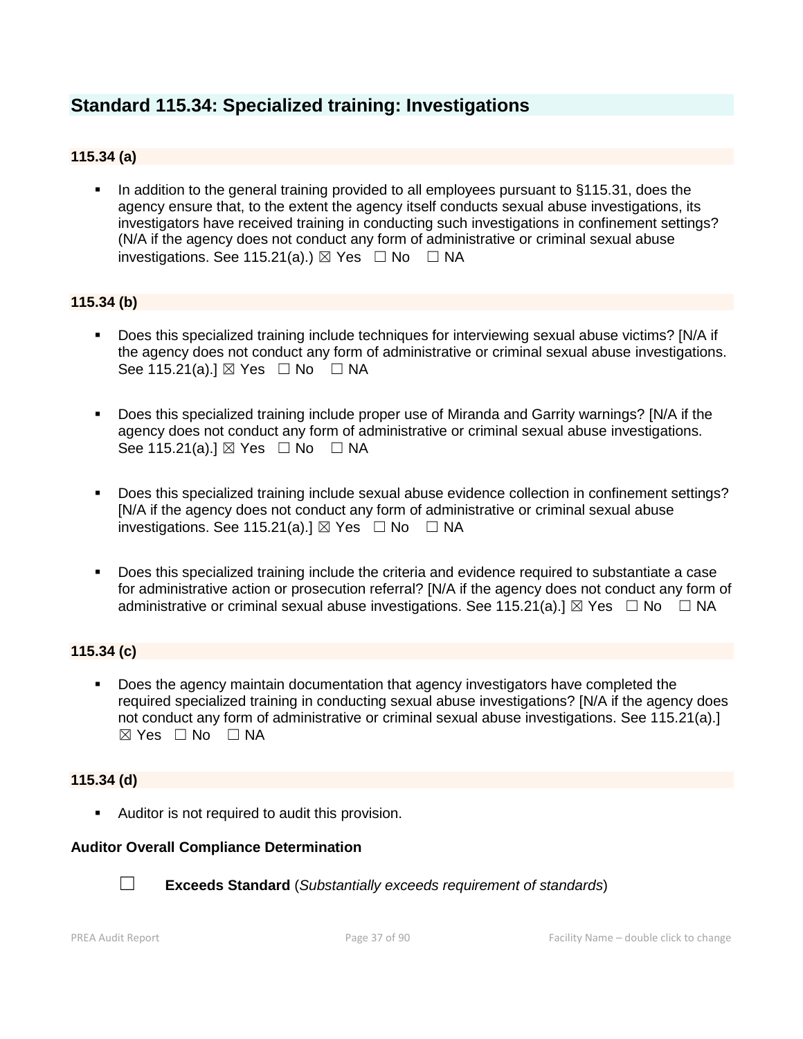## Standard 115.34: Specialized training: Investigations

### 115.34 (a)

- In addition to the general training provided to all employees pursuant to §115.31, does the agency ensure that, to the extent the agency itself conducts sexual abuse investigations, its investigators have received training in conducting such investigations in confinement settings? (N/A if the agency does not conduct any form of administrative or criminal sexual abuse investigations. See 115.21(a).) ☒ Yes ☐ No ☐ NA

### 115.34 (b)

- Does this specialized training include techniques for interviewing sexual abuse victims? [N/A if the agency does not conduct any form of administrative or criminal sexual abuse investigations. See 115.21(a).] ☒ Yes ☐ No ☐ NA

- Does this specialized training include proper use of Miranda and Garrity warnings? [N/A if the agency does not conduct any form of administrative or criminal sexual abuse investigations. See 115.21(a).] ☒ Yes ☐ No ☐ NA

- Does this specialized training include sexual abuse evidence collection in confinement settings? [N/A if the agency does not conduct any form of administrative or criminal sexual abuse investigations. See 115.21(a).] ☒ Yes ☐ No ☐ NA

- Does this specialized training include the criteria and evidence required to substantiate a case for administrative action or prosecution referral? [N/A if the agency does not conduct any form of administrative or criminal sexual abuse investigations. See 115.21(a).] ☒ Yes ☐ No ☐ NA

### 115.34 (c)

- Does the agency maintain documentation that agency investigators have completed the required specialized training in conducting sexual abuse investigations? [N/A if the agency does not conduct any form of administrative or criminal sexual abuse investigations. See 115.21(a).] ☒ Yes ☐ No ☐ NA

### 115.34 (d)

- Auditor is not required to audit this provision.

**Auditor Overall Compliance Determination**

☐ **Exceeds Standard** (*Substantially exceeds requirement of standards*)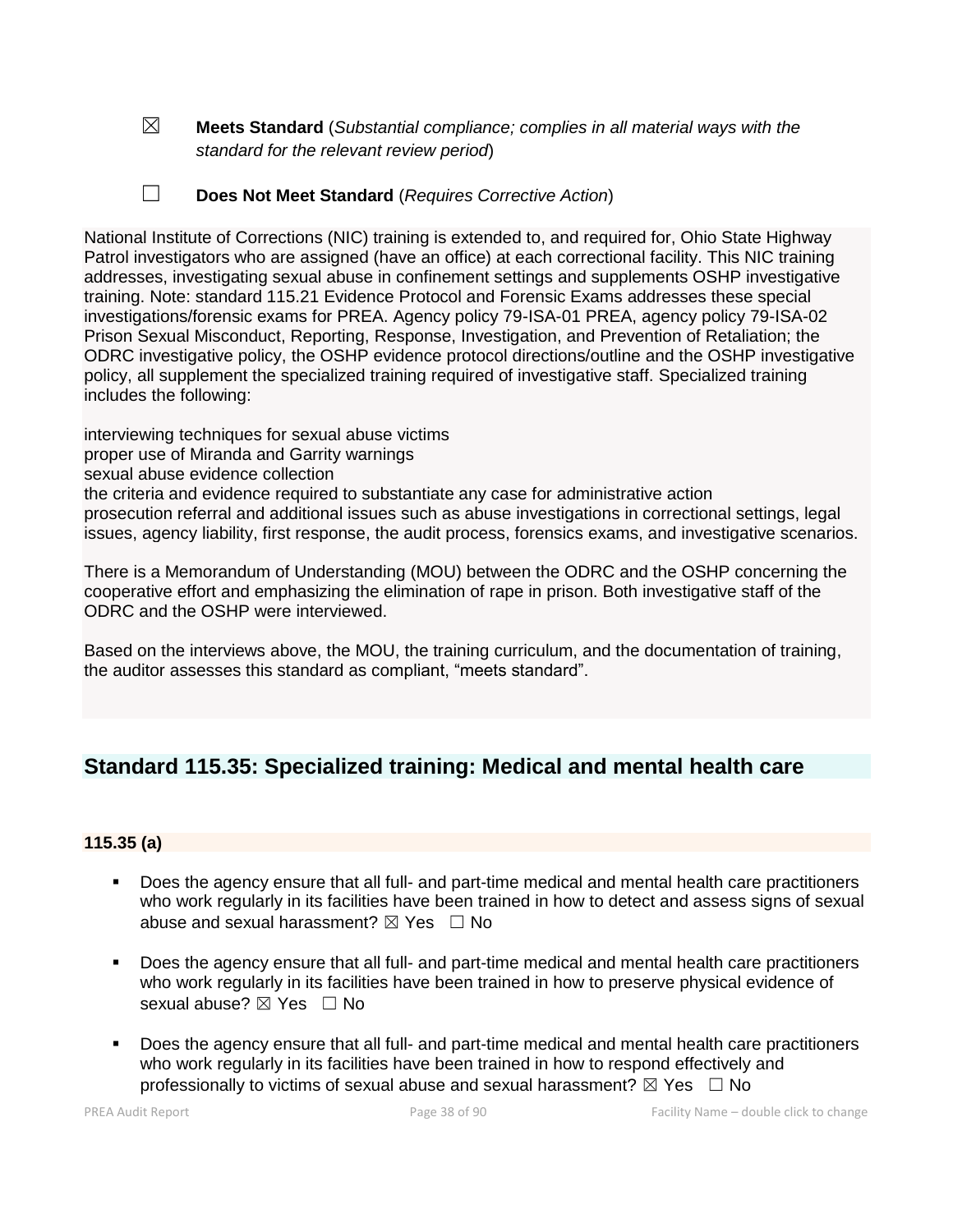☒ **Meets Standard** (*Substantial compliance; complies in all material ways with the standard for the relevant review period*)

☐ **Does Not Meet Standard** (*Requires Corrective Action*)

National Institute of Corrections (NIC) training is extended to, and required for, Ohio State Highway Patrol investigators who are assigned (have an office) at each correctional facility. This NIC training addresses, investigating sexual abuse in confinement settings and supplements OSHP investigative training. Note: standard 115.21 Evidence Protocol and Forensic Exams addresses these special investigations/forensic exams for PREA. Agency policy 79-ISA-01 PREA, agency policy 79-ISA-02 Prison Sexual Misconduct, Reporting, Response, Investigation, and Prevention of Retaliation; the ODRC investigative policy, the OSHP evidence protocol directions/outline and the OSHP investigative policy, all supplement the specialized training required of investigative staff. Specialized training includes the following:

interviewing techniques for sexual abuse victims
proper use of Miranda and Garrity warnings
sexual abuse evidence collection
the criteria and evidence required to substantiate any case for administrative action
prosecution referral and additional issues such as abuse investigations in correctional settings, legal issues, agency liability, first response, the audit process, forensics exams, and investigative scenarios.

There is a Memorandum of Understanding (MOU) between the ODRC and the OSHP concerning the cooperative effort and emphasizing the elimination of rape in prison. Both investigative staff of the ODRC and the OSHP were interviewed.

Based on the interviews above, the MOU, the training curriculum, and the documentation of training, the auditor assesses this standard as compliant, "meets standard".

## Standard 115.35: Specialized training: Medical and mental health care

**115.35 (a)**

- Does the agency ensure that all full- and part-time medical and mental health care practitioners who work regularly in its facilities have been trained in how to detect and assess signs of sexual abuse and sexual harassment? ☒ Yes ☐ No
- Does the agency ensure that all full- and part-time medical and mental health care practitioners who work regularly in its facilities have been trained in how to preserve physical evidence of sexual abuse? ☒ Yes ☐ No
- Does the agency ensure that all full- and part-time medical and mental health care practitioners who work regularly in its facilities have been trained in how to respond effectively and professionally to victims of sexual abuse and sexual harassment? ☒ Yes ☐ No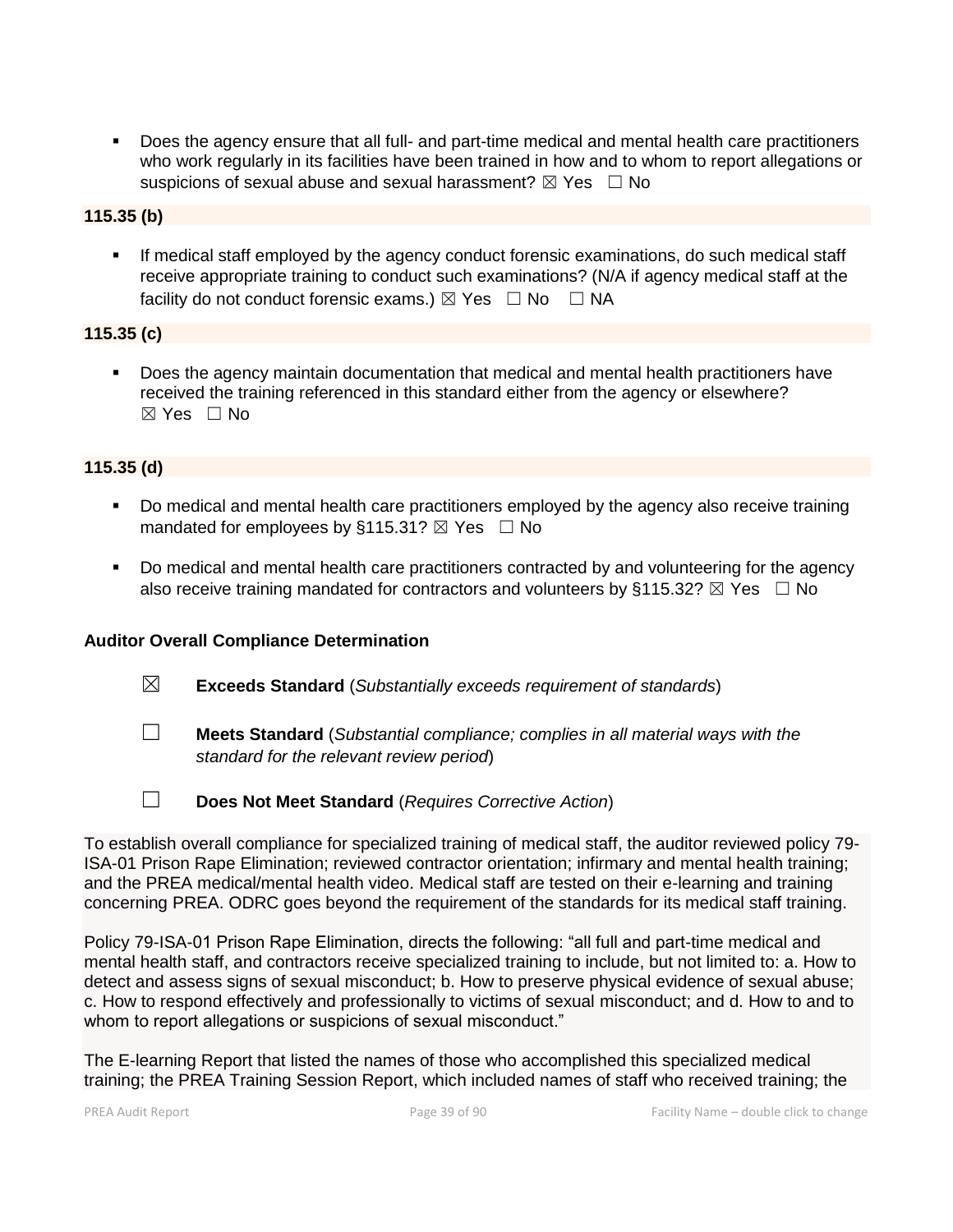- Does the agency ensure that all full- and part-time medical and mental health care practitioners who work regularly in its facilities have been trained in how and to whom to report allegations or suspicions of sexual abuse and sexual harassment? ☒ Yes ☐ No

**115.35 (b)**

- If medical staff employed by the agency conduct forensic examinations, do such medical staff receive appropriate training to conduct such examinations? (N/A if agency medical staff at the facility do not conduct forensic exams.) ☒ Yes ☐ No ☐ NA

**115.35 (c)**

- Does the agency maintain documentation that medical and mental health practitioners have received the training referenced in this standard either from the agency or elsewhere? ☒ Yes ☐ No

**115.35 (d)**

- Do medical and mental health care practitioners employed by the agency also receive training mandated for employees by §115.31? ☒ Yes ☐ No

- Do medical and mental health care practitioners contracted by and volunteering for the agency also receive training mandated for contractors and volunteers by §115.32? ☒ Yes ☐ No

**Auditor Overall Compliance Determination**

☒ **Exceeds Standard** (*Substantially exceeds requirement of standards*)

☐ **Meets Standard** (*Substantial compliance; complies in all material ways with the standard for the relevant review period*)

☐ **Does Not Meet Standard** (*Requires Corrective Action*)

To establish overall compliance for specialized training of medical staff, the auditor reviewed policy 79-ISA-01 Prison Rape Elimination; reviewed contractor orientation; infirmary and mental health training; and the PREA medical/mental health video. Medical staff are tested on their e-learning and training concerning PREA. ODRC goes beyond the requirement of the standards for its medical staff training.

Policy 79-ISA-01 Prison Rape Elimination, directs the following: "all full and part-time medical and mental health staff, and contractors receive specialized training to include, but not limited to: a. How to detect and assess signs of sexual misconduct; b. How to preserve physical evidence of sexual abuse; c. How to respond effectively and professionally to victims of sexual misconduct; and d. How to and to whom to report allegations or suspicions of sexual misconduct."

The E-learning Report that listed the names of those who accomplished this specialized medical training; the PREA Training Session Report, which included names of staff who received training; the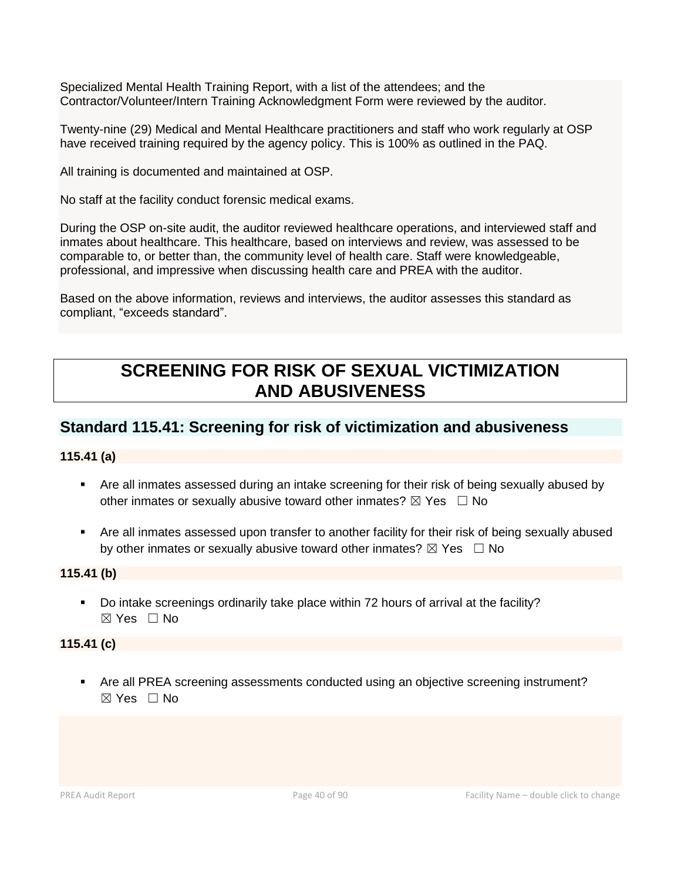Specialized Mental Health Training Report, with a list of the attendees; and the Contractor/Volunteer/Intern Training Acknowledgment Form were reviewed by the auditor.

Twenty-nine (29) Medical and Mental Healthcare practitioners and staff who work regularly at OSP have received training required by the agency policy. This is 100% as outlined in the PAQ.

All training is documented and maintained at OSP.

No staff at the facility conduct forensic medical exams.

During the OSP on-site audit, the auditor reviewed healthcare operations, and interviewed staff and inmates about healthcare. This healthcare, based on interviews and review, was assessed to be comparable to, or better than, the community level of health care. Staff were knowledgeable, professional, and impressive when discussing health care and PREA with the auditor.

Based on the above information, reviews and interviews, the auditor assesses this standard as compliant, "exceeds standard".

# SCREENING FOR RISK OF SEXUAL VICTIMIZATION AND ABUSIVENESS

## Standard 115.41: Screening for risk of victimization and abusiveness

**115.41 (a)**

- Are all inmates assessed during an intake screening for their risk of being sexually abused by other inmates or sexually abusive toward other inmates? ☒ Yes ☐ No
- Are all inmates assessed upon transfer to another facility for their risk of being sexually abused by other inmates or sexually abusive toward other inmates? ☒ Yes ☐ No

**115.41 (b)**

- Do intake screenings ordinarily take place within 72 hours of arrival at the facility? ☒ Yes ☐ No

**115.41 (c)**

- Are all PREA screening assessments conducted using an objective screening instrument? ☒ Yes ☐ No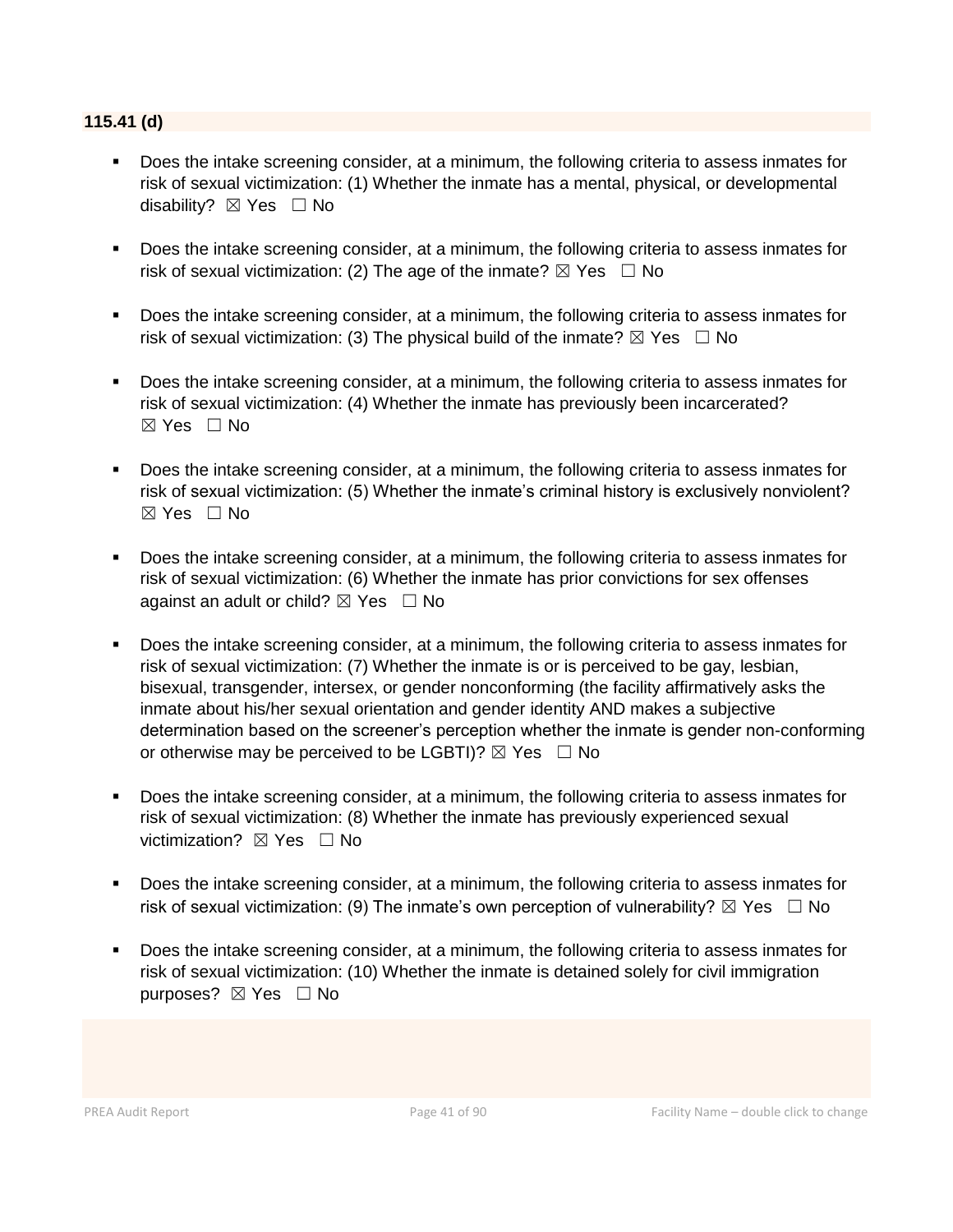**115.41 (d)**

- Does the intake screening consider, at a minimum, the following criteria to assess inmates for risk of sexual victimization: (1) Whether the inmate has a mental, physical, or developmental disability? ☒ Yes ☐ No
- Does the intake screening consider, at a minimum, the following criteria to assess inmates for risk of sexual victimization: (2) The age of the inmate? ☒ Yes ☐ No
- Does the intake screening consider, at a minimum, the following criteria to assess inmates for risk of sexual victimization: (3) The physical build of the inmate? ☒ Yes ☐ No
- Does the intake screening consider, at a minimum, the following criteria to assess inmates for risk of sexual victimization: (4) Whether the inmate has previously been incarcerated? ☒ Yes ☐ No
- Does the intake screening consider, at a minimum, the following criteria to assess inmates for risk of sexual victimization: (5) Whether the inmate's criminal history is exclusively nonviolent? ☒ Yes ☐ No
- Does the intake screening consider, at a minimum, the following criteria to assess inmates for risk of sexual victimization: (6) Whether the inmate has prior convictions for sex offenses against an adult or child? ☒ Yes ☐ No
- Does the intake screening consider, at a minimum, the following criteria to assess inmates for risk of sexual victimization: (7) Whether the inmate is or is perceived to be gay, lesbian, bisexual, transgender, intersex, or gender nonconforming (the facility affirmatively asks the inmate about his/her sexual orientation and gender identity AND makes a subjective determination based on the screener's perception whether the inmate is gender non-conforming or otherwise may be perceived to be LGBTI)? ☒ Yes ☐ No
- Does the intake screening consider, at a minimum, the following criteria to assess inmates for risk of sexual victimization: (8) Whether the inmate has previously experienced sexual victimization? ☒ Yes ☐ No
- Does the intake screening consider, at a minimum, the following criteria to assess inmates for risk of sexual victimization: (9) The inmate's own perception of vulnerability? ☒ Yes ☐ No
- Does the intake screening consider, at a minimum, the following criteria to assess inmates for risk of sexual victimization: (10) Whether the inmate is detained solely for civil immigration purposes? ☒ Yes ☐ No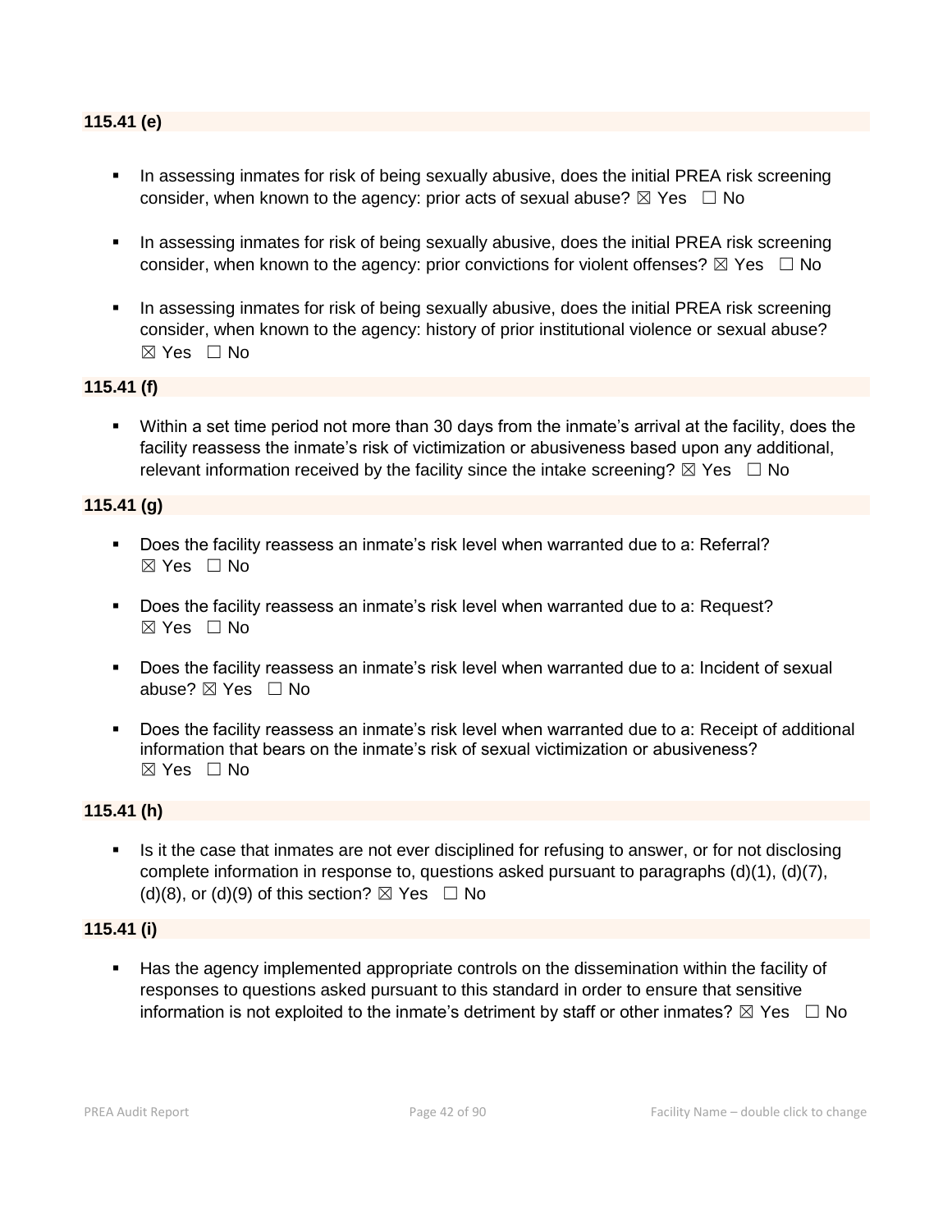**115.41 (e)**

- In assessing inmates for risk of being sexually abusive, does the initial PREA risk screening consider, when known to the agency: prior acts of sexual abuse? ☒ Yes ☐ No
- In assessing inmates for risk of being sexually abusive, does the initial PREA risk screening consider, when known to the agency: prior convictions for violent offenses? ☒ Yes ☐ No
- In assessing inmates for risk of being sexually abusive, does the initial PREA risk screening consider, when known to the agency: history of prior institutional violence or sexual abuse? ☒ Yes ☐ No

**115.41 (f)**

- Within a set time period not more than 30 days from the inmate's arrival at the facility, does the facility reassess the inmate's risk of victimization or abusiveness based upon any additional, relevant information received by the facility since the intake screening? ☒ Yes ☐ No

**115.41 (g)**

- Does the facility reassess an inmate's risk level when warranted due to a: Referral? ☒ Yes ☐ No
- Does the facility reassess an inmate's risk level when warranted due to a: Request? ☒ Yes ☐ No
- Does the facility reassess an inmate's risk level when warranted due to a: Incident of sexual abuse? ☒ Yes ☐ No
- Does the facility reassess an inmate's risk level when warranted due to a: Receipt of additional information that bears on the inmate's risk of sexual victimization or abusiveness? ☒ Yes ☐ No

**115.41 (h)**

- Is it the case that inmates are not ever disciplined for refusing to answer, or for not disclosing complete information in response to, questions asked pursuant to paragraphs (d)(1), (d)(7), (d)(8), or (d)(9) of this section? ☒ Yes ☐ No

**115.41 (i)**

- Has the agency implemented appropriate controls on the dissemination within the facility of responses to questions asked pursuant to this standard in order to ensure that sensitive information is not exploited to the inmate's detriment by staff or other inmates? ☒ Yes ☐ No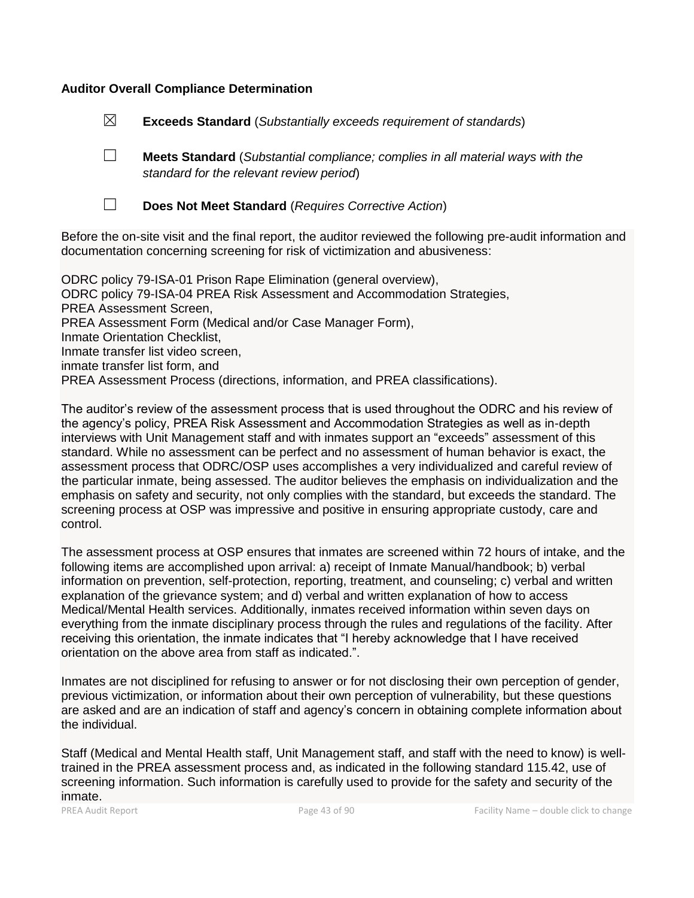**Auditor Overall Compliance Determination**

☒ **Exceeds Standard** (*Substantially exceeds requirement of standards*)

☐ **Meets Standard** (*Substantial compliance; complies in all material ways with the standard for the relevant review period*)

☐ **Does Not Meet Standard** (*Requires Corrective Action*)

Before the on-site visit and the final report, the auditor reviewed the following pre-audit information and documentation concerning screening for risk of victimization and abusiveness:

ODRC policy 79-ISA-01 Prison Rape Elimination (general overview),
ODRC policy 79-ISA-04 PREA Risk Assessment and Accommodation Strategies,
PREA Assessment Screen,
PREA Assessment Form (Medical and/or Case Manager Form),
Inmate Orientation Checklist,
Inmate transfer list video screen,
inmate transfer list form, and
PREA Assessment Process (directions, information, and PREA classifications).

The auditor's review of the assessment process that is used throughout the ODRC and his review of the agency's policy, PREA Risk Assessment and Accommodation Strategies as well as in-depth interviews with Unit Management staff and with inmates support an "exceeds" assessment of this standard. While no assessment can be perfect and no assessment of human behavior is exact, the assessment process that ODRC/OSP uses accomplishes a very individualized and careful review of the particular inmate, being assessed. The auditor believes the emphasis on individualization and the emphasis on safety and security, not only complies with the standard, but exceeds the standard. The screening process at OSP was impressive and positive in ensuring appropriate custody, care and control.

The assessment process at OSP ensures that inmates are screened within 72 hours of intake, and the following items are accomplished upon arrival: a) receipt of Inmate Manual/handbook; b) verbal information on prevention, self-protection, reporting, treatment, and counseling; c) verbal and written explanation of the grievance system; and d) verbal and written explanation of how to access Medical/Mental Health services. Additionally, inmates received information within seven days on everything from the inmate disciplinary process through the rules and regulations of the facility. After receiving this orientation, the inmate indicates that "I hereby acknowledge that I have received orientation on the above area from staff as indicated.".

Inmates are not disciplined for refusing to answer or for not disclosing their own perception of gender, previous victimization, or information about their own perception of vulnerability, but these questions are asked and are an indication of staff and agency's concern in obtaining complete information about the individual.

Staff (Medical and Mental Health staff, Unit Management staff, and staff with the need to know) is well-trained in the PREA assessment process and, as indicated in the following standard 115.42, use of screening information. Such information is carefully used to provide for the safety and security of the inmate.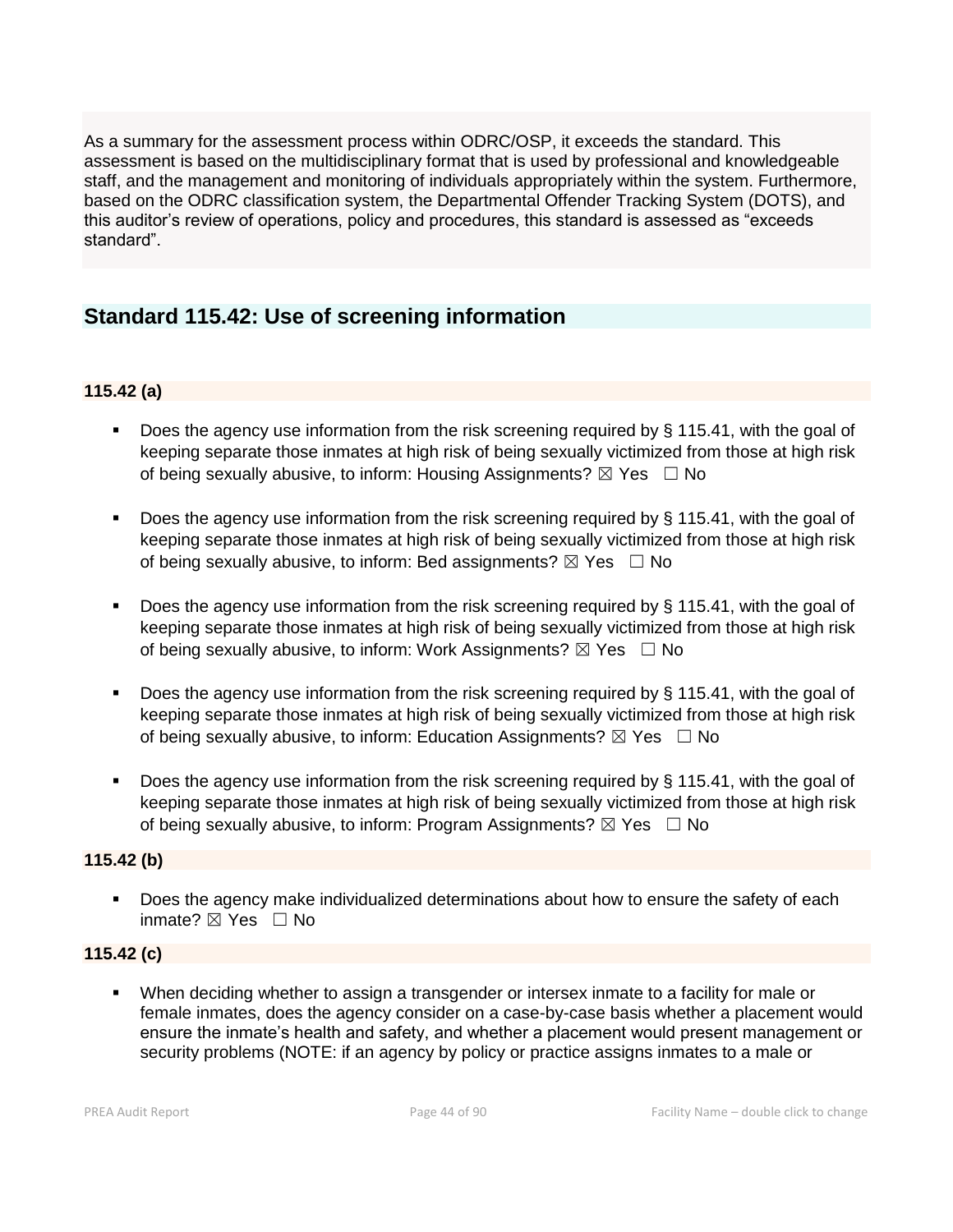As a summary for the assessment process within ODRC/OSP, it exceeds the standard. This assessment is based on the multidisciplinary format that is used by professional and knowledgeable staff, and the management and monitoring of individuals appropriately within the system. Furthermore, based on the ODRC classification system, the Departmental Offender Tracking System (DOTS), and this auditor's review of operations, policy and procedures, this standard is assessed as "exceeds standard".

## Standard 115.42: Use of screening information

### 115.42 (a)

- Does the agency use information from the risk screening required by § 115.41, with the goal of keeping separate those inmates at high risk of being sexually victimized from those at high risk of being sexually abusive, to inform: Housing Assignments? ☒ Yes ☐ No
- Does the agency use information from the risk screening required by § 115.41, with the goal of keeping separate those inmates at high risk of being sexually victimized from those at high risk of being sexually abusive, to inform: Bed assignments? ☒ Yes ☐ No
- Does the agency use information from the risk screening required by § 115.41, with the goal of keeping separate those inmates at high risk of being sexually victimized from those at high risk of being sexually abusive, to inform: Work Assignments? ☒ Yes ☐ No
- Does the agency use information from the risk screening required by § 115.41, with the goal of keeping separate those inmates at high risk of being sexually victimized from those at high risk of being sexually abusive, to inform: Education Assignments? ☒ Yes ☐ No
- Does the agency use information from the risk screening required by § 115.41, with the goal of keeping separate those inmates at high risk of being sexually victimized from those at high risk of being sexually abusive, to inform: Program Assignments? ☒ Yes ☐ No

### 115.42 (b)

- Does the agency make individualized determinations about how to ensure the safety of each inmate? ☒ Yes ☐ No

### 115.42 (c)

- When deciding whether to assign a transgender or intersex inmate to a facility for male or female inmates, does the agency consider on a case-by-case basis whether a placement would ensure the inmate's health and safety, and whether a placement would present management or security problems (NOTE: if an agency by policy or practice assigns inmates to a male or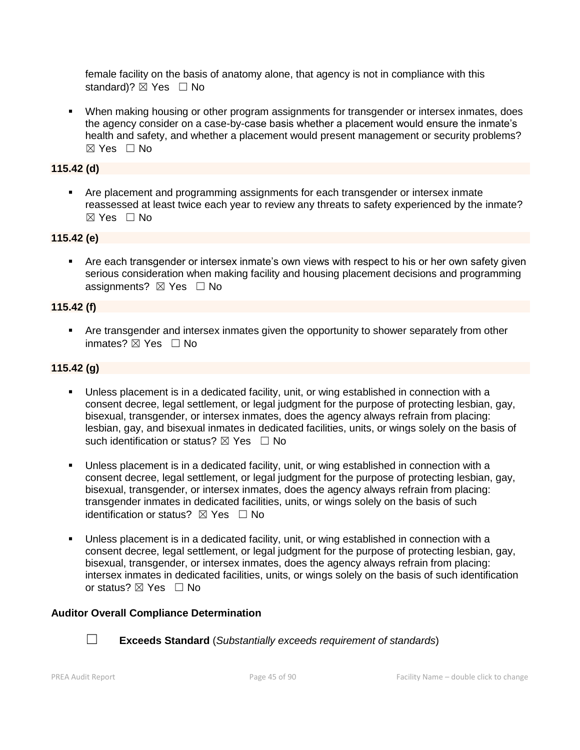female facility on the basis of anatomy alone, that agency is not in compliance with this standard)? ☒ Yes ☐ No

- When making housing or other program assignments for transgender or intersex inmates, does the agency consider on a case-by-case basis whether a placement would ensure the inmate's health and safety, and whether a placement would present management or security problems? ☒ Yes ☐ No

**115.42 (d)**

- Are placement and programming assignments for each transgender or intersex inmate reassessed at least twice each year to review any threats to safety experienced by the inmate? ☒ Yes ☐ No

**115.42 (e)**

- Are each transgender or intersex inmate's own views with respect to his or her own safety given serious consideration when making facility and housing placement decisions and programming assignments? ☒ Yes ☐ No

**115.42 (f)**

- Are transgender and intersex inmates given the opportunity to shower separately from other inmates? ☒ Yes ☐ No

**115.42 (g)**

- Unless placement is in a dedicated facility, unit, or wing established in connection with a consent decree, legal settlement, or legal judgment for the purpose of protecting lesbian, gay, bisexual, transgender, or intersex inmates, does the agency always refrain from placing: lesbian, gay, and bisexual inmates in dedicated facilities, units, or wings solely on the basis of such identification or status? ☒ Yes ☐ No

- Unless placement is in a dedicated facility, unit, or wing established in connection with a consent decree, legal settlement, or legal judgment for the purpose of protecting lesbian, gay, bisexual, transgender, or intersex inmates, does the agency always refrain from placing: transgender inmates in dedicated facilities, units, or wings solely on the basis of such identification or status? ☒ Yes ☐ No

- Unless placement is in a dedicated facility, unit, or wing established in connection with a consent decree, legal settlement, or legal judgment for the purpose of protecting lesbian, gay, bisexual, transgender, or intersex inmates, does the agency always refrain from placing: intersex inmates in dedicated facilities, units, or wings solely on the basis of such identification or status? ☒ Yes ☐ No

**Auditor Overall Compliance Determination**

☐ **Exceeds Standard** (*Substantially exceeds requirement of standards*)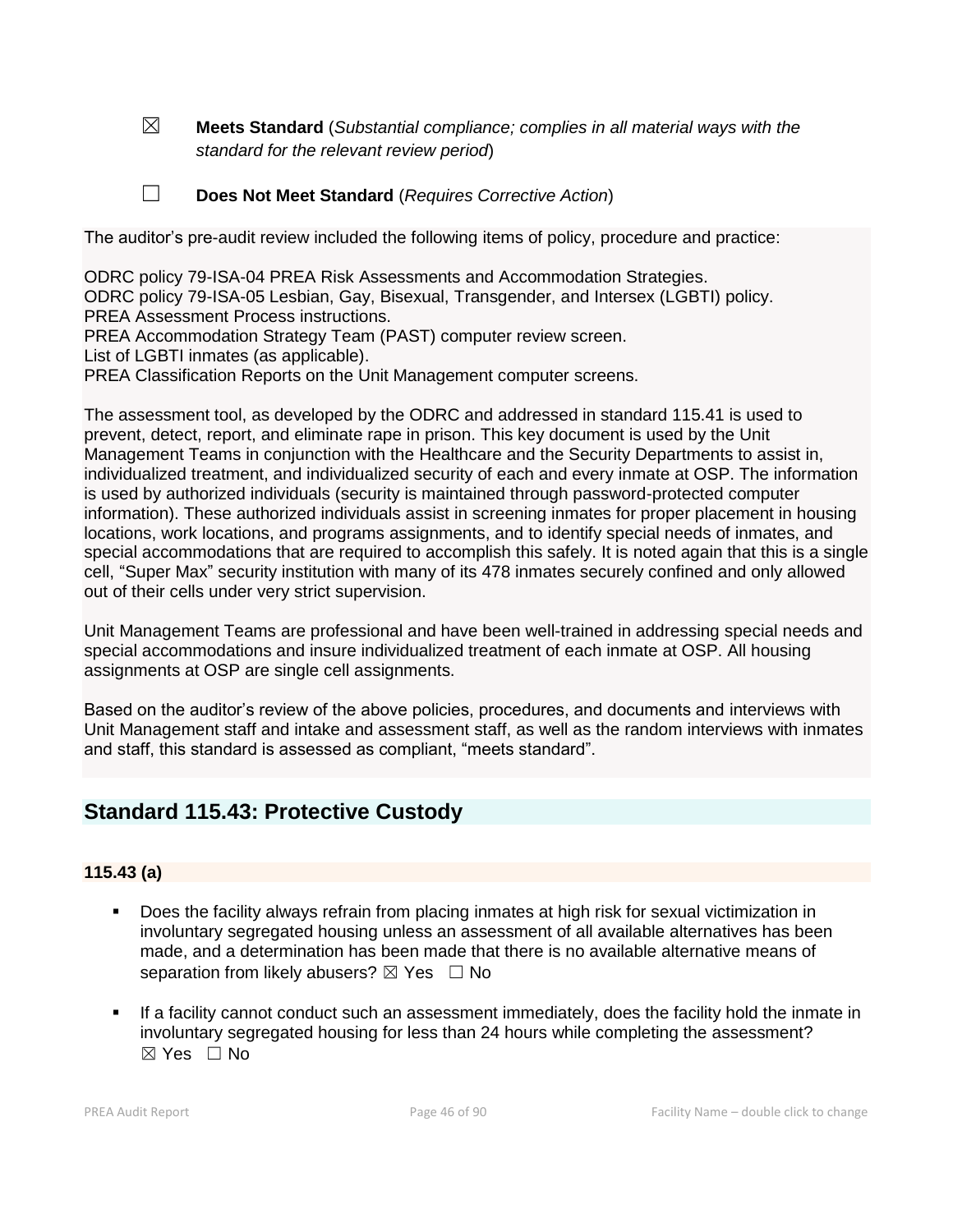☒ **Meets Standard** (*Substantial compliance; complies in all material ways with the standard for the relevant review period*)

☐ **Does Not Meet Standard** (*Requires Corrective Action*)

The auditor's pre-audit review included the following items of policy, procedure and practice:

ODRC policy 79-ISA-04 PREA Risk Assessments and Accommodation Strategies.
ODRC policy 79-ISA-05 Lesbian, Gay, Bisexual, Transgender, and Intersex (LGBTI) policy.
PREA Assessment Process instructions.
PREA Accommodation Strategy Team (PAST) computer review screen.
List of LGBTI inmates (as applicable).
PREA Classification Reports on the Unit Management computer screens.

The assessment tool, as developed by the ODRC and addressed in standard 115.41 is used to prevent, detect, report, and eliminate rape in prison. This key document is used by the Unit Management Teams in conjunction with the Healthcare and the Security Departments to assist in, individualized treatment, and individualized security of each and every inmate at OSP. The information is used by authorized individuals (security is maintained through password-protected computer information). These authorized individuals assist in screening inmates for proper placement in housing locations, work locations, and programs assignments, and to identify special needs of inmates, and special accommodations that are required to accomplish this safely. It is noted again that this is a single cell, "Super Max" security institution with many of its 478 inmates securely confined and only allowed out of their cells under very strict supervision.

Unit Management Teams are professional and have been well-trained in addressing special needs and special accommodations and insure individualized treatment of each inmate at OSP. All housing assignments at OSP are single cell assignments.

Based on the auditor's review of the above policies, procedures, and documents and interviews with Unit Management staff and intake and assessment staff, as well as the random interviews with inmates and staff, this standard is assessed as compliant, "meets standard".

## Standard 115.43: Protective Custody

### 115.43 (a)

- Does the facility always refrain from placing inmates at high risk for sexual victimization in involuntary segregated housing unless an assessment of all available alternatives has been made, and a determination has been made that there is no available alternative means of separation from likely abusers? ☒ Yes ☐ No

- If a facility cannot conduct such an assessment immediately, does the facility hold the inmate in involuntary segregated housing for less than 24 hours while completing the assessment? ☒ Yes ☐ No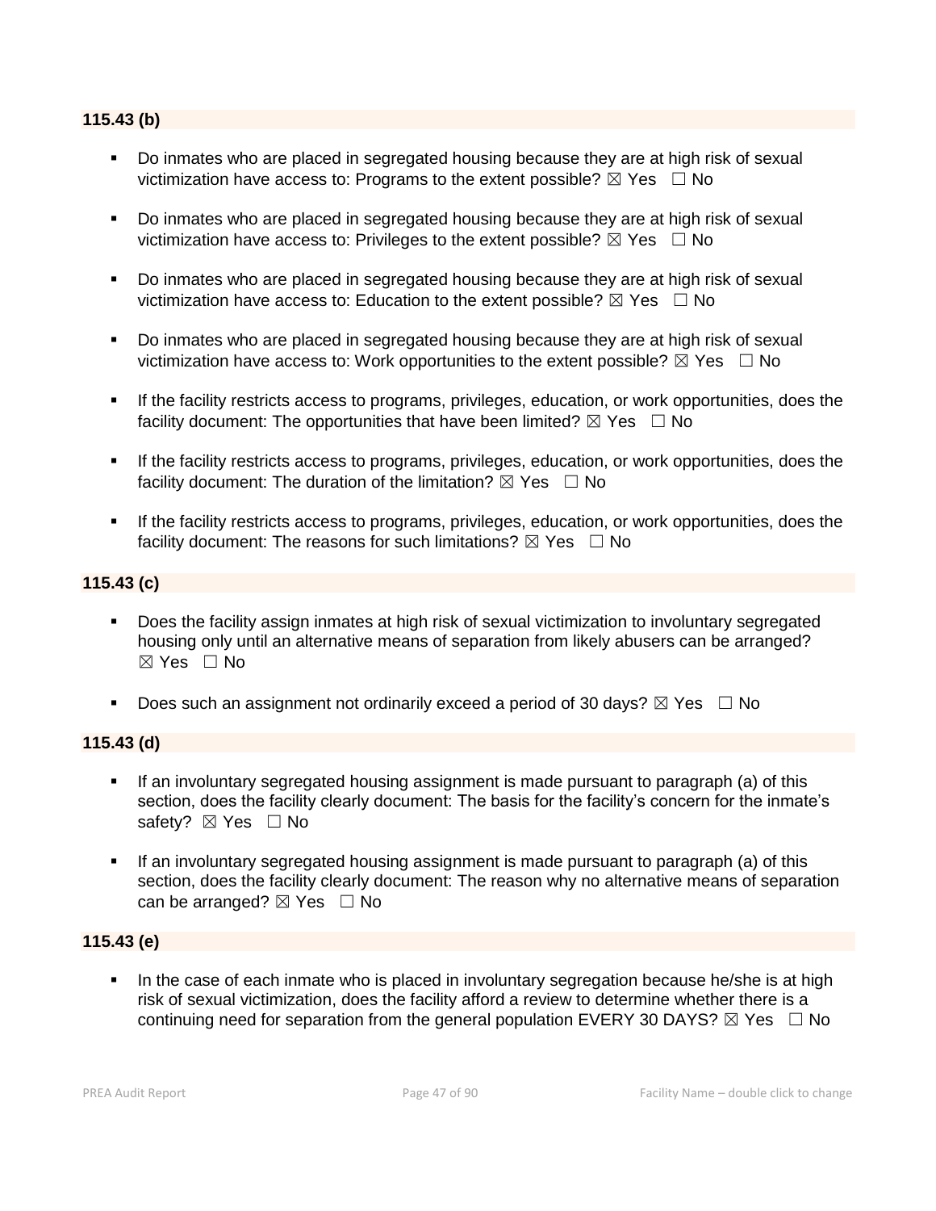**115.43 (b)**

- Do inmates who are placed in segregated housing because they are at high risk of sexual victimization have access to: Programs to the extent possible? ☒ Yes ☐ No
- Do inmates who are placed in segregated housing because they are at high risk of sexual victimization have access to: Privileges to the extent possible? ☒ Yes ☐ No
- Do inmates who are placed in segregated housing because they are at high risk of sexual victimization have access to: Education to the extent possible? ☒ Yes ☐ No
- Do inmates who are placed in segregated housing because they are at high risk of sexual victimization have access to: Work opportunities to the extent possible? ☒ Yes ☐ No
- If the facility restricts access to programs, privileges, education, or work opportunities, does the facility document: The opportunities that have been limited? ☒ Yes ☐ No
- If the facility restricts access to programs, privileges, education, or work opportunities, does the facility document: The duration of the limitation? ☒ Yes ☐ No
- If the facility restricts access to programs, privileges, education, or work opportunities, does the facility document: The reasons for such limitations? ☒ Yes ☐ No

**115.43 (c)**

- Does the facility assign inmates at high risk of sexual victimization to involuntary segregated housing only until an alternative means of separation from likely abusers can be arranged? ☒ Yes ☐ No
- Does such an assignment not ordinarily exceed a period of 30 days? ☒ Yes ☐ No

**115.43 (d)**

- If an involuntary segregated housing assignment is made pursuant to paragraph (a) of this section, does the facility clearly document: The basis for the facility's concern for the inmate's safety? ☒ Yes ☐ No
- If an involuntary segregated housing assignment is made pursuant to paragraph (a) of this section, does the facility clearly document: The reason why no alternative means of separation can be arranged? ☒ Yes ☐ No

**115.43 (e)**

- In the case of each inmate who is placed in involuntary segregation because he/she is at high risk of sexual victimization, does the facility afford a review to determine whether there is a continuing need for separation from the general population EVERY 30 DAYS? ☒ Yes ☐ No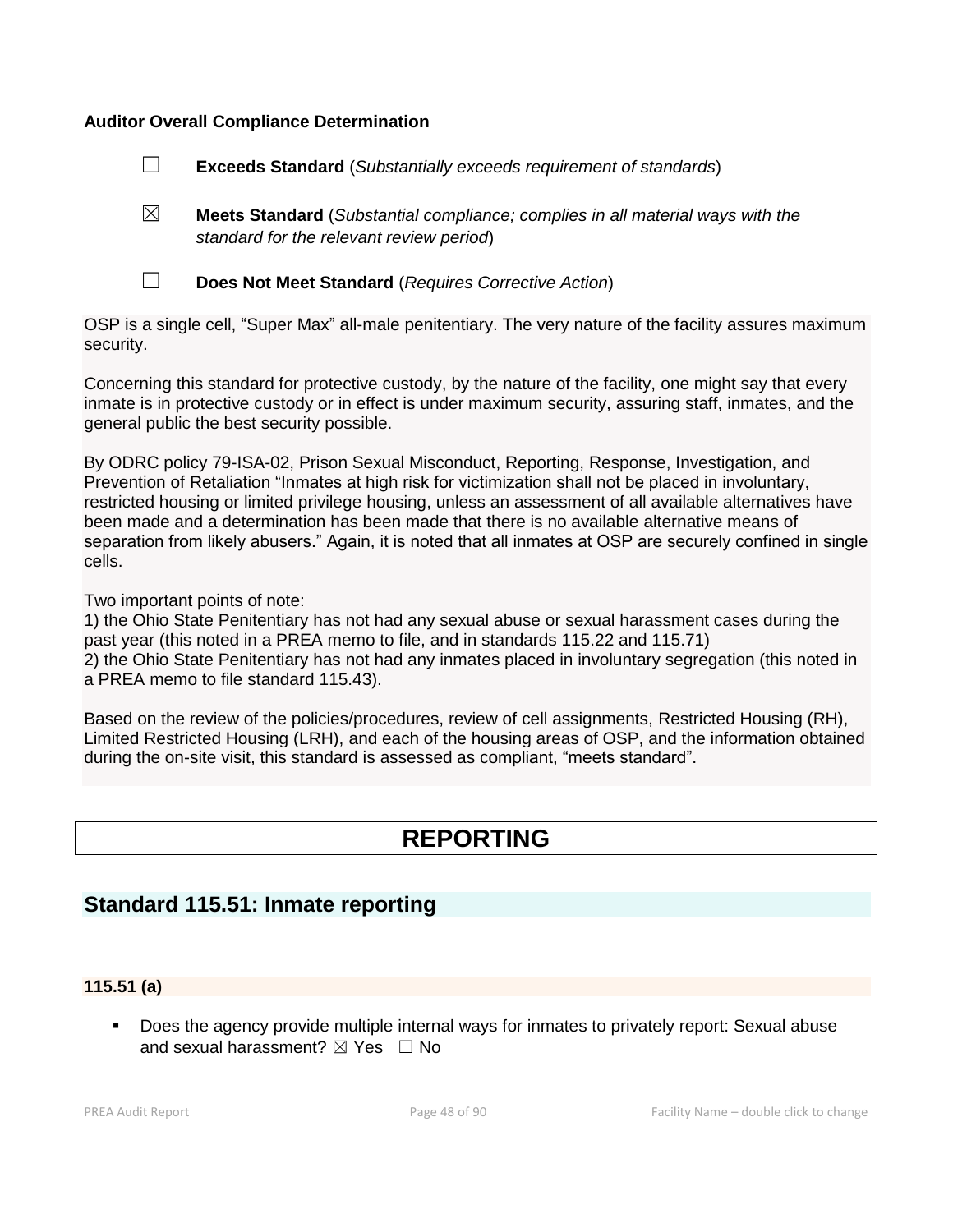**Auditor Overall Compliance Determination**

☐ **Exceeds Standard** (*Substantially exceeds requirement of standards*)

☒ **Meets Standard** (*Substantial compliance; complies in all material ways with the standard for the relevant review period*)

☐ **Does Not Meet Standard** (*Requires Corrective Action*)

OSP is a single cell, "Super Max" all-male penitentiary. The very nature of the facility assures maximum security.

Concerning this standard for protective custody, by the nature of the facility, one might say that every inmate is in protective custody or in effect is under maximum security, assuring staff, inmates, and the general public the best security possible.

By ODRC policy 79-ISA-02, Prison Sexual Misconduct, Reporting, Response, Investigation, and Prevention of Retaliation "Inmates at high risk for victimization shall not be placed in involuntary, restricted housing or limited privilege housing, unless an assessment of all available alternatives have been made and a determination has been made that there is no available alternative means of separation from likely abusers." Again, it is noted that all inmates at OSP are securely confined in single cells.

Two important points of note:
1) the Ohio State Penitentiary has not had any sexual abuse or sexual harassment cases during the past year (this noted in a PREA memo to file, and in standards 115.22 and 115.71)
2) the Ohio State Penitentiary has not had any inmates placed in involuntary segregation (this noted in a PREA memo to file standard 115.43).

Based on the review of the policies/procedures, review of cell assignments, Restricted Housing (RH), Limited Restricted Housing (LRH), and each of the housing areas of OSP, and the information obtained during the on-site visit, this standard is assessed as compliant, "meets standard".

# REPORTING

## Standard 115.51: Inmate reporting

### 115.51 (a)

- Does the agency provide multiple internal ways for inmates to privately report: Sexual abuse and sexual harassment? ☒ Yes ☐ No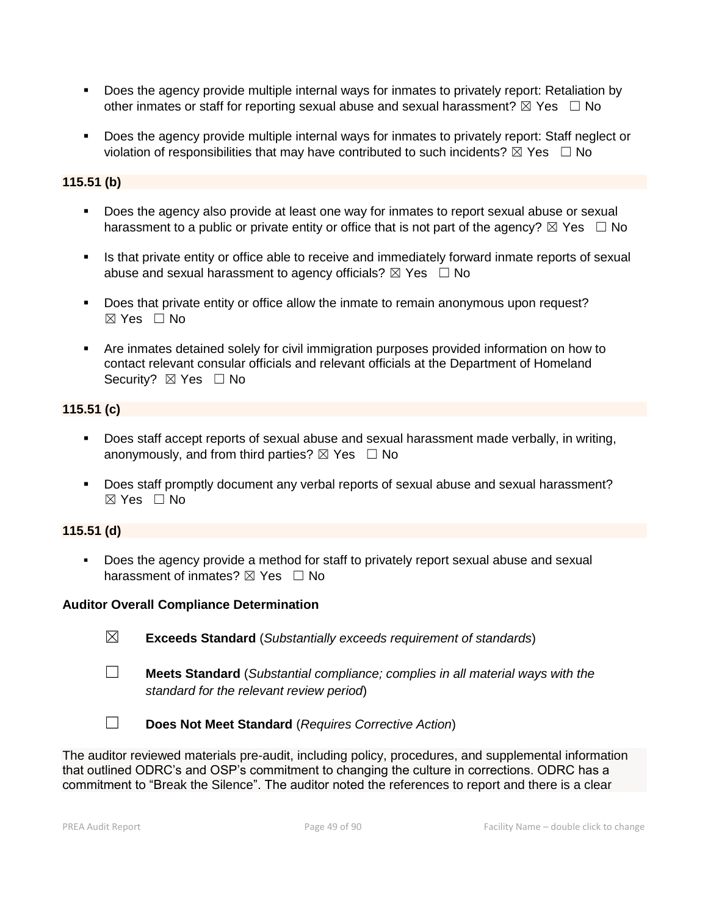- Does the agency provide multiple internal ways for inmates to privately report: Retaliation by other inmates or staff for reporting sexual abuse and sexual harassment? ☒ Yes ☐ No

- Does the agency provide multiple internal ways for inmates to privately report: Staff neglect or violation of responsibilities that may have contributed to such incidents? ☒ Yes ☐ No

**115.51 (b)**

- Does the agency also provide at least one way for inmates to report sexual abuse or sexual harassment to a public or private entity or office that is not part of the agency? ☒ Yes ☐ No

- Is that private entity or office able to receive and immediately forward inmate reports of sexual abuse and sexual harassment to agency officials? ☒ Yes ☐ No

- Does that private entity or office allow the inmate to remain anonymous upon request? ☒ Yes ☐ No

- Are inmates detained solely for civil immigration purposes provided information on how to contact relevant consular officials and relevant officials at the Department of Homeland Security? ☒ Yes ☐ No

**115.51 (c)**

- Does staff accept reports of sexual abuse and sexual harassment made verbally, in writing, anonymously, and from third parties? ☒ Yes ☐ No

- Does staff promptly document any verbal reports of sexual abuse and sexual harassment? ☒ Yes ☐ No

**115.51 (d)**

- Does the agency provide a method for staff to privately report sexual abuse and sexual harassment of inmates? ☒ Yes ☐ No

**Auditor Overall Compliance Determination**

☒ **Exceeds Standard** (*Substantially exceeds requirement of standards*)

☐ **Meets Standard** (*Substantial compliance; complies in all material ways with the standard for the relevant review period*)

☐ **Does Not Meet Standard** (*Requires Corrective Action*)

The auditor reviewed materials pre-audit, including policy, procedures, and supplemental information that outlined ODRC's and OSP's commitment to changing the culture in corrections. ODRC has a commitment to "Break the Silence". The auditor noted the references to report and there is a clear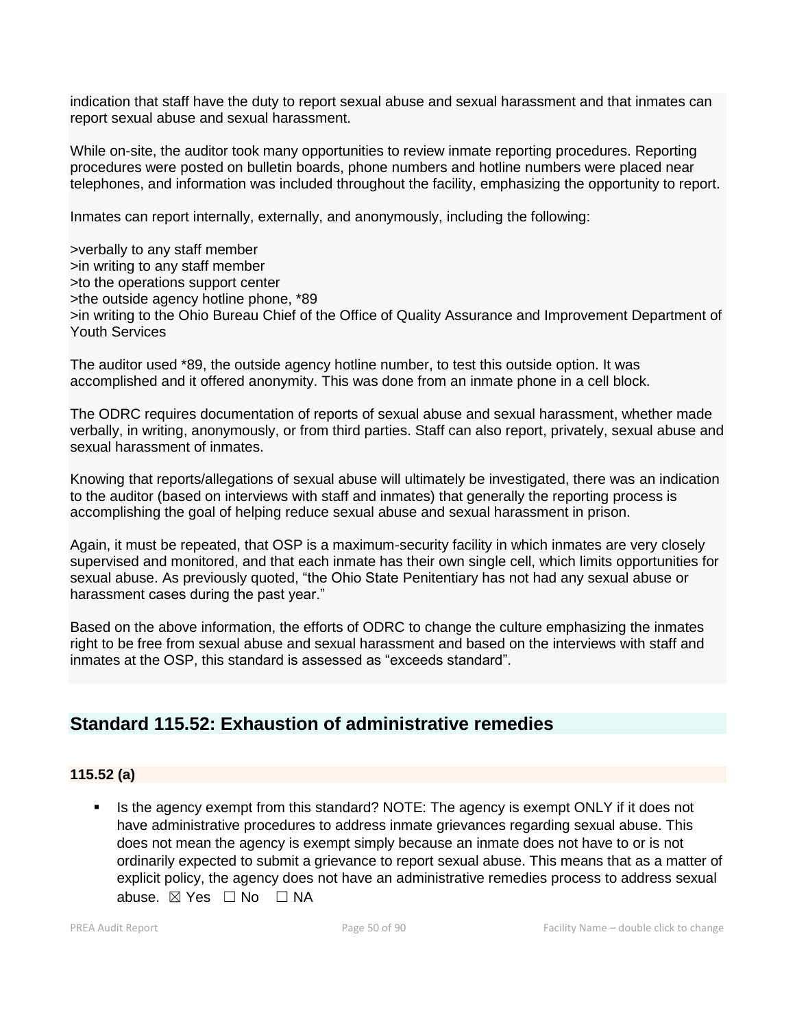indication that staff have the duty to report sexual abuse and sexual harassment and that inmates can report sexual abuse and sexual harassment.

While on-site, the auditor took many opportunities to review inmate reporting procedures. Reporting procedures were posted on bulletin boards, phone numbers and hotline numbers were placed near telephones, and information was included throughout the facility, emphasizing the opportunity to report.

Inmates can report internally, externally, and anonymously, including the following:

>verbally to any staff member
>in writing to any staff member
>to the operations support center
>the outside agency hotline phone, *89
>in writing to the Ohio Bureau Chief of the Office of Quality Assurance and Improvement Department of Youth Services

The auditor used *89, the outside agency hotline number, to test this outside option. It was accomplished and it offered anonymity. This was done from an inmate phone in a cell block.

The ODRC requires documentation of reports of sexual abuse and sexual harassment, whether made verbally, in writing, anonymously, or from third parties. Staff can also report, privately, sexual abuse and sexual harassment of inmates.

Knowing that reports/allegations of sexual abuse will ultimately be investigated, there was an indication to the auditor (based on interviews with staff and inmates) that generally the reporting process is accomplishing the goal of helping reduce sexual abuse and sexual harassment in prison.

Again, it must be repeated, that OSP is a maximum-security facility in which inmates are very closely supervised and monitored, and that each inmate has their own single cell, which limits opportunities for sexual abuse. As previously quoted, "the Ohio State Penitentiary has not had any sexual abuse or harassment cases during the past year."

Based on the above information, the efforts of ODRC to change the culture emphasizing the inmates right to be free from sexual abuse and sexual harassment and based on the interviews with staff and inmates at the OSP, this standard is assessed as "exceeds standard".

## Standard 115.52: Exhaustion of administrative remedies

### 115.52 (a)

- Is the agency exempt from this standard? NOTE: The agency is exempt ONLY if it does not have administrative procedures to address inmate grievances regarding sexual abuse. This does not mean the agency is exempt simply because an inmate does not have to or is not ordinarily expected to submit a grievance to report sexual abuse. This means that as a matter of explicit policy, the agency does not have an administrative remedies process to address sexual abuse. ☒ Yes ☐ No ☐ NA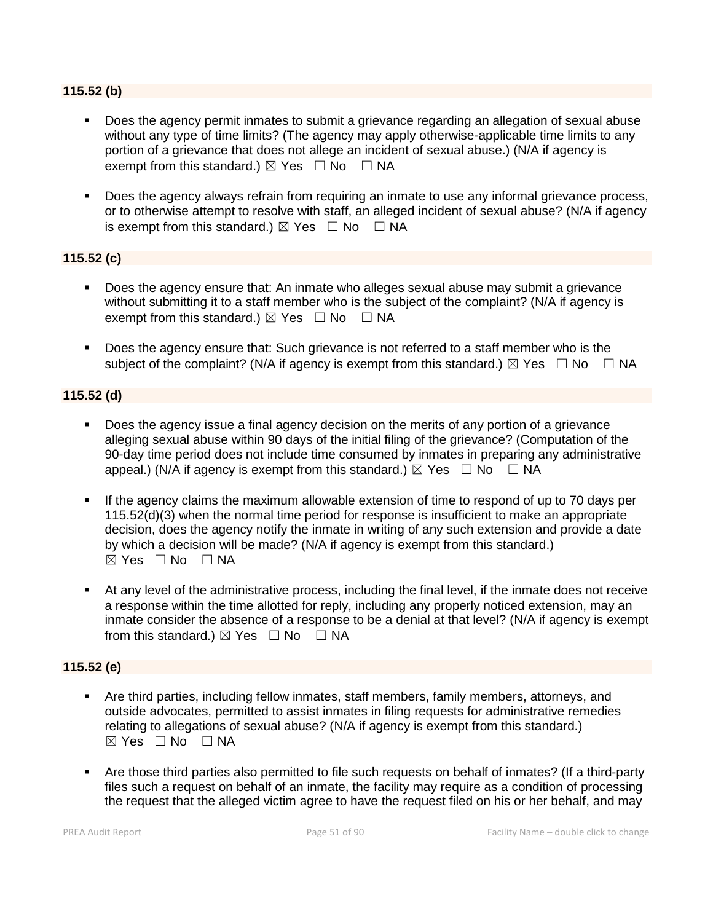**115.52 (b)**

- Does the agency permit inmates to submit a grievance regarding an allegation of sexual abuse without any type of time limits? (The agency may apply otherwise-applicable time limits to any portion of a grievance that does not allege an incident of sexual abuse.) (N/A if agency is exempt from this standard.) ☒ Yes ☐ No ☐ NA

- Does the agency always refrain from requiring an inmate to use any informal grievance process, or to otherwise attempt to resolve with staff, an alleged incident of sexual abuse? (N/A if agency is exempt from this standard.) ☒ Yes ☐ No ☐ NA

**115.52 (c)**

- Does the agency ensure that: An inmate who alleges sexual abuse may submit a grievance without submitting it to a staff member who is the subject of the complaint? (N/A if agency is exempt from this standard.) ☒ Yes ☐ No ☐ NA

- Does the agency ensure that: Such grievance is not referred to a staff member who is the subject of the complaint? (N/A if agency is exempt from this standard.) ☒ Yes ☐ No ☐ NA

**115.52 (d)**

- Does the agency issue a final agency decision on the merits of any portion of a grievance alleging sexual abuse within 90 days of the initial filing of the grievance? (Computation of the 90-day time period does not include time consumed by inmates in preparing any administrative appeal.) (N/A if agency is exempt from this standard.) ☒ Yes ☐ No ☐ NA

- If the agency claims the maximum allowable extension of time to respond of up to 70 days per 115.52(d)(3) when the normal time period for response is insufficient to make an appropriate decision, does the agency notify the inmate in writing of any such extension and provide a date by which a decision will be made? (N/A if agency is exempt from this standard.) ☒ Yes ☐ No ☐ NA

- At any level of the administrative process, including the final level, if the inmate does not receive a response within the time allotted for reply, including any properly noticed extension, may an inmate consider the absence of a response to be a denial at that level? (N/A if agency is exempt from this standard.) ☒ Yes ☐ No ☐ NA

**115.52 (e)**

- Are third parties, including fellow inmates, staff members, family members, attorneys, and outside advocates, permitted to assist inmates in filing requests for administrative remedies relating to allegations of sexual abuse? (N/A if agency is exempt from this standard.) ☒ Yes ☐ No ☐ NA

- Are those third parties also permitted to file such requests on behalf of inmates? (If a third-party files such a request on behalf of an inmate, the facility may require as a condition of processing the request that the alleged victim agree to have the request filed on his or her behalf, and may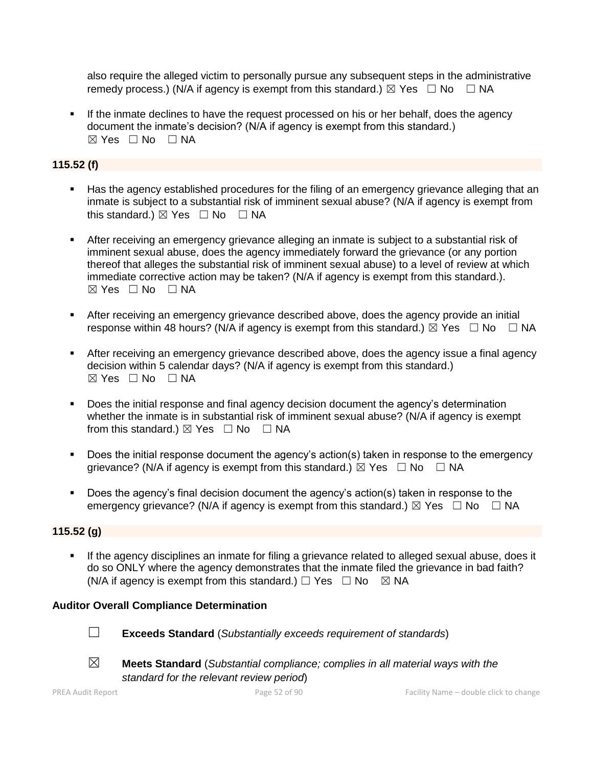also require the alleged victim to personally pursue any subsequent steps in the administrative remedy process.) (N/A if agency is exempt from this standard.) ☒ Yes ☐ No ☐ NA

- If the inmate declines to have the request processed on his or her behalf, does the agency document the inmate's decision? (N/A if agency is exempt from this standard.)
☒ Yes ☐ No ☐ NA

**115.52 (f)**

- Has the agency established procedures for the filing of an emergency grievance alleging that an inmate is subject to a substantial risk of imminent sexual abuse? (N/A if agency is exempt from this standard.) ☒ Yes ☐ No ☐ NA

- After receiving an emergency grievance alleging an inmate is subject to a substantial risk of imminent sexual abuse, does the agency immediately forward the grievance (or any portion thereof that alleges the substantial risk of imminent sexual abuse) to a level of review at which immediate corrective action may be taken? (N/A if agency is exempt from this standard.).
☒ Yes ☐ No ☐ NA

- After receiving an emergency grievance described above, does the agency provide an initial response within 48 hours? (N/A if agency is exempt from this standard.) ☒ Yes ☐ No ☐ NA

- After receiving an emergency grievance described above, does the agency issue a final agency decision within 5 calendar days? (N/A if agency is exempt from this standard.)
☒ Yes ☐ No ☐ NA

- Does the initial response and final agency decision document the agency's determination whether the inmate is in substantial risk of imminent sexual abuse? (N/A if agency is exempt from this standard.) ☒ Yes ☐ No ☐ NA

- Does the initial response document the agency's action(s) taken in response to the emergency grievance? (N/A if agency is exempt from this standard.) ☒ Yes ☐ No ☐ NA

- Does the agency's final decision document the agency's action(s) taken in response to the emergency grievance? (N/A if agency is exempt from this standard.) ☒ Yes ☐ No ☐ NA

**115.52 (g)**

- If the agency disciplines an inmate for filing a grievance related to alleged sexual abuse, does it do so ONLY where the agency demonstrates that the inmate filed the grievance in bad faith? (N/A if agency is exempt from this standard.) ☐ Yes ☐ No ☒ NA

**Auditor Overall Compliance Determination**

☐ **Exceeds Standard** (*Substantially exceeds requirement of standards*)

☒ **Meets Standard** (*Substantial compliance; complies in all material ways with the standard for the relevant review period*)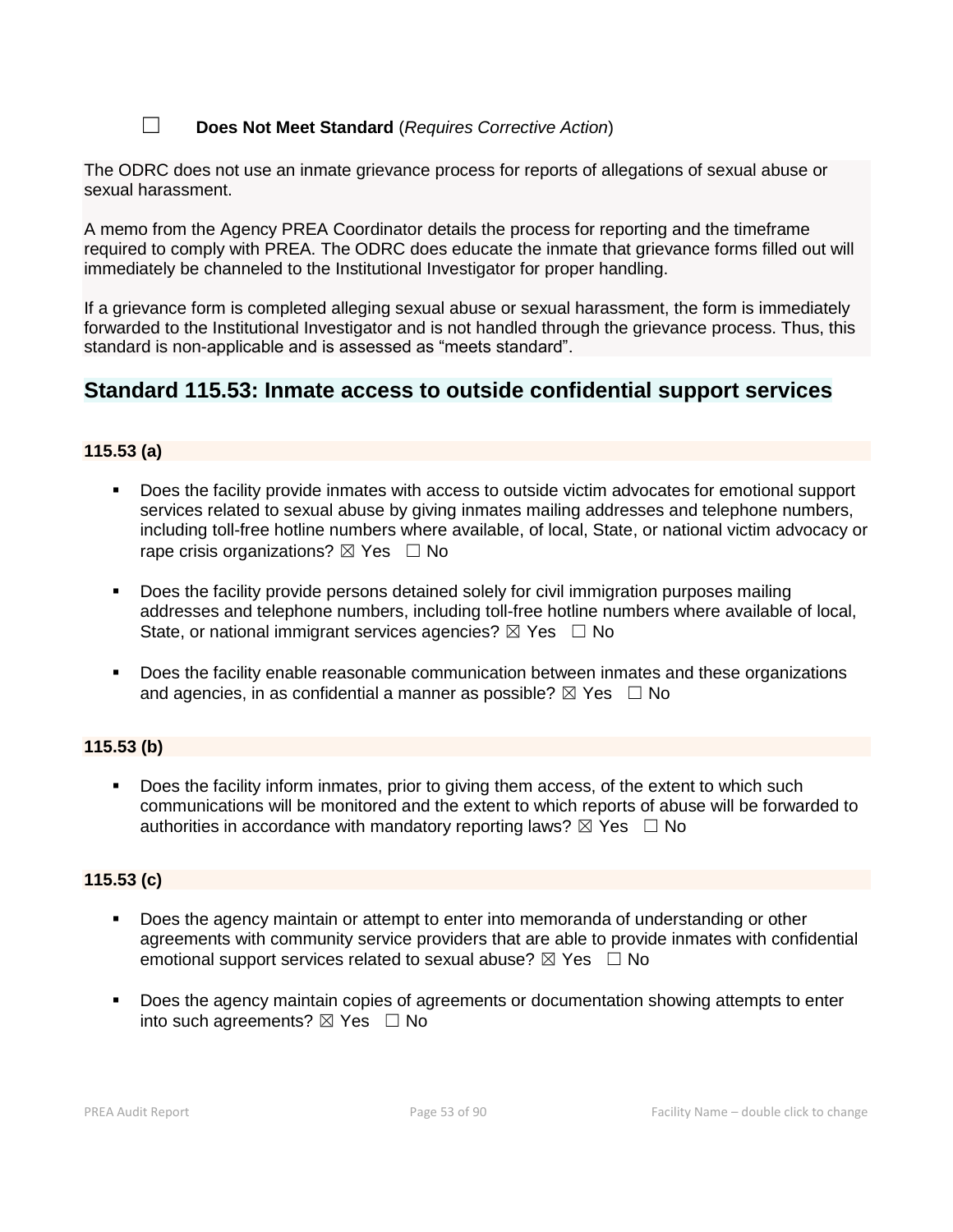☐ **Does Not Meet Standard** (*Requires Corrective Action*)

The ODRC does not use an inmate grievance process for reports of allegations of sexual abuse or sexual harassment.

A memo from the Agency PREA Coordinator details the process for reporting and the timeframe required to comply with PREA. The ODRC does educate the inmate that grievance forms filled out will immediately be channeled to the Institutional Investigator for proper handling.

If a grievance form is completed alleging sexual abuse or sexual harassment, the form is immediately forwarded to the Institutional Investigator and is not handled through the grievance process. Thus, this standard is non-applicable and is assessed as "meets standard".

## Standard 115.53: Inmate access to outside confidential support services

**115.53 (a)**

- Does the facility provide inmates with access to outside victim advocates for emotional support services related to sexual abuse by giving inmates mailing addresses and telephone numbers, including toll-free hotline numbers where available, of local, State, or national victim advocacy or rape crisis organizations? ☒ Yes ☐ No
- Does the facility provide persons detained solely for civil immigration purposes mailing addresses and telephone numbers, including toll-free hotline numbers where available of local, State, or national immigrant services agencies? ☒ Yes ☐ No
- Does the facility enable reasonable communication between inmates and these organizations and agencies, in as confidential a manner as possible? ☒ Yes ☐ No

**115.53 (b)**

- Does the facility inform inmates, prior to giving them access, of the extent to which such communications will be monitored and the extent to which reports of abuse will be forwarded to authorities in accordance with mandatory reporting laws? ☒ Yes ☐ No

**115.53 (c)**

- Does the agency maintain or attempt to enter into memoranda of understanding or other agreements with community service providers that are able to provide inmates with confidential emotional support services related to sexual abuse? ☒ Yes ☐ No
- Does the agency maintain copies of agreements or documentation showing attempts to enter into such agreements? ☒ Yes ☐ No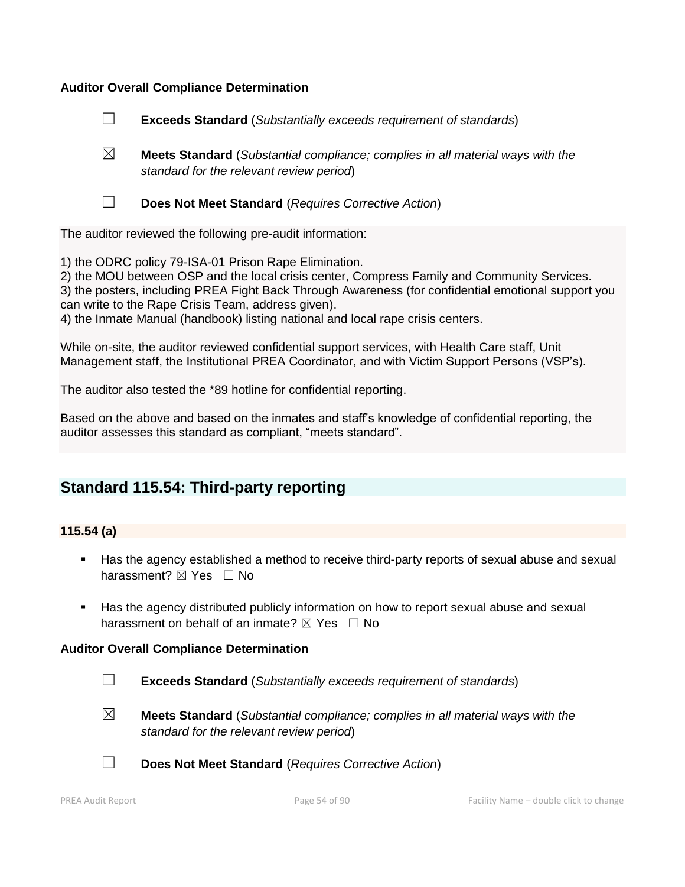**Auditor Overall Compliance Determination**

☐ **Exceeds Standard** (*Substantially exceeds requirement of standards*)

☒ **Meets Standard** (*Substantial compliance; complies in all material ways with the standard for the relevant review period*)

☐ **Does Not Meet Standard** (*Requires Corrective Action*)

The auditor reviewed the following pre-audit information:

1) the ODRC policy 79-ISA-01 Prison Rape Elimination.
2) the MOU between OSP and the local crisis center, Compress Family and Community Services.
3) the posters, including PREA Fight Back Through Awareness (for confidential emotional support you can write to the Rape Crisis Team, address given).
4) the Inmate Manual (handbook) listing national and local rape crisis centers.

While on-site, the auditor reviewed confidential support services, with Health Care staff, Unit Management staff, the Institutional PREA Coordinator, and with Victim Support Persons (VSP's).

The auditor also tested the *89 hotline for confidential reporting.

Based on the above and based on the inmates and staff's knowledge of confidential reporting, the auditor assesses this standard as compliant, "meets standard".

## Standard 115.54: Third-party reporting

### 115.54 (a)

- Has the agency established a method to receive third-party reports of sexual abuse and sexual harassment? ☒ Yes ☐ No
- Has the agency distributed publicly information on how to report sexual abuse and sexual harassment on behalf of an inmate? ☒ Yes ☐ No

**Auditor Overall Compliance Determination**

☐ **Exceeds Standard** (*Substantially exceeds requirement of standards*)

☒ **Meets Standard** (*Substantial compliance; complies in all material ways with the standard for the relevant review period*)

☐ **Does Not Meet Standard** (*Requires Corrective Action*)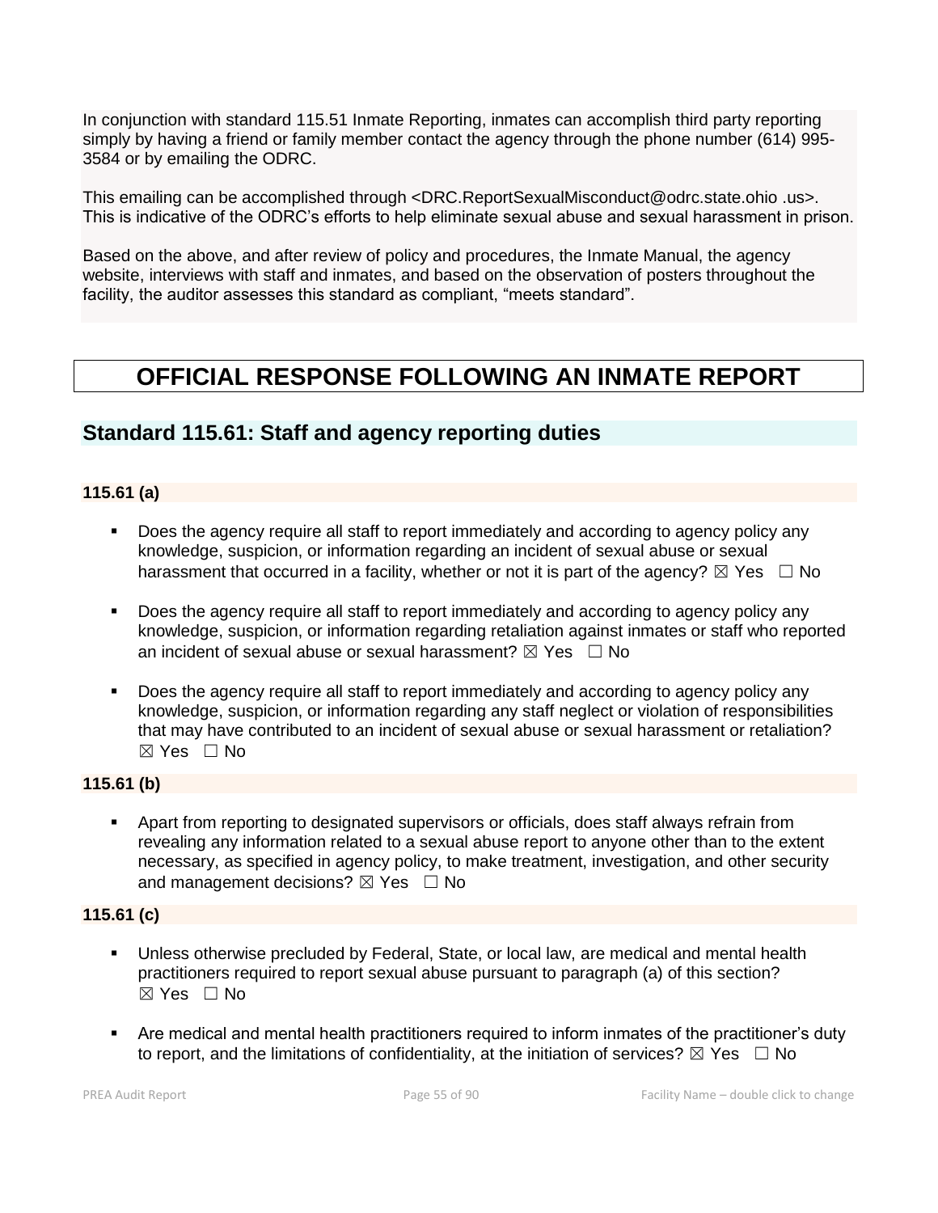In conjunction with standard 115.51 Inmate Reporting, inmates can accomplish third party reporting simply by having a friend or family member contact the agency through the phone number (614) 995-3584 or by emailing the ODRC.

This emailing can be accomplished through <DRC.ReportSexualMisconduct@odrc.state.ohio .us>. This is indicative of the ODRC's efforts to help eliminate sexual abuse and sexual harassment in prison.

Based on the above, and after review of policy and procedures, the Inmate Manual, the agency website, interviews with staff and inmates, and based on the observation of posters throughout the facility, the auditor assesses this standard as compliant, "meets standard".

# OFFICIAL RESPONSE FOLLOWING AN INMATE REPORT

## Standard 115.61: Staff and agency reporting duties

### 115.61 (a)

- Does the agency require all staff to report immediately and according to agency policy any knowledge, suspicion, or information regarding an incident of sexual abuse or sexual harassment that occurred in a facility, whether or not it is part of the agency? ☒ Yes ☐ No

- Does the agency require all staff to report immediately and according to agency policy any knowledge, suspicion, or information regarding retaliation against inmates or staff who reported an incident of sexual abuse or sexual harassment? ☒ Yes ☐ No

- Does the agency require all staff to report immediately and according to agency policy any knowledge, suspicion, or information regarding any staff neglect or violation of responsibilities that may have contributed to an incident of sexual abuse or sexual harassment or retaliation? ☒ Yes ☐ No

### 115.61 (b)

- Apart from reporting to designated supervisors or officials, does staff always refrain from revealing any information related to a sexual abuse report to anyone other than to the extent necessary, as specified in agency policy, to make treatment, investigation, and other security and management decisions? ☒ Yes ☐ No

### 115.61 (c)

- Unless otherwise precluded by Federal, State, or local law, are medical and mental health practitioners required to report sexual abuse pursuant to paragraph (a) of this section? ☒ Yes ☐ No

- Are medical and mental health practitioners required to inform inmates of the practitioner's duty to report, and the limitations of confidentiality, at the initiation of services? ☒ Yes ☐ No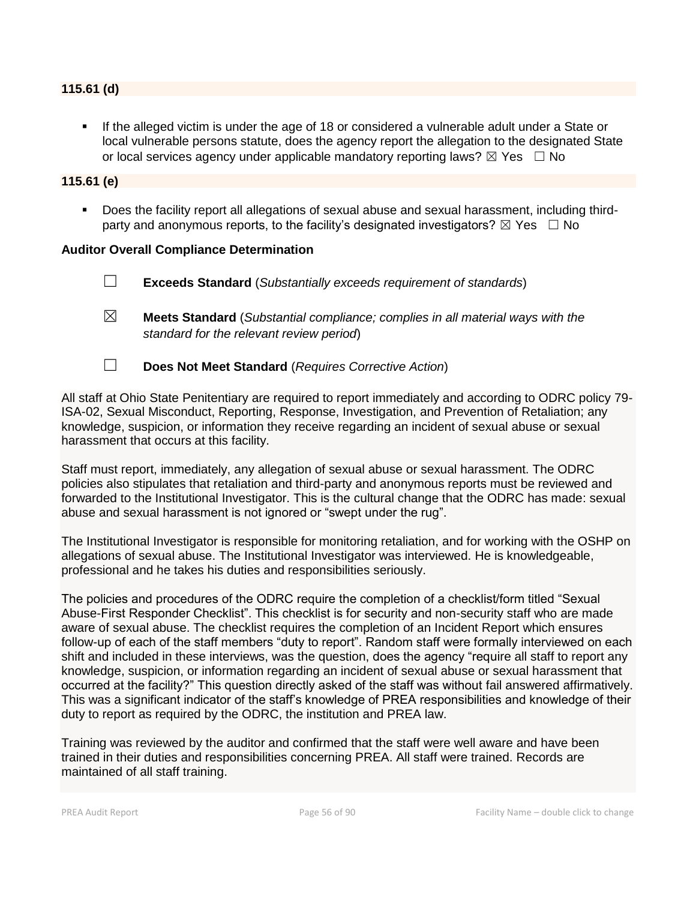**115.61 (d)**

- If the alleged victim is under the age of 18 or considered a vulnerable adult under a State or local vulnerable persons statute, does the agency report the allegation to the designated State or local services agency under applicable mandatory reporting laws? ☒ Yes ☐ No

**115.61 (e)**

- Does the facility report all allegations of sexual abuse and sexual harassment, including third-party and anonymous reports, to the facility's designated investigators? ☒ Yes ☐ No

**Auditor Overall Compliance Determination**

☐ **Exceeds Standard** (*Substantially exceeds requirement of standards*)

☒ **Meets Standard** (*Substantial compliance; complies in all material ways with the standard for the relevant review period*)

☐ **Does Not Meet Standard** (*Requires Corrective Action*)

All staff at Ohio State Penitentiary are required to report immediately and according to ODRC policy 79-ISA-02, Sexual Misconduct, Reporting, Response, Investigation, and Prevention of Retaliation; any knowledge, suspicion, or information they receive regarding an incident of sexual abuse or sexual harassment that occurs at this facility.

Staff must report, immediately, any allegation of sexual abuse or sexual harassment. The ODRC policies also stipulates that retaliation and third-party and anonymous reports must be reviewed and forwarded to the Institutional Investigator. This is the cultural change that the ODRC has made: sexual abuse and sexual harassment is not ignored or "swept under the rug".

The Institutional Investigator is responsible for monitoring retaliation, and for working with the OSHP on allegations of sexual abuse. The Institutional Investigator was interviewed. He is knowledgeable, professional and he takes his duties and responsibilities seriously.

The policies and procedures of the ODRC require the completion of a checklist/form titled "Sexual Abuse-First Responder Checklist". This checklist is for security and non-security staff who are made aware of sexual abuse. The checklist requires the completion of an Incident Report which ensures follow-up of each of the staff members "duty to report". Random staff were formally interviewed on each shift and included in these interviews, was the question, does the agency "require all staff to report any knowledge, suspicion, or information regarding an incident of sexual abuse or sexual harassment that occurred at the facility?" This question directly asked of the staff was without fail answered affirmatively. This was a significant indicator of the staff's knowledge of PREA responsibilities and knowledge of their duty to report as required by the ODRC, the institution and PREA law.

Training was reviewed by the auditor and confirmed that the staff were well aware and have been trained in their duties and responsibilities concerning PREA. All staff were trained. Records are maintained of all staff training.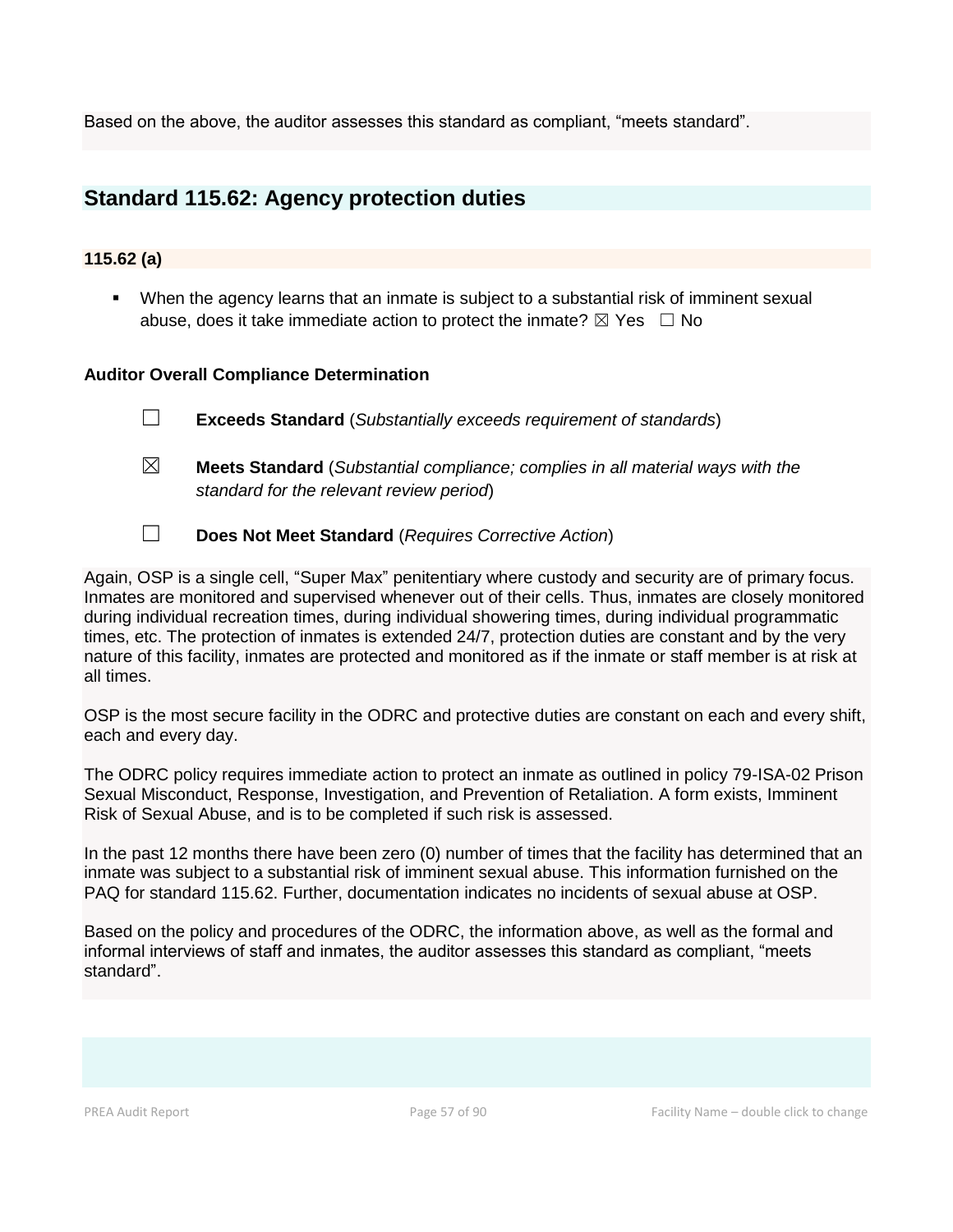Based on the above, the auditor assesses this standard as compliant, “meets standard”.

## Standard 115.62: Agency protection duties

### 115.62 (a)

- When the agency learns that an inmate is subject to a substantial risk of imminent sexual abuse, does it take immediate action to protect the inmate? ☒ Yes ☐ No

**Auditor Overall Compliance Determination**

☐ **Exceeds Standard** (*Substantially exceeds requirement of standards*)

☒ **Meets Standard** (*Substantial compliance; complies in all material ways with the standard for the relevant review period*)

☐ **Does Not Meet Standard** (*Requires Corrective Action*)

Again, OSP is a single cell, “Super Max” penitentiary where custody and security are of primary focus. Inmates are monitored and supervised whenever out of their cells. Thus, inmates are closely monitored during individual recreation times, during individual showering times, during individual programmatic times, etc. The protection of inmates is extended 24/7, protection duties are constant and by the very nature of this facility, inmates are protected and monitored as if the inmate or staff member is at risk at all times.

OSP is the most secure facility in the ODRC and protective duties are constant on each and every shift, each and every day.

The ODRC policy requires immediate action to protect an inmate as outlined in policy 79-ISA-02 Prison Sexual Misconduct, Response, Investigation, and Prevention of Retaliation. A form exists, Imminent Risk of Sexual Abuse, and is to be completed if such risk is assessed.

In the past 12 months there have been zero (0) number of times that the facility has determined that an inmate was subject to a substantial risk of imminent sexual abuse. This information furnished on the PAQ for standard 115.62. Further, documentation indicates no incidents of sexual abuse at OSP.

Based on the policy and procedures of the ODRC, the information above, as well as the formal and informal interviews of staff and inmates, the auditor assesses this standard as compliant, “meets standard”.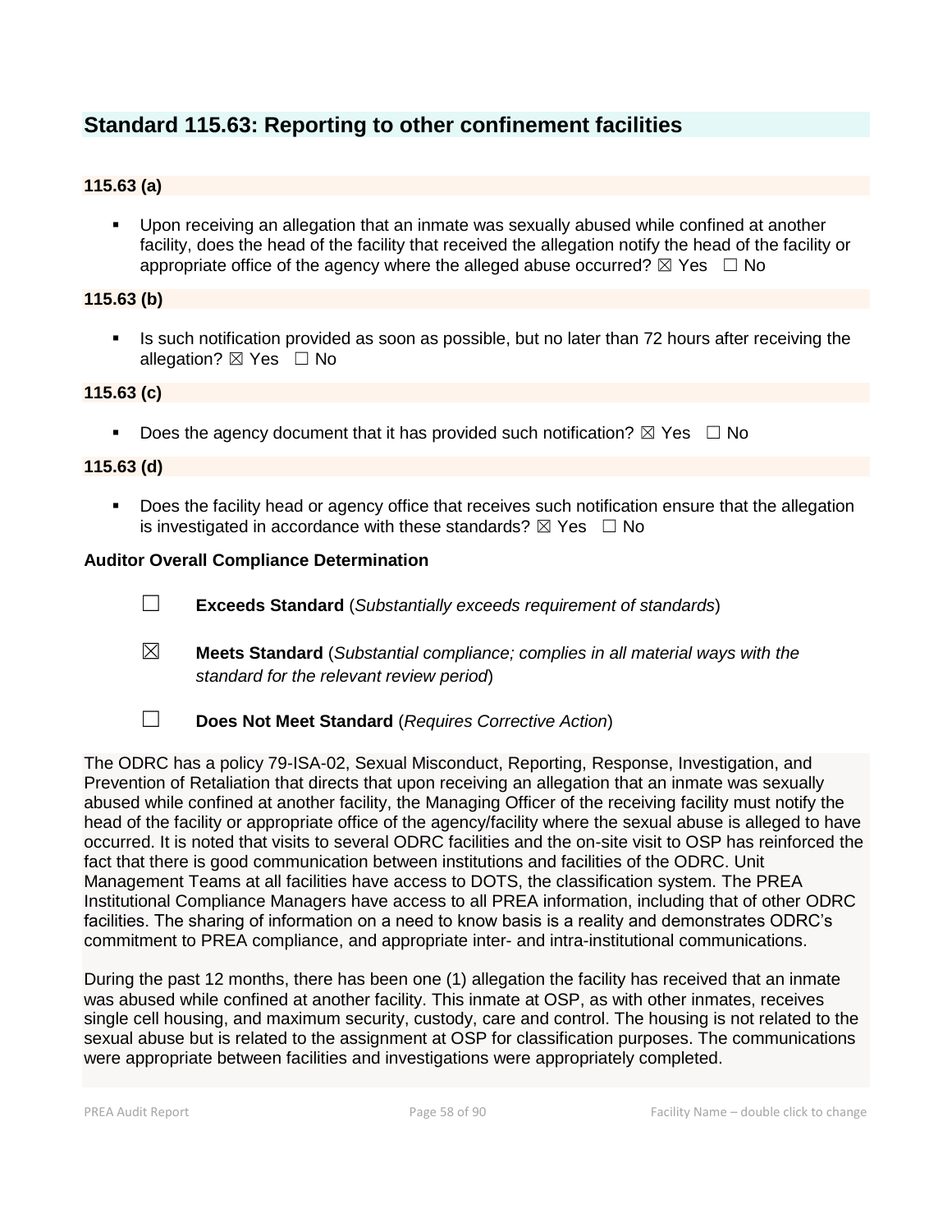## Standard 115.63: Reporting to other confinement facilities

### 115.63 (a)

- Upon receiving an allegation that an inmate was sexually abused while confined at another facility, does the head of the facility that received the allegation notify the head of the facility or appropriate office of the agency where the alleged abuse occurred? ☒ Yes ☐ No

### 115.63 (b)

- Is such notification provided as soon as possible, but no later than 72 hours after receiving the allegation? ☒ Yes ☐ No

### 115.63 (c)

- Does the agency document that it has provided such notification? ☒ Yes ☐ No

### 115.63 (d)

- Does the facility head or agency office that receives such notification ensure that the allegation is investigated in accordance with these standards? ☒ Yes ☐ No

**Auditor Overall Compliance Determination**

☐ **Exceeds Standard** (*Substantially exceeds requirement of standards*)

☒ **Meets Standard** (*Substantial compliance; complies in all material ways with the standard for the relevant review period*)

☐ **Does Not Meet Standard** (*Requires Corrective Action*)

The ODRC has a policy 79-ISA-02, Sexual Misconduct, Reporting, Response, Investigation, and Prevention of Retaliation that directs that upon receiving an allegation that an inmate was sexually abused while confined at another facility, the Managing Officer of the receiving facility must notify the head of the facility or appropriate office of the agency/facility where the sexual abuse is alleged to have occurred. It is noted that visits to several ODRC facilities and the on-site visit to OSP has reinforced the fact that there is good communication between institutions and facilities of the ODRC. Unit Management Teams at all facilities have access to DOTS, the classification system. The PREA Institutional Compliance Managers have access to all PREA information, including that of other ODRC facilities. The sharing of information on a need to know basis is a reality and demonstrates ODRC's commitment to PREA compliance, and appropriate inter- and intra-institutional communications.

During the past 12 months, there has been one (1) allegation the facility has received that an inmate was abused while confined at another facility. This inmate at OSP, as with other inmates, receives single cell housing, and maximum security, custody, care and control. The housing is not related to the sexual abuse but is related to the assignment at OSP for classification purposes. The communications were appropriate between facilities and investigations were appropriately completed.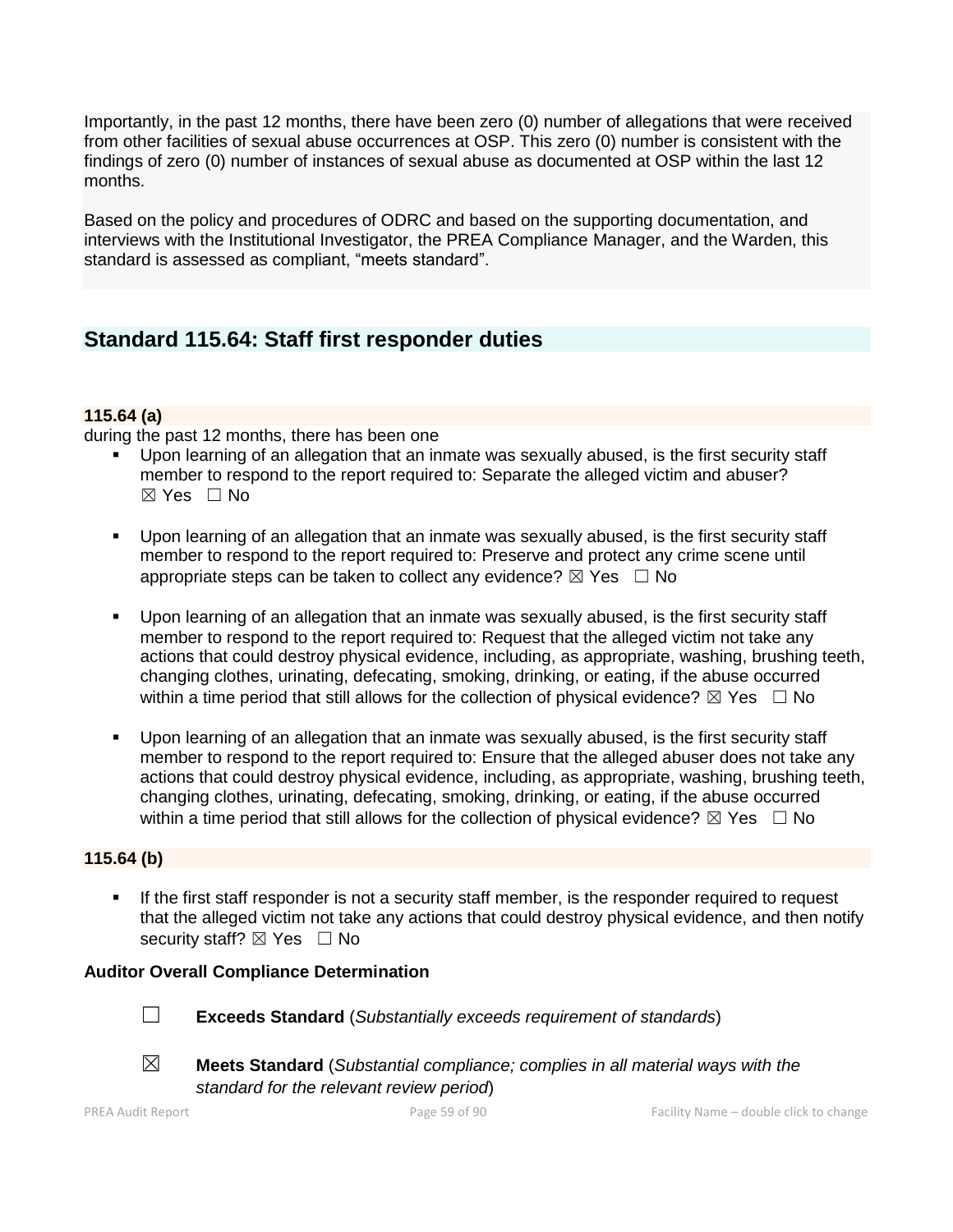Importantly, in the past 12 months, there have been zero (0) number of allegations that were received from other facilities of sexual abuse occurrences at OSP. This zero (0) number is consistent with the findings of zero (0) number of instances of sexual abuse as documented at OSP within the last 12 months.

Based on the policy and procedures of ODRC and based on the supporting documentation, and interviews with the Institutional Investigator, the PREA Compliance Manager, and the Warden, this standard is assessed as compliant, "meets standard".

## Standard 115.64: Staff first responder duties

### 115.64 (a)

during the past 12 months, there has been one

- Upon learning of an allegation that an inmate was sexually abused, is the first security staff member to respond to the report required to: Separate the alleged victim and abuser? ☒ Yes ☐ No
- Upon learning of an allegation that an inmate was sexually abused, is the first security staff member to respond to the report required to: Preserve and protect any crime scene until appropriate steps can be taken to collect any evidence? ☒ Yes ☐ No
- Upon learning of an allegation that an inmate was sexually abused, is the first security staff member to respond to the report required to: Request that the alleged victim not take any actions that could destroy physical evidence, including, as appropriate, washing, brushing teeth, changing clothes, urinating, defecating, smoking, drinking, or eating, if the abuse occurred within a time period that still allows for the collection of physical evidence? ☒ Yes ☐ No
- Upon learning of an allegation that an inmate was sexually abused, is the first security staff member to respond to the report required to: Ensure that the alleged abuser does not take any actions that could destroy physical evidence, including, as appropriate, washing, brushing teeth, changing clothes, urinating, defecating, smoking, drinking, or eating, if the abuse occurred within a time period that still allows for the collection of physical evidence? ☒ Yes ☐ No

### 115.64 (b)

- If the first staff responder is not a security staff member, is the responder required to request that the alleged victim not take any actions that could destroy physical evidence, and then notify security staff? ☒ Yes ☐ No

**Auditor Overall Compliance Determination**

☐ **Exceeds Standard** (*Substantially exceeds requirement of standards*)

☒ **Meets Standard** (*Substantial compliance; complies in all material ways with the standard for the relevant review period*)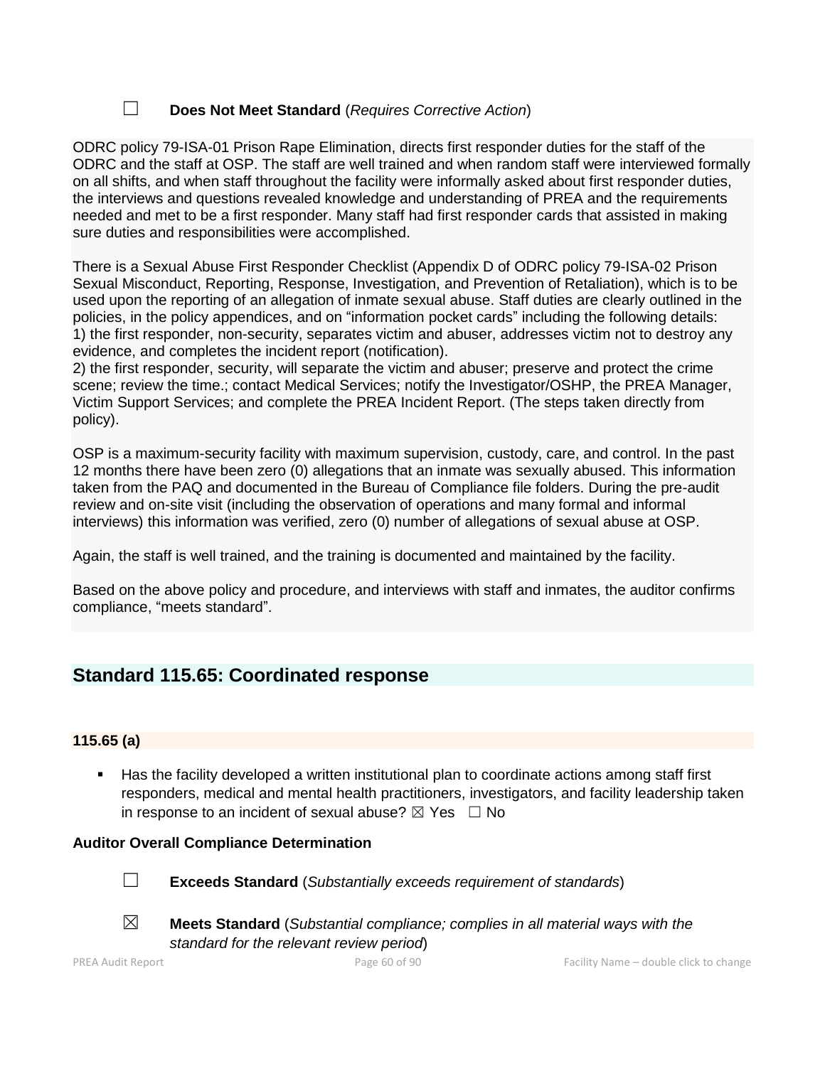☐ **Does Not Meet Standard** (*Requires Corrective Action*)

ODRC policy 79-ISA-01 Prison Rape Elimination, directs first responder duties for the staff of the ODRC and the staff at OSP. The staff are well trained and when random staff were interviewed formally on all shifts, and when staff throughout the facility were informally asked about first responder duties, the interviews and questions revealed knowledge and understanding of PREA and the requirements needed and met to be a first responder. Many staff had first responder cards that assisted in making sure duties and responsibilities were accomplished.

There is a Sexual Abuse First Responder Checklist (Appendix D of ODRC policy 79-ISA-02 Prison Sexual Misconduct, Reporting, Response, Investigation, and Prevention of Retaliation), which is to be used upon the reporting of an allegation of inmate sexual abuse. Staff duties are clearly outlined in the policies, in the policy appendices, and on "information pocket cards" including the following details:
1) the first responder, non-security, separates victim and abuser, addresses victim not to destroy any evidence, and completes the incident report (notification).
2) the first responder, security, will separate the victim and abuser; preserve and protect the crime scene; review the time.; contact Medical Services; notify the Investigator/OSHP, the PREA Manager, Victim Support Services; and complete the PREA Incident Report. (The steps taken directly from policy).

OSP is a maximum-security facility with maximum supervision, custody, care, and control. In the past 12 months there have been zero (0) allegations that an inmate was sexually abused. This information taken from the PAQ and documented in the Bureau of Compliance file folders. During the pre-audit review and on-site visit (including the observation of operations and many formal and informal interviews) this information was verified, zero (0) number of allegations of sexual abuse at OSP.

Again, the staff is well trained, and the training is documented and maintained by the facility.

Based on the above policy and procedure, and interviews with staff and inmates, the auditor confirms compliance, "meets standard".

## Standard 115.65: Coordinated response

### 115.65 (a)

- Has the facility developed a written institutional plan to coordinate actions among staff first responders, medical and mental health practitioners, investigators, and facility leadership taken in response to an incident of sexual abuse? ☒ Yes ☐ No

**Auditor Overall Compliance Determination**

☐ **Exceeds Standard** (*Substantially exceeds requirement of standards*)

☒ **Meets Standard** (*Substantial compliance; complies in all material ways with the standard for the relevant review period*)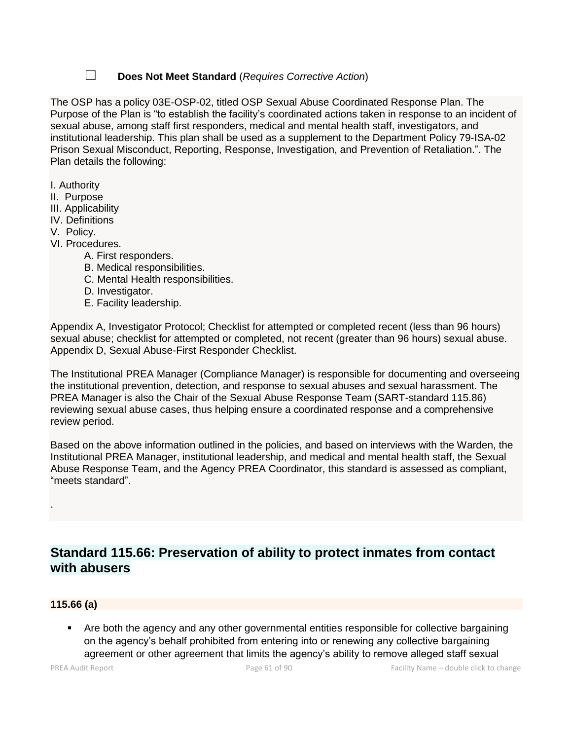☐ **Does Not Meet Standard** (*Requires Corrective Action*)

The OSP has a policy 03E-OSP-02, titled OSP Sexual Abuse Coordinated Response Plan. The Purpose of the Plan is "to establish the facility's coordinated actions taken in response to an incident of sexual abuse, among staff first responders, medical and mental health staff, investigators, and institutional leadership. This plan shall be used as a supplement to the Department Policy 79-ISA-02 Prison Sexual Misconduct, Reporting, Response, Investigation, and Prevention of Retaliation.". The Plan details the following:

I. Authority
II. Purpose
III. Applicability
IV. Definitions
V. Policy.
VI. Procedures.
- A. First responders.
- B. Medical responsibilities.
- C. Mental Health responsibilities.
- D. Investigator.
- E. Facility leadership.

Appendix A, Investigator Protocol; Checklist for attempted or completed recent (less than 96 hours) sexual abuse; checklist for attempted or completed, not recent (greater than 96 hours) sexual abuse. Appendix D, Sexual Abuse-First Responder Checklist.

The Institutional PREA Manager (Compliance Manager) is responsible for documenting and overseeing the institutional prevention, detection, and response to sexual abuses and sexual harassment. The PREA Manager is also the Chair of the Sexual Abuse Response Team (SART-standard 115.86) reviewing sexual abuse cases, thus helping ensure a coordinated response and a comprehensive review period.

Based on the above information outlined in the policies, and based on interviews with the Warden, the Institutional PREA Manager, institutional leadership, and medical and mental health staff, the Sexual Abuse Response Team, and the Agency PREA Coordinator, this standard is assessed as compliant, "meets standard".

.

## Standard 115.66: Preservation of ability to protect inmates from contact with abusers

### 115.66 (a)

- Are both the agency and any other governmental entities responsible for collective bargaining on the agency's behalf prohibited from entering into or renewing any collective bargaining agreement or other agreement that limits the agency's ability to remove alleged staff sexual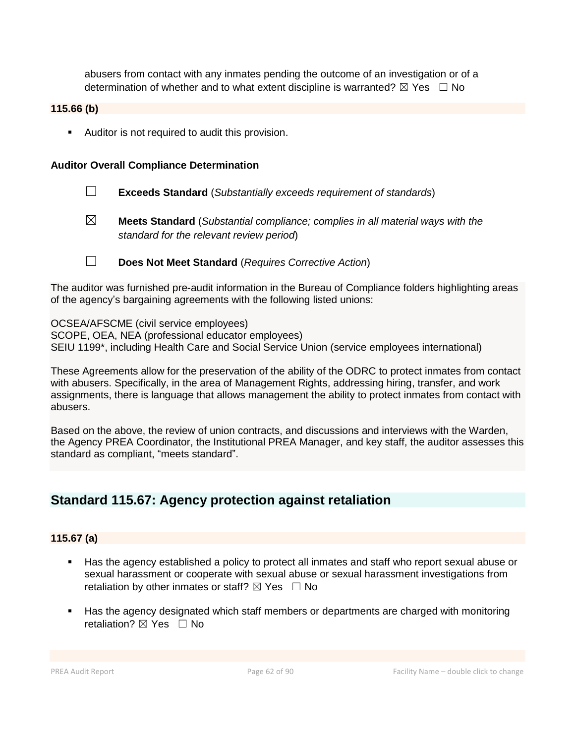abusers from contact with any inmates pending the outcome of an investigation or of a determination of whether and to what extent discipline is warranted? ☒ Yes ☐ No

**115.66 (b)**

- Auditor is not required to audit this provision.

**Auditor Overall Compliance Determination**

☐ **Exceeds Standard** (*Substantially exceeds requirement of standards*)

☒ **Meets Standard** (*Substantial compliance; complies in all material ways with the standard for the relevant review period*)

☐ **Does Not Meet Standard** (*Requires Corrective Action*)

The auditor was furnished pre-audit information in the Bureau of Compliance folders highlighting areas of the agency's bargaining agreements with the following listed unions:

OCSEA/AFSCME (civil service employees)
SCOPE, OEA, NEA (professional educator employees)
SEIU 1199*, including Health Care and Social Service Union (service employees international)

These Agreements allow for the preservation of the ability of the ODRC to protect inmates from contact with abusers. Specifically, in the area of Management Rights, addressing hiring, transfer, and work assignments, there is language that allows management the ability to protect inmates from contact with abusers.

Based on the above, the review of union contracts, and discussions and interviews with the Warden, the Agency PREA Coordinator, the Institutional PREA Manager, and key staff, the auditor assesses this standard as compliant, "meets standard".

## Standard 115.67: Agency protection against retaliation

**115.67 (a)**

- Has the agency established a policy to protect all inmates and staff who report sexual abuse or sexual harassment or cooperate with sexual abuse or sexual harassment investigations from retaliation by other inmates or staff? ☒ Yes ☐ No

- Has the agency designated which staff members or departments are charged with monitoring retaliation? ☒ Yes ☐ No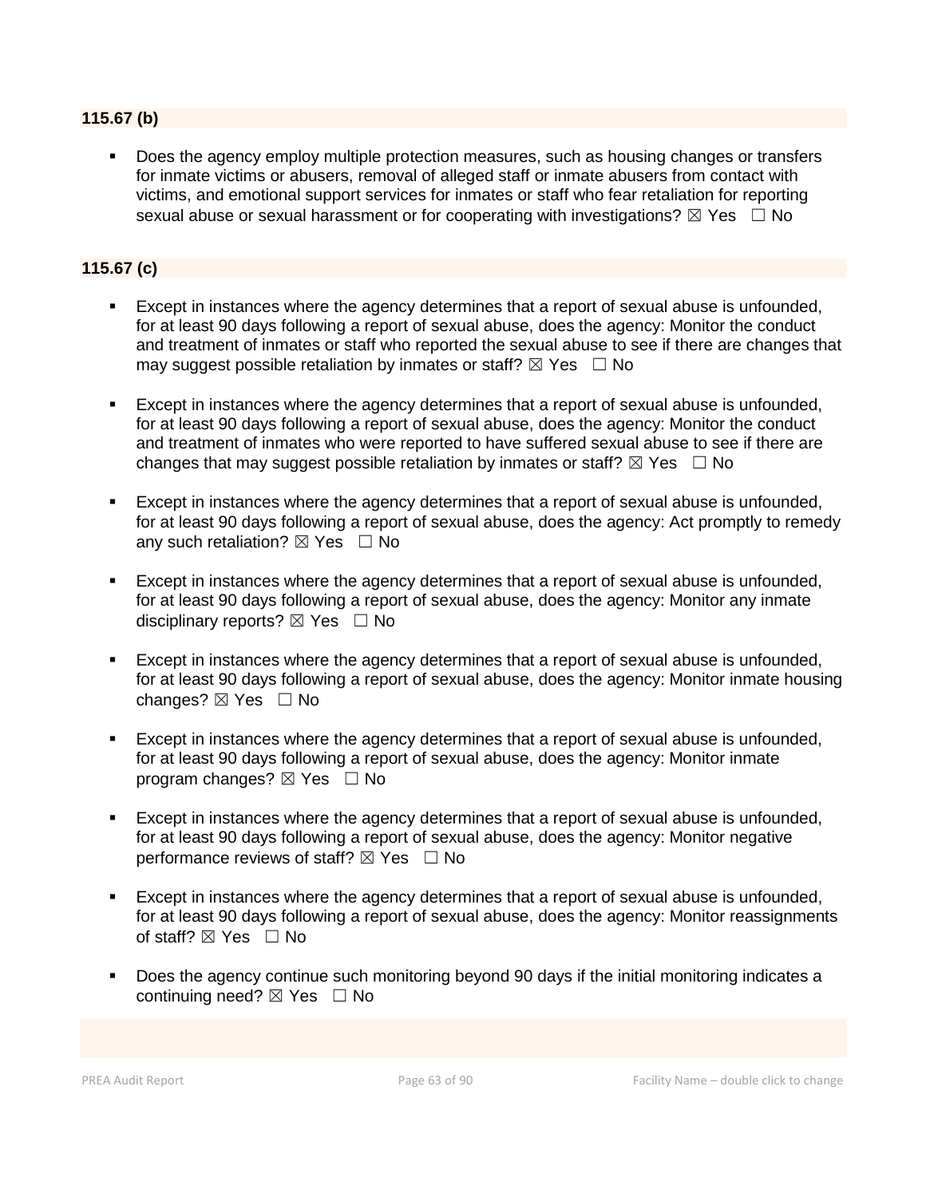**115.67 (b)**

- Does the agency employ multiple protection measures, such as housing changes or transfers for inmate victims or abusers, removal of alleged staff or inmate abusers from contact with victims, and emotional support services for inmates or staff who fear retaliation for reporting sexual abuse or sexual harassment or for cooperating with investigations? ☒ Yes ☐ No

**115.67 (c)**

- Except in instances where the agency determines that a report of sexual abuse is unfounded, for at least 90 days following a report of sexual abuse, does the agency: Monitor the conduct and treatment of inmates or staff who reported the sexual abuse to see if there are changes that may suggest possible retaliation by inmates or staff? ☒ Yes ☐ No

- Except in instances where the agency determines that a report of sexual abuse is unfounded, for at least 90 days following a report of sexual abuse, does the agency: Monitor the conduct and treatment of inmates who were reported to have suffered sexual abuse to see if there are changes that may suggest possible retaliation by inmates or staff? ☒ Yes ☐ No

- Except in instances where the agency determines that a report of sexual abuse is unfounded, for at least 90 days following a report of sexual abuse, does the agency: Act promptly to remedy any such retaliation? ☒ Yes ☐ No

- Except in instances where the agency determines that a report of sexual abuse is unfounded, for at least 90 days following a report of sexual abuse, does the agency: Monitor any inmate disciplinary reports? ☒ Yes ☐ No

- Except in instances where the agency determines that a report of sexual abuse is unfounded, for at least 90 days following a report of sexual abuse, does the agency: Monitor inmate housing changes? ☒ Yes ☐ No

- Except in instances where the agency determines that a report of sexual abuse is unfounded, for at least 90 days following a report of sexual abuse, does the agency: Monitor inmate program changes? ☒ Yes ☐ No

- Except in instances where the agency determines that a report of sexual abuse is unfounded, for at least 90 days following a report of sexual abuse, does the agency: Monitor negative performance reviews of staff? ☒ Yes ☐ No

- Except in instances where the agency determines that a report of sexual abuse is unfounded, for at least 90 days following a report of sexual abuse, does the agency: Monitor reassignments of staff? ☒ Yes ☐ No

- Does the agency continue such monitoring beyond 90 days if the initial monitoring indicates a continuing need? ☒ Yes ☐ No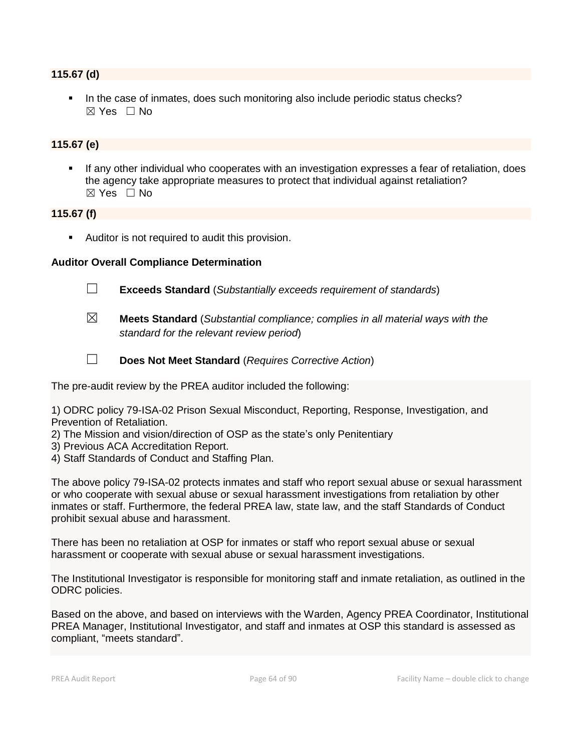**115.67 (d)**

- In the case of inmates, does such monitoring also include periodic status checks?
  ☒ Yes ☐ No

**115.67 (e)**

- If any other individual who cooperates with an investigation expresses a fear of retaliation, does the agency take appropriate measures to protect that individual against retaliation?
  ☒ Yes ☐ No

**115.67 (f)**

- Auditor is not required to audit this provision.

**Auditor Overall Compliance Determination**

☐ **Exceeds Standard** (*Substantially exceeds requirement of standards*)

☒ **Meets Standard** (*Substantial compliance; complies in all material ways with the standard for the relevant review period*)

☐ **Does Not Meet Standard** (*Requires Corrective Action*)

The pre-audit review by the PREA auditor included the following:

1) ODRC policy 79-ISA-02 Prison Sexual Misconduct, Reporting, Response, Investigation, and Prevention of Retaliation.
2) The Mission and vision/direction of OSP as the state's only Penitentiary
3) Previous ACA Accreditation Report.
4) Staff Standards of Conduct and Staffing Plan.

The above policy 79-ISA-02 protects inmates and staff who report sexual abuse or sexual harassment or who cooperate with sexual abuse or sexual harassment investigations from retaliation by other inmates or staff. Furthermore, the federal PREA law, state law, and the staff Standards of Conduct prohibit sexual abuse and harassment.

There has been no retaliation at OSP for inmates or staff who report sexual abuse or sexual harassment or cooperate with sexual abuse or sexual harassment investigations.

The Institutional Investigator is responsible for monitoring staff and inmate retaliation, as outlined in the ODRC policies.

Based on the above, and based on interviews with the Warden, Agency PREA Coordinator, Institutional PREA Manager, Institutional Investigator, and staff and inmates at OSP this standard is assessed as compliant, "meets standard".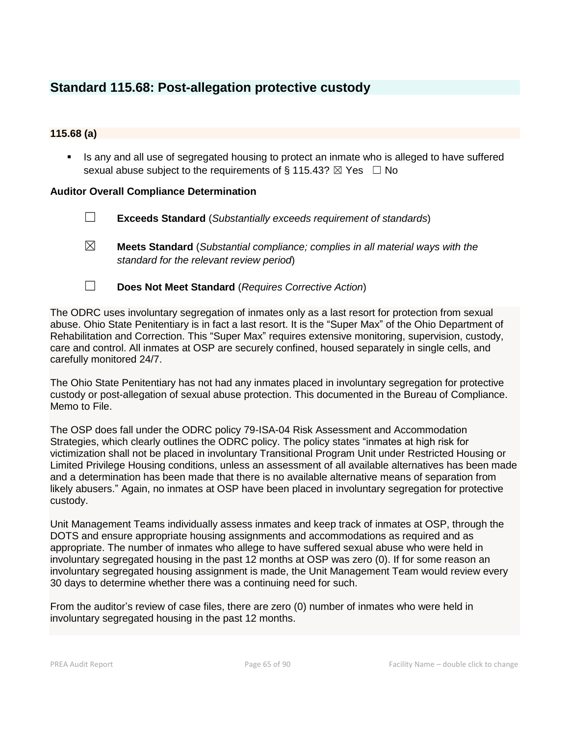## Standard 115.68: Post-allegation protective custody

### 115.68 (a)

- Is any and all use of segregated housing to protect an inmate who is alleged to have suffered sexual abuse subject to the requirements of § 115.43? ☒ Yes ☐ No

**Auditor Overall Compliance Determination**

☐ **Exceeds Standard** (*Substantially exceeds requirement of standards*)

☒ **Meets Standard** (*Substantial compliance; complies in all material ways with the standard for the relevant review period*)

☐ **Does Not Meet Standard** (*Requires Corrective Action*)

The ODRC uses involuntary segregation of inmates only as a last resort for protection from sexual abuse. Ohio State Penitentiary is in fact a last resort. It is the "Super Max" of the Ohio Department of Rehabilitation and Correction. This "Super Max" requires extensive monitoring, supervision, custody, care and control. All inmates at OSP are securely confined, housed separately in single cells, and carefully monitored 24/7.

The Ohio State Penitentiary has not had any inmates placed in involuntary segregation for protective custody or post-allegation of sexual abuse protection. This documented in the Bureau of Compliance. Memo to File.

The OSP does fall under the ODRC policy 79-ISA-04 Risk Assessment and Accommodation Strategies, which clearly outlines the ODRC policy. The policy states "inmates at high risk for victimization shall not be placed in involuntary Transitional Program Unit under Restricted Housing or Limited Privilege Housing conditions, unless an assessment of all available alternatives has been made and a determination has been made that there is no available alternative means of separation from likely abusers." Again, no inmates at OSP have been placed in involuntary segregation for protective custody.

Unit Management Teams individually assess inmates and keep track of inmates at OSP, through the DOTS and ensure appropriate housing assignments and accommodations as required and as appropriate. The number of inmates who allege to have suffered sexual abuse who were held in involuntary segregated housing in the past 12 months at OSP was zero (0). If for some reason an involuntary segregated housing assignment is made, the Unit Management Team would review every 30 days to determine whether there was a continuing need for such.

From the auditor's review of case files, there are zero (0) number of inmates who were held in involuntary segregated housing in the past 12 months.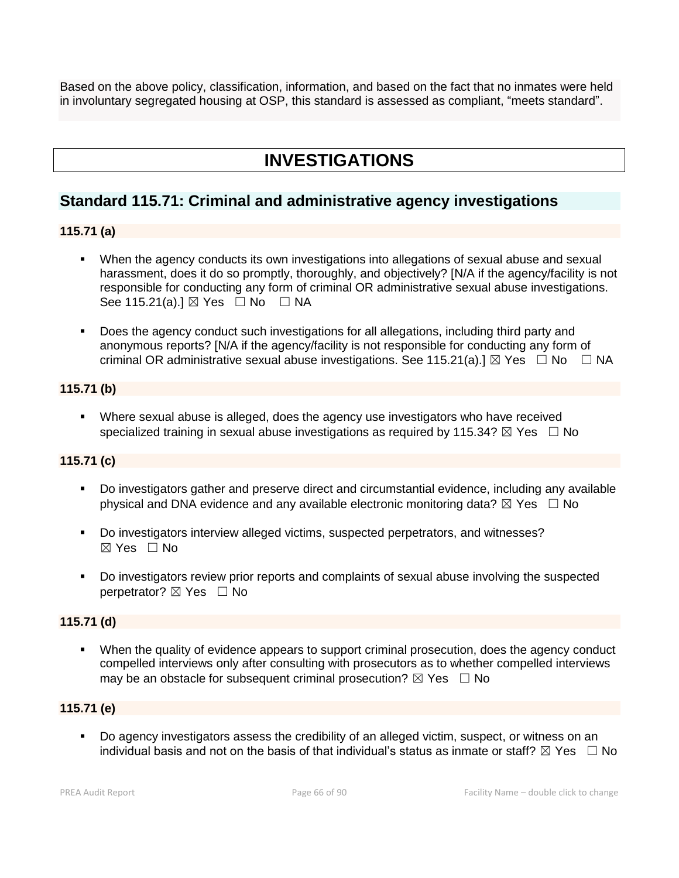Based on the above policy, classification, information, and based on the fact that no inmates were held in involuntary segregated housing at OSP, this standard is assessed as compliant, "meets standard".

# INVESTIGATIONS

## Standard 115.71: Criminal and administrative agency investigations

### 115.71 (a)

- When the agency conducts its own investigations into allegations of sexual abuse and sexual harassment, does it do so promptly, thoroughly, and objectively? [N/A if the agency/facility is not responsible for conducting any form of criminal OR administrative sexual abuse investigations. See 115.21(a).] ☒ Yes ☐ No ☐ NA
- Does the agency conduct such investigations for all allegations, including third party and anonymous reports? [N/A if the agency/facility is not responsible for conducting any form of criminal OR administrative sexual abuse investigations. See 115.21(a).] ☒ Yes ☐ No ☐ NA

### 115.71 (b)

- Where sexual abuse is alleged, does the agency use investigators who have received specialized training in sexual abuse investigations as required by 115.34? ☒ Yes ☐ No

### 115.71 (c)

- Do investigators gather and preserve direct and circumstantial evidence, including any available physical and DNA evidence and any available electronic monitoring data? ☒ Yes ☐ No
- Do investigators interview alleged victims, suspected perpetrators, and witnesses? ☒ Yes ☐ No
- Do investigators review prior reports and complaints of sexual abuse involving the suspected perpetrator? ☒ Yes ☐ No

### 115.71 (d)

- When the quality of evidence appears to support criminal prosecution, does the agency conduct compelled interviews only after consulting with prosecutors as to whether compelled interviews may be an obstacle for subsequent criminal prosecution? ☒ Yes ☐ No

### 115.71 (e)

- Do agency investigators assess the credibility of an alleged victim, suspect, or witness on an individual basis and not on the basis of that individual's status as inmate or staff? ☒ Yes ☐ No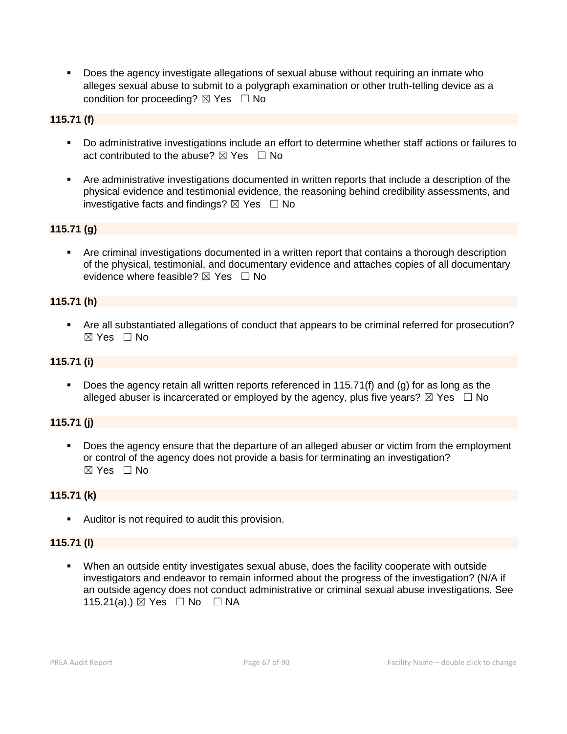- Does the agency investigate allegations of sexual abuse without requiring an inmate who alleges sexual abuse to submit to a polygraph examination or other truth-telling device as a condition for proceeding? ☒ Yes ☐ No

**115.71 (f)**

- Do administrative investigations include an effort to determine whether staff actions or failures to act contributed to the abuse? ☒ Yes ☐ No
- Are administrative investigations documented in written reports that include a description of the physical evidence and testimonial evidence, the reasoning behind credibility assessments, and investigative facts and findings? ☒ Yes ☐ No

**115.71 (g)**

- Are criminal investigations documented in a written report that contains a thorough description of the physical, testimonial, and documentary evidence and attaches copies of all documentary evidence where feasible? ☒ Yes ☐ No

**115.71 (h)**

- Are all substantiated allegations of conduct that appears to be criminal referred for prosecution? ☒ Yes ☐ No

**115.71 (i)**

- Does the agency retain all written reports referenced in 115.71(f) and (g) for as long as the alleged abuser is incarcerated or employed by the agency, plus five years? ☒ Yes ☐ No

**115.71 (j)**

- Does the agency ensure that the departure of an alleged abuser or victim from the employment or control of the agency does not provide a basis for terminating an investigation? ☒ Yes ☐ No

**115.71 (k)**

- Auditor is not required to audit this provision.

**115.71 (l)**

- When an outside entity investigates sexual abuse, does the facility cooperate with outside investigators and endeavor to remain informed about the progress of the investigation? (N/A if an outside agency does not conduct administrative or criminal sexual abuse investigations. See 115.21(a).) ☒ Yes ☐ No ☐ NA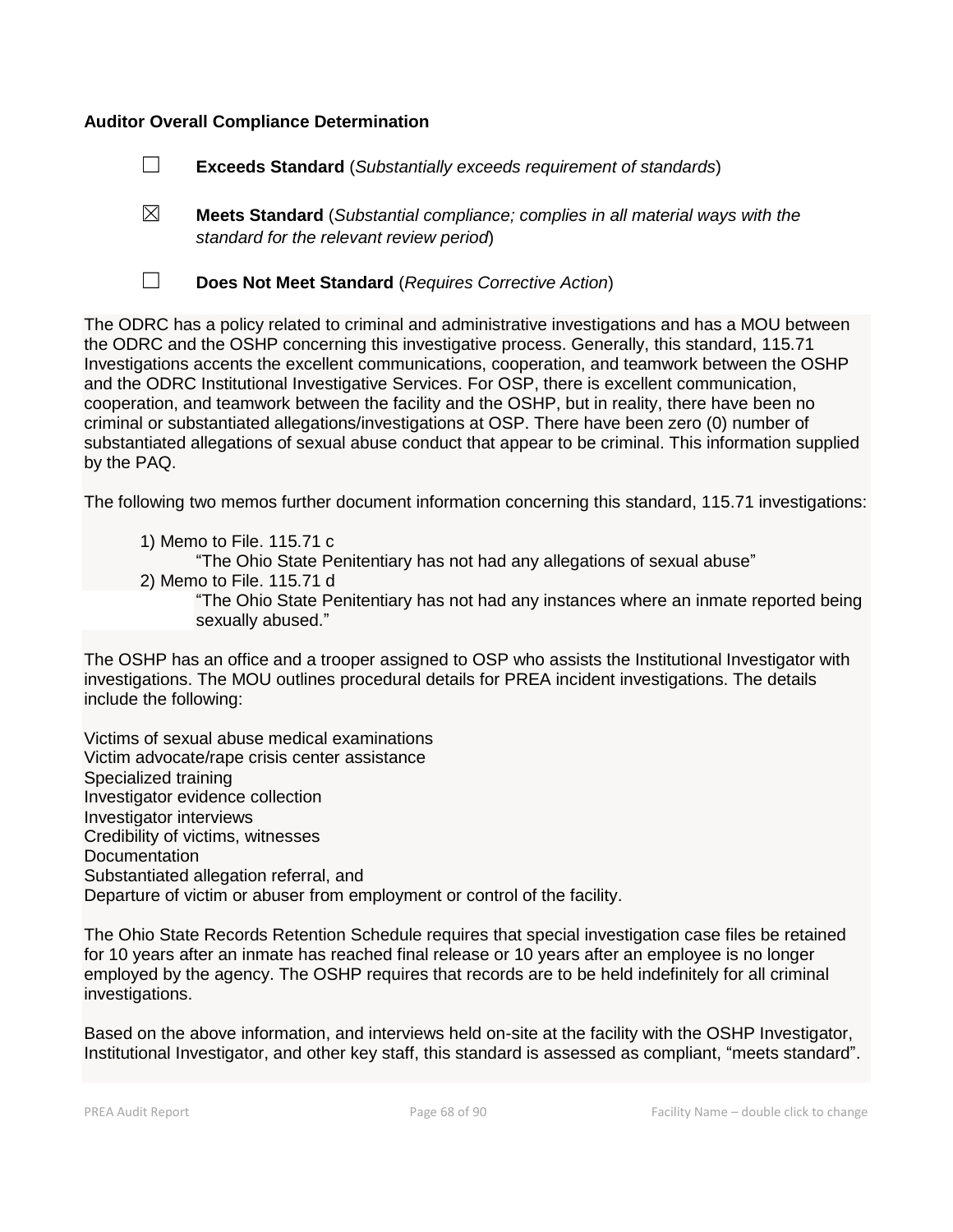**Auditor Overall Compliance Determination**

☐ **Exceeds Standard** (*Substantially exceeds requirement of standards*)

☒ **Meets Standard** (*Substantial compliance; complies in all material ways with the standard for the relevant review period*)

☐ **Does Not Meet Standard** (*Requires Corrective Action*)

The ODRC has a policy related to criminal and administrative investigations and has a MOU between the ODRC and the OSHP concerning this investigative process. Generally, this standard, 115.71 Investigations accents the excellent communications, cooperation, and teamwork between the OSHP and the ODRC Institutional Investigative Services. For OSP, there is excellent communication, cooperation, and teamwork between the facility and the OSHP, but in reality, there have been no criminal or substantiated allegations/investigations at OSP. There have been zero (0) number of substantiated allegations of sexual abuse conduct that appear to be criminal. This information supplied by the PAQ.

The following two memos further document information concerning this standard, 115.71 investigations:

1) Memo to File. 115.71 c
   "The Ohio State Penitentiary has not had any allegations of sexual abuse"
2) Memo to File. 115.71 d
   "The Ohio State Penitentiary has not had any instances where an inmate reported being sexually abused."

The OSHP has an office and a trooper assigned to OSP who assists the Institutional Investigator with investigations. The MOU outlines procedural details for PREA incident investigations. The details include the following:

Victims of sexual abuse medical examinations
Victim advocate/rape crisis center assistance
Specialized training
Investigator evidence collection
Investigator interviews
Credibility of victims, witnesses
Documentation
Substantiated allegation referral, and
Departure of victim or abuser from employment or control of the facility.

The Ohio State Records Retention Schedule requires that special investigation case files be retained for 10 years after an inmate has reached final release or 10 years after an employee is no longer employed by the agency. The OSHP requires that records are to be held indefinitely for all criminal investigations.

Based on the above information, and interviews held on-site at the facility with the OSHP Investigator, Institutional Investigator, and other key staff, this standard is assessed as compliant, "meets standard".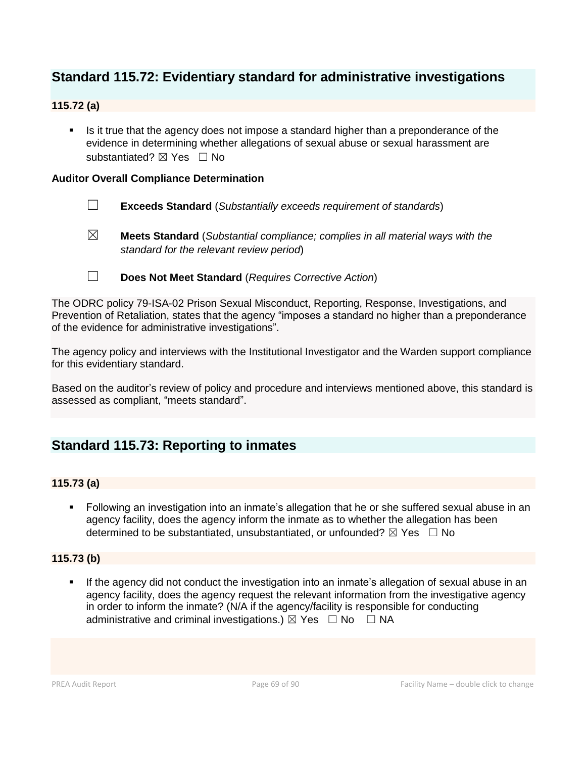## Standard 115.72: Evidentiary standard for administrative investigations

### 115.72 (a)

- Is it true that the agency does not impose a standard higher than a preponderance of the evidence in determining whether allegations of sexual abuse or sexual harassment are substantiated? ☒ Yes ☐ No

**Auditor Overall Compliance Determination**

☐ **Exceeds Standard** (*Substantially exceeds requirement of standards*)

☒ **Meets Standard** (*Substantial compliance; complies in all material ways with the standard for the relevant review period*)

☐ **Does Not Meet Standard** (*Requires Corrective Action*)

The ODRC policy 79-ISA-02 Prison Sexual Misconduct, Reporting, Response, Investigations, and Prevention of Retaliation, states that the agency "imposes a standard no higher than a preponderance of the evidence for administrative investigations".

The agency policy and interviews with the Institutional Investigator and the Warden support compliance for this evidentiary standard.

Based on the auditor's review of policy and procedure and interviews mentioned above, this standard is assessed as compliant, "meets standard".

## Standard 115.73: Reporting to inmates

### 115.73 (a)

- Following an investigation into an inmate's allegation that he or she suffered sexual abuse in an agency facility, does the agency inform the inmate as to whether the allegation has been determined to be substantiated, unsubstantiated, or unfounded? ☒ Yes ☐ No

### 115.73 (b)

- If the agency did not conduct the investigation into an inmate's allegation of sexual abuse in an agency facility, does the agency request the relevant information from the investigative agency in order to inform the inmate? (N/A if the agency/facility is responsible for conducting administrative and criminal investigations.) ☒ Yes ☐ No ☐ NA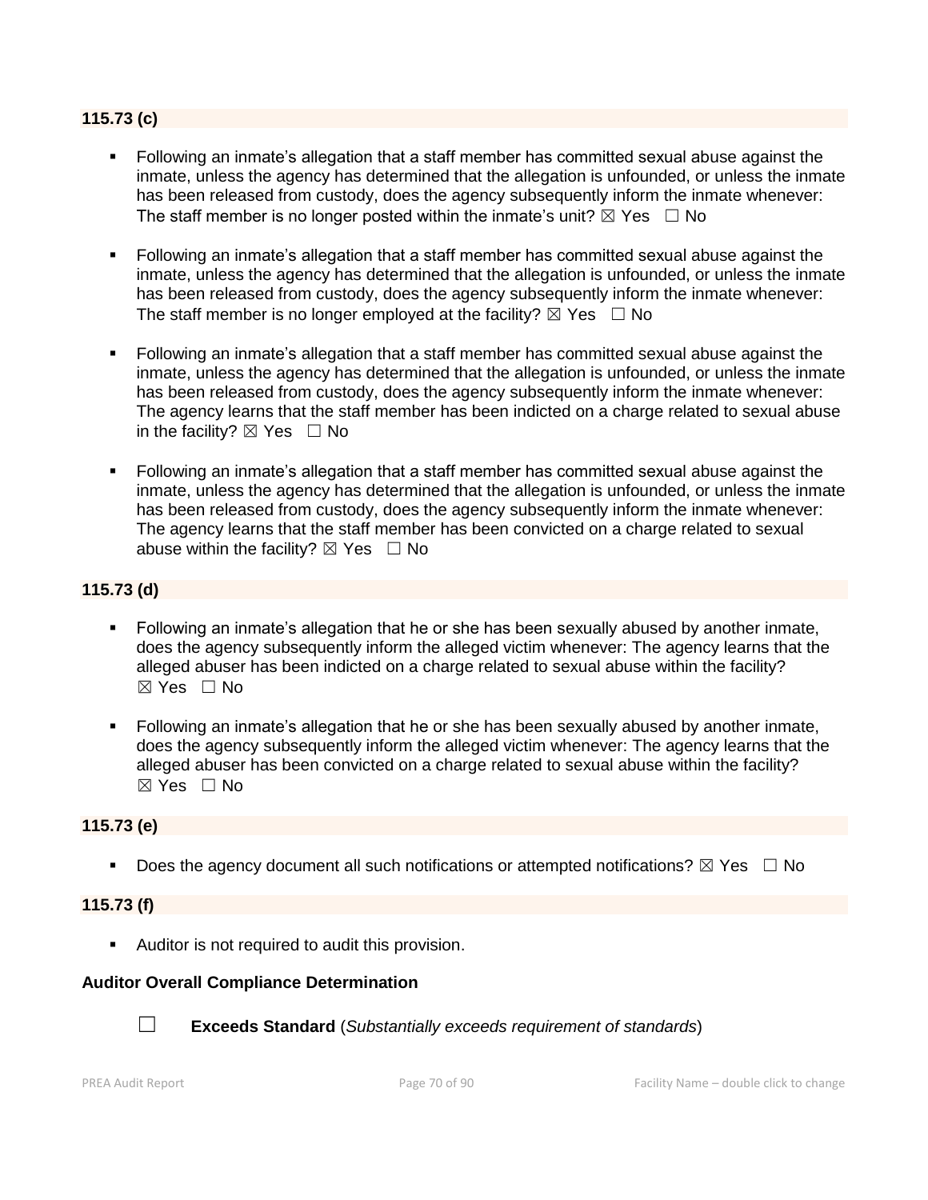**115.73 (c)**

- Following an inmate's allegation that a staff member has committed sexual abuse against the inmate, unless the agency has determined that the allegation is unfounded, or unless the inmate has been released from custody, does the agency subsequently inform the inmate whenever: The staff member is no longer posted within the inmate's unit? ☒ Yes ☐ No
- Following an inmate's allegation that a staff member has committed sexual abuse against the inmate, unless the agency has determined that the allegation is unfounded, or unless the inmate has been released from custody, does the agency subsequently inform the inmate whenever: The staff member is no longer employed at the facility? ☒ Yes ☐ No
- Following an inmate's allegation that a staff member has committed sexual abuse against the inmate, unless the agency has determined that the allegation is unfounded, or unless the inmate has been released from custody, does the agency subsequently inform the inmate whenever: The agency learns that the staff member has been indicted on a charge related to sexual abuse in the facility? ☒ Yes ☐ No
- Following an inmate's allegation that a staff member has committed sexual abuse against the inmate, unless the agency has determined that the allegation is unfounded, or unless the inmate has been released from custody, does the agency subsequently inform the inmate whenever: The agency learns that the staff member has been convicted on a charge related to sexual abuse within the facility? ☒ Yes ☐ No

**115.73 (d)**

- Following an inmate's allegation that he or she has been sexually abused by another inmate, does the agency subsequently inform the alleged victim whenever: The agency learns that the alleged abuser has been indicted on a charge related to sexual abuse within the facility? ☒ Yes ☐ No
- Following an inmate's allegation that he or she has been sexually abused by another inmate, does the agency subsequently inform the alleged victim whenever: The agency learns that the alleged abuser has been convicted on a charge related to sexual abuse within the facility? ☒ Yes ☐ No

**115.73 (e)**

- Does the agency document all such notifications or attempted notifications? ☒ Yes ☐ No

**115.73 (f)**

- Auditor is not required to audit this provision.

**Auditor Overall Compliance Determination**

☐ **Exceeds Standard** (*Substantially exceeds requirement of standards*)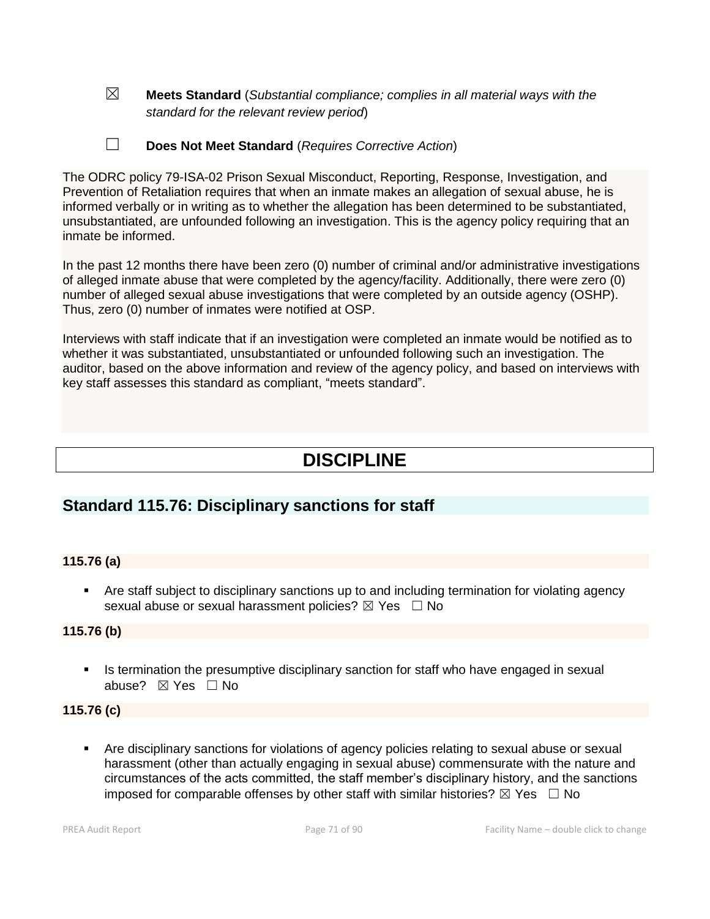☒ **Meets Standard** (*Substantial compliance; complies in all material ways with the standard for the relevant review period*)

☐ **Does Not Meet Standard** (*Requires Corrective Action*)

The ODRC policy 79-ISA-02 Prison Sexual Misconduct, Reporting, Response, Investigation, and Prevention of Retaliation requires that when an inmate makes an allegation of sexual abuse, he is informed verbally or in writing as to whether the allegation has been determined to be substantiated, unsubstantiated, are unfounded following an investigation. This is the agency policy requiring that an inmate be informed.

In the past 12 months there have been zero (0) number of criminal and/or administrative investigations of alleged inmate abuse that were completed by the agency/facility. Additionally, there were zero (0) number of alleged sexual abuse investigations that were completed by an outside agency (OSHP). Thus, zero (0) number of inmates were notified at OSP.

Interviews with staff indicate that if an investigation were completed an inmate would be notified as to whether it was substantiated, unsubstantiated or unfounded following such an investigation. The auditor, based on the above information and review of the agency policy, and based on interviews with key staff assesses this standard as compliant, "meets standard".

# DISCIPLINE

## Standard 115.76: Disciplinary sanctions for staff

**115.76 (a)**

- Are staff subject to disciplinary sanctions up to and including termination for violating agency sexual abuse or sexual harassment policies? ☒ Yes ☐ No

**115.76 (b)**

- Is termination the presumptive disciplinary sanction for staff who have engaged in sexual abuse? ☒ Yes ☐ No

**115.76 (c)**

- Are disciplinary sanctions for violations of agency policies relating to sexual abuse or sexual harassment (other than actually engaging in sexual abuse) commensurate with the nature and circumstances of the acts committed, the staff member's disciplinary history, and the sanctions imposed for comparable offenses by other staff with similar histories? ☒ Yes ☐ No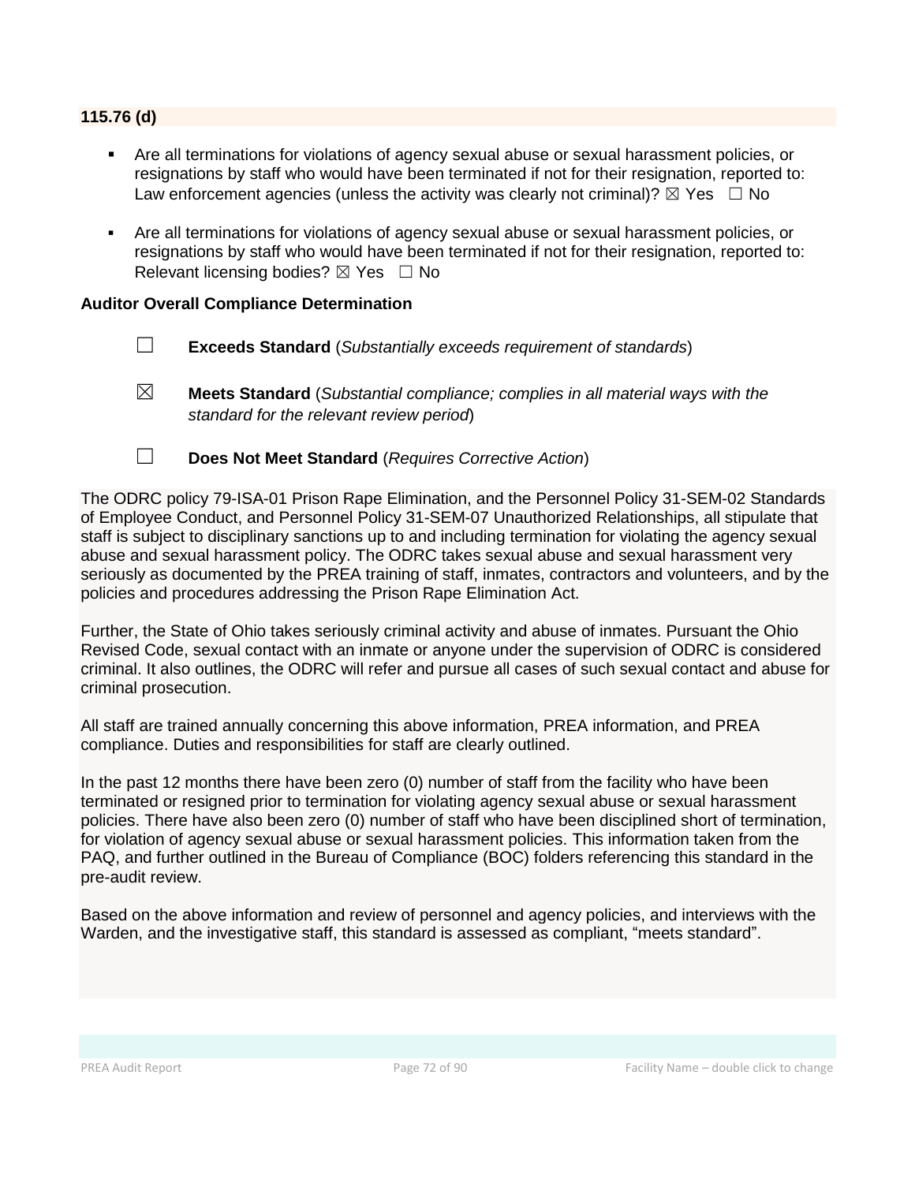**115.76 (d)**

- Are all terminations for violations of agency sexual abuse or sexual harassment policies, or resignations by staff who would have been terminated if not for their resignation, reported to: Law enforcement agencies (unless the activity was clearly not criminal)? ☒ Yes ☐ No

- Are all terminations for violations of agency sexual abuse or sexual harassment policies, or resignations by staff who would have been terminated if not for their resignation, reported to: Relevant licensing bodies? ☒ Yes ☐ No

**Auditor Overall Compliance Determination**

☐ **Exceeds Standard** (*Substantially exceeds requirement of standards*)

☒ **Meets Standard** (*Substantial compliance; complies in all material ways with the standard for the relevant review period*)

☐ **Does Not Meet Standard** (*Requires Corrective Action*)

The ODRC policy 79-ISA-01 Prison Rape Elimination, and the Personnel Policy 31-SEM-02 Standards of Employee Conduct, and Personnel Policy 31-SEM-07 Unauthorized Relationships, all stipulate that staff is subject to disciplinary sanctions up to and including termination for violating the agency sexual abuse and sexual harassment policy. The ODRC takes sexual abuse and sexual harassment very seriously as documented by the PREA training of staff, inmates, contractors and volunteers, and by the policies and procedures addressing the Prison Rape Elimination Act.

Further, the State of Ohio takes seriously criminal activity and abuse of inmates. Pursuant the Ohio Revised Code, sexual contact with an inmate or anyone under the supervision of ODRC is considered criminal. It also outlines, the ODRC will refer and pursue all cases of such sexual contact and abuse for criminal prosecution.

All staff are trained annually concerning this above information, PREA information, and PREA compliance. Duties and responsibilities for staff are clearly outlined.

In the past 12 months there have been zero (0) number of staff from the facility who have been terminated or resigned prior to termination for violating agency sexual abuse or sexual harassment policies. There have also been zero (0) number of staff who have been disciplined short of termination, for violation of agency sexual abuse or sexual harassment policies. This information taken from the PAQ, and further outlined in the Bureau of Compliance (BOC) folders referencing this standard in the pre-audit review.

Based on the above information and review of personnel and agency policies, and interviews with the Warden, and the investigative staff, this standard is assessed as compliant, "meets standard".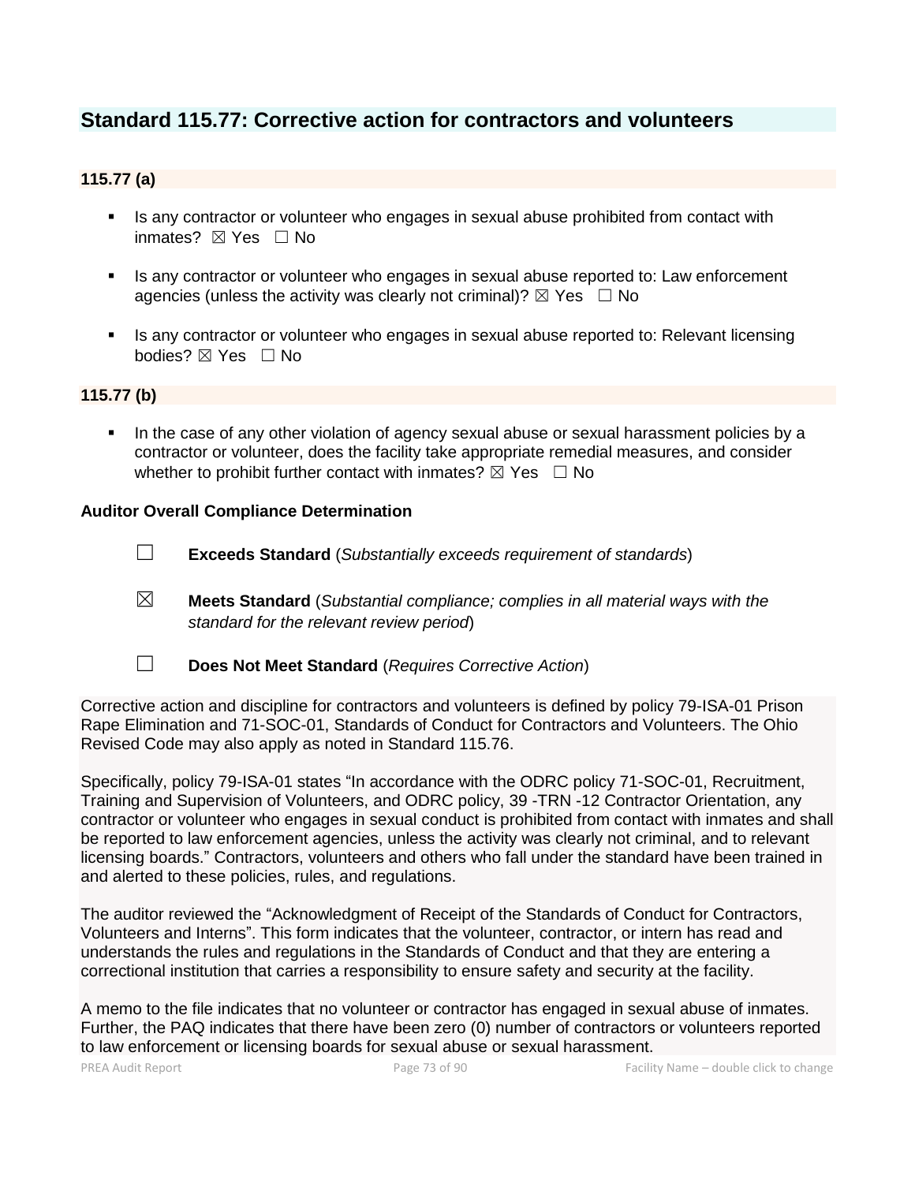## Standard 115.77: Corrective action for contractors and volunteers

### 115.77 (a)

- Is any contractor or volunteer who engages in sexual abuse prohibited from contact with inmates? ☒ Yes ☐ No
- Is any contractor or volunteer who engages in sexual abuse reported to: Law enforcement agencies (unless the activity was clearly not criminal)? ☒ Yes ☐ No
- Is any contractor or volunteer who engages in sexual abuse reported to: Relevant licensing bodies? ☒ Yes ☐ No

### 115.77 (b)

- In the case of any other violation of agency sexual abuse or sexual harassment policies by a contractor or volunteer, does the facility take appropriate remedial measures, and consider whether to prohibit further contact with inmates? ☒ Yes ☐ No

### Auditor Overall Compliance Determination

☐ **Exceeds Standard** (*Substantially exceeds requirement of standards*)

☒ **Meets Standard** (*Substantial compliance; complies in all material ways with the standard for the relevant review period*)

☐ **Does Not Meet Standard** (*Requires Corrective Action*)

Corrective action and discipline for contractors and volunteers is defined by policy 79-ISA-01 Prison Rape Elimination and 71-SOC-01, Standards of Conduct for Contractors and Volunteers. The Ohio Revised Code may also apply as noted in Standard 115.76.

Specifically, policy 79-ISA-01 states "In accordance with the ODRC policy 71-SOC-01, Recruitment, Training and Supervision of Volunteers, and ODRC policy, 39 -TRN -12 Contractor Orientation, any contractor or volunteer who engages in sexual conduct is prohibited from contact with inmates and shall be reported to law enforcement agencies, unless the activity was clearly not criminal, and to relevant licensing boards." Contractors, volunteers and others who fall under the standard have been trained in and alerted to these policies, rules, and regulations.

The auditor reviewed the "Acknowledgment of Receipt of the Standards of Conduct for Contractors, Volunteers and Interns". This form indicates that the volunteer, contractor, or intern has read and understands the rules and regulations in the Standards of Conduct and that they are entering a correctional institution that carries a responsibility to ensure safety and security at the facility.

A memo to the file indicates that no volunteer or contractor has engaged in sexual abuse of inmates. Further, the PAQ indicates that there have been zero (0) number of contractors or volunteers reported to law enforcement or licensing boards for sexual abuse or sexual harassment.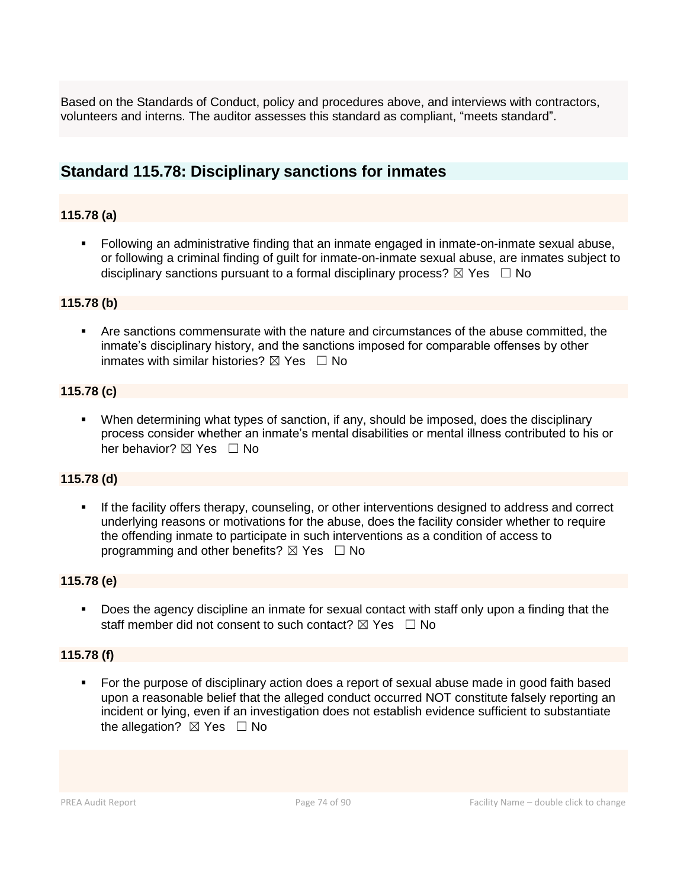Based on the Standards of Conduct, policy and procedures above, and interviews with contractors, volunteers and interns. The auditor assesses this standard as compliant, "meets standard".

## Standard 115.78: Disciplinary sanctions for inmates

### 115.78 (a)

- Following an administrative finding that an inmate engaged in inmate-on-inmate sexual abuse, or following a criminal finding of guilt for inmate-on-inmate sexual abuse, are inmates subject to disciplinary sanctions pursuant to a formal disciplinary process? ☒ Yes ☐ No

### 115.78 (b)

- Are sanctions commensurate with the nature and circumstances of the abuse committed, the inmate's disciplinary history, and the sanctions imposed for comparable offenses by other inmates with similar histories? ☒ Yes ☐ No

### 115.78 (c)

- When determining what types of sanction, if any, should be imposed, does the disciplinary process consider whether an inmate's mental disabilities or mental illness contributed to his or her behavior? ☒ Yes ☐ No

### 115.78 (d)

- If the facility offers therapy, counseling, or other interventions designed to address and correct underlying reasons or motivations for the abuse, does the facility consider whether to require the offending inmate to participate in such interventions as a condition of access to programming and other benefits? ☒ Yes ☐ No

### 115.78 (e)

- Does the agency discipline an inmate for sexual contact with staff only upon a finding that the staff member did not consent to such contact? ☒ Yes ☐ No

### 115.78 (f)

- For the purpose of disciplinary action does a report of sexual abuse made in good faith based upon a reasonable belief that the alleged conduct occurred NOT constitute falsely reporting an incident or lying, even if an investigation does not establish evidence sufficient to substantiate the allegation? ☒ Yes ☐ No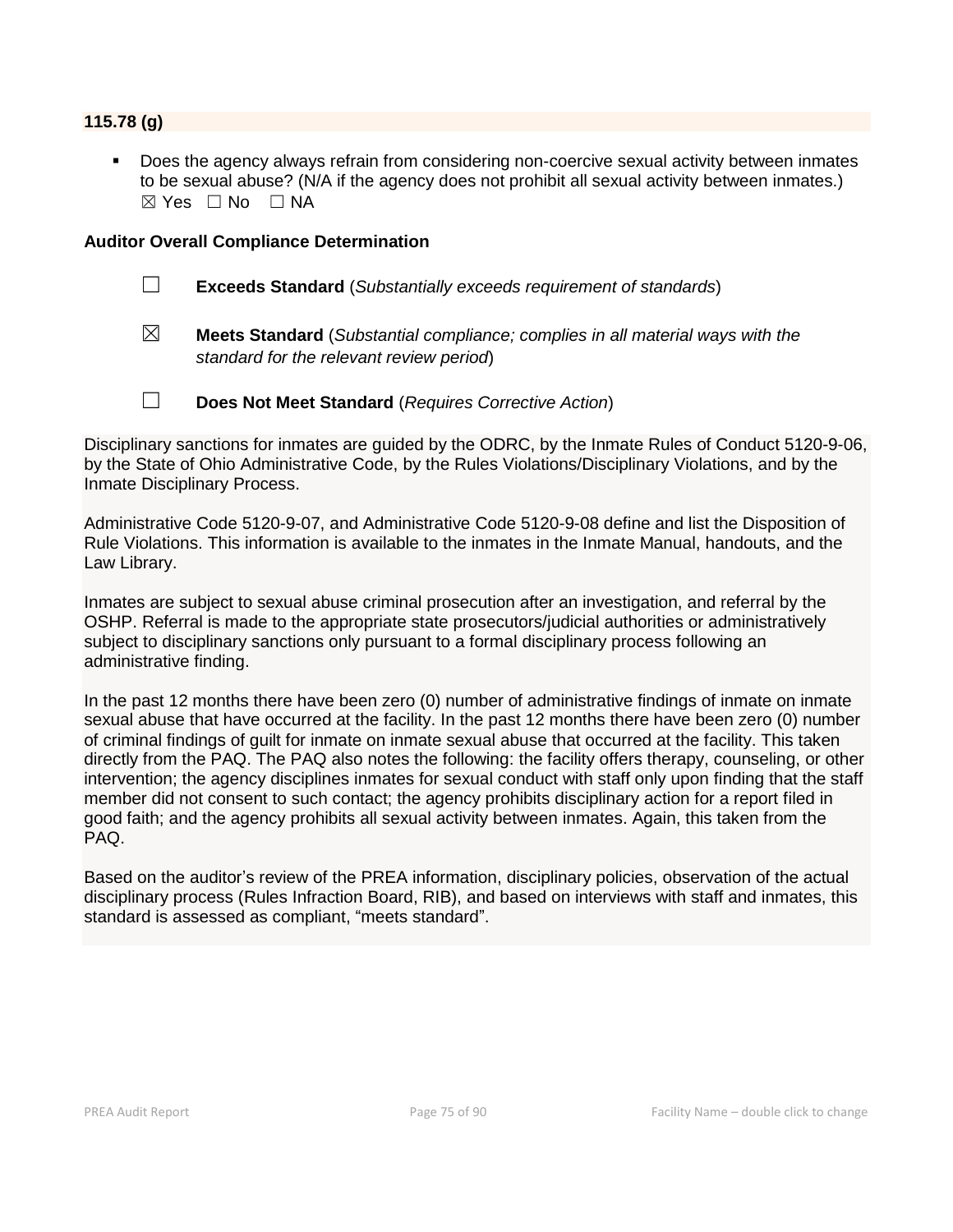**115.78 (g)**

- Does the agency always refrain from considering non-coercive sexual activity between inmates to be sexual abuse? (N/A if the agency does not prohibit all sexual activity between inmates.)
  ☒ Yes ☐ No ☐ NA

**Auditor Overall Compliance Determination**

☐ **Exceeds Standard** (*Substantially exceeds requirement of standards*)

☒ **Meets Standard** (*Substantial compliance; complies in all material ways with the standard for the relevant review period*)

☐ **Does Not Meet Standard** (*Requires Corrective Action*)

Disciplinary sanctions for inmates are guided by the ODRC, by the Inmate Rules of Conduct 5120-9-06, by the State of Ohio Administrative Code, by the Rules Violations/Disciplinary Violations, and by the Inmate Disciplinary Process.

Administrative Code 5120-9-07, and Administrative Code 5120-9-08 define and list the Disposition of Rule Violations. This information is available to the inmates in the Inmate Manual, handouts, and the Law Library.

Inmates are subject to sexual abuse criminal prosecution after an investigation, and referral by the OSHP. Referral is made to the appropriate state prosecutors/judicial authorities or administratively subject to disciplinary sanctions only pursuant to a formal disciplinary process following an administrative finding.

In the past 12 months there have been zero (0) number of administrative findings of inmate on inmate sexual abuse that have occurred at the facility. In the past 12 months there have been zero (0) number of criminal findings of guilt for inmate on inmate sexual abuse that occurred at the facility. This taken directly from the PAQ. The PAQ also notes the following: the facility offers therapy, counseling, or other intervention; the agency disciplines inmates for sexual conduct with staff only upon finding that the staff member did not consent to such contact; the agency prohibits disciplinary action for a report filed in good faith; and the agency prohibits all sexual activity between inmates. Again, this taken from the PAQ.

Based on the auditor's review of the PREA information, disciplinary policies, observation of the actual disciplinary process (Rules Infraction Board, RIB), and based on interviews with staff and inmates, this standard is assessed as compliant, "meets standard".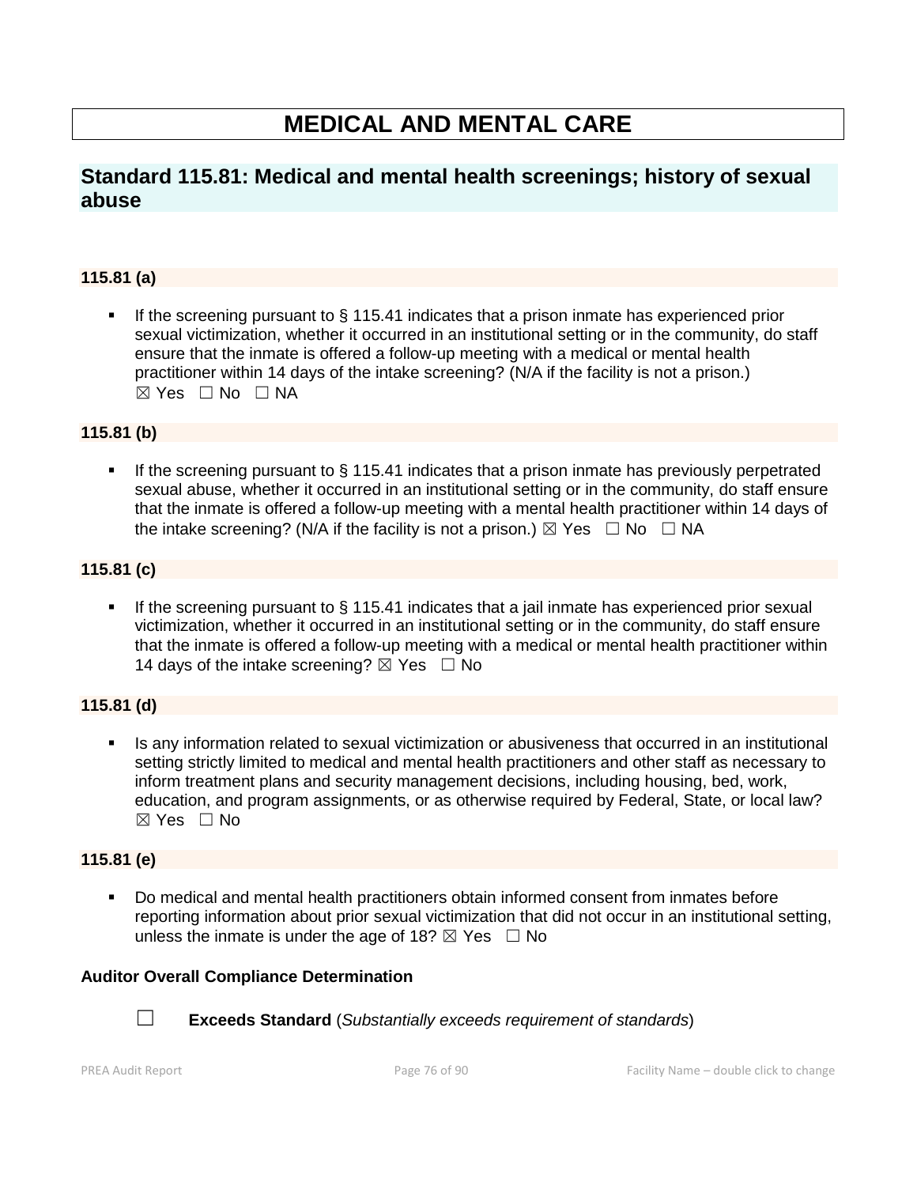# MEDICAL AND MENTAL CARE

## Standard 115.81: Medical and mental health screenings; history of sexual abuse

### 115.81 (a)

- If the screening pursuant to § 115.41 indicates that a prison inmate has experienced prior sexual victimization, whether it occurred in an institutional setting or in the community, do staff ensure that the inmate is offered a follow-up meeting with a medical or mental health practitioner within 14 days of the intake screening? (N/A if the facility is not a prison.) ☒ Yes ☐ No ☐ NA

### 115.81 (b)

- If the screening pursuant to § 115.41 indicates that a prison inmate has previously perpetrated sexual abuse, whether it occurred in an institutional setting or in the community, do staff ensure that the inmate is offered a follow-up meeting with a mental health practitioner within 14 days of the intake screening? (N/A if the facility is not a prison.) ☒ Yes ☐ No ☐ NA

### 115.81 (c)

- If the screening pursuant to § 115.41 indicates that a jail inmate has experienced prior sexual victimization, whether it occurred in an institutional setting or in the community, do staff ensure that the inmate is offered a follow-up meeting with a medical or mental health practitioner within 14 days of the intake screening? ☒ Yes ☐ No

### 115.81 (d)

- Is any information related to sexual victimization or abusiveness that occurred in an institutional setting strictly limited to medical and mental health practitioners and other staff as necessary to inform treatment plans and security management decisions, including housing, bed, work, education, and program assignments, or as otherwise required by Federal, State, or local law? ☒ Yes ☐ No

### 115.81 (e)

- Do medical and mental health practitioners obtain informed consent from inmates before reporting information about prior sexual victimization that did not occur in an institutional setting, unless the inmate is under the age of 18? ☒ Yes ☐ No

**Auditor Overall Compliance Determination**

☐ **Exceeds Standard** (*Substantially exceeds requirement of standards*)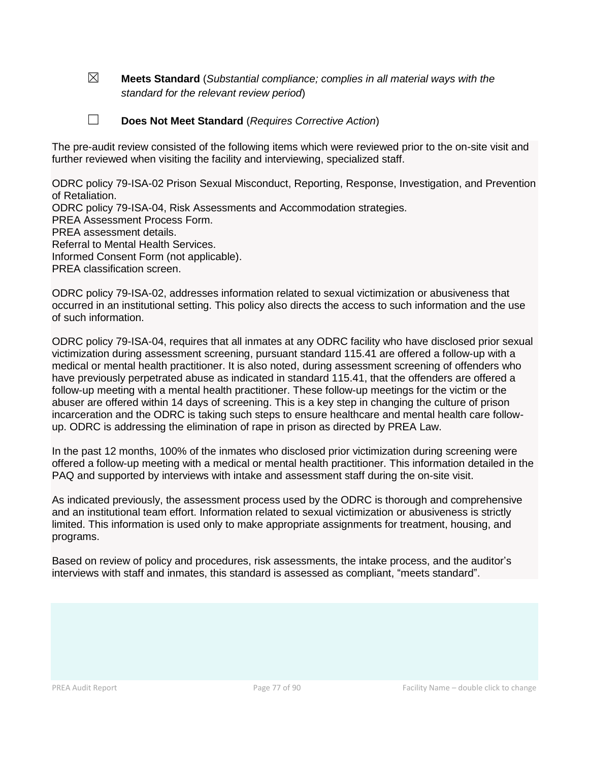☒ **Meets Standard** (*Substantial compliance; complies in all material ways with the standard for the relevant review period*)

☐ **Does Not Meet Standard** (*Requires Corrective Action*)

The pre-audit review consisted of the following items which were reviewed prior to the on-site visit and further reviewed when visiting the facility and interviewing, specialized staff.

ODRC policy 79-ISA-02 Prison Sexual Misconduct, Reporting, Response, Investigation, and Prevention of Retaliation.
ODRC policy 79-ISA-04, Risk Assessments and Accommodation strategies.
PREA Assessment Process Form.
PREA assessment details.
Referral to Mental Health Services.
Informed Consent Form (not applicable).
PREA classification screen.

ODRC policy 79-ISA-02, addresses information related to sexual victimization or abusiveness that occurred in an institutional setting. This policy also directs the access to such information and the use of such information.

ODRC policy 79-ISA-04, requires that all inmates at any ODRC facility who have disclosed prior sexual victimization during assessment screening, pursuant standard 115.41 are offered a follow-up with a medical or mental health practitioner. It is also noted, during assessment screening of offenders who have previously perpetrated abuse as indicated in standard 115.41, that the offenders are offered a follow-up meeting with a mental health practitioner. These follow-up meetings for the victim or the abuser are offered within 14 days of screening. This is a key step in changing the culture of prison incarceration and the ODRC is taking such steps to ensure healthcare and mental health care follow-up. ODRC is addressing the elimination of rape in prison as directed by PREA Law.

In the past 12 months, 100% of the inmates who disclosed prior victimization during screening were offered a follow-up meeting with a medical or mental health practitioner. This information detailed in the PAQ and supported by interviews with intake and assessment staff during the on-site visit.

As indicated previously, the assessment process used by the ODRC is thorough and comprehensive and an institutional team effort. Information related to sexual victimization or abusiveness is strictly limited. This information is used only to make appropriate assignments for treatment, housing, and programs.

Based on review of policy and procedures, risk assessments, the intake process, and the auditor's interviews with staff and inmates, this standard is assessed as compliant, "meets standard".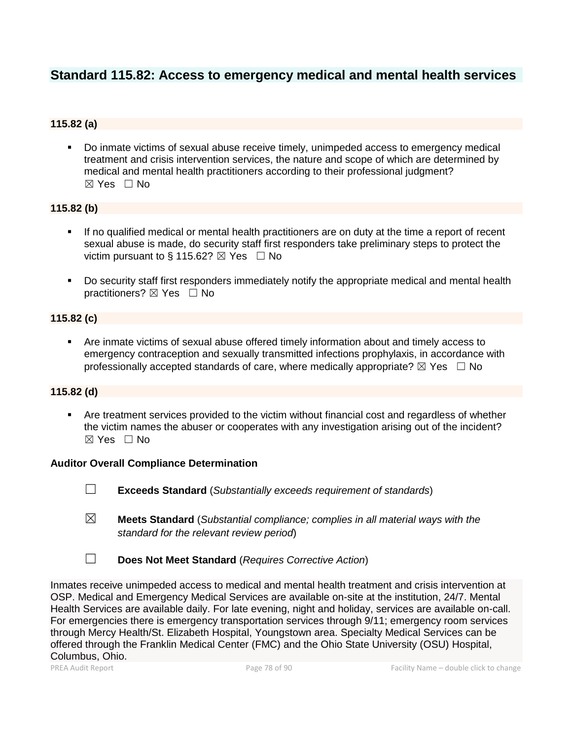## Standard 115.82: Access to emergency medical and mental health services

### 115.82 (a)

- Do inmate victims of sexual abuse receive timely, unimpeded access to emergency medical treatment and crisis intervention services, the nature and scope of which are determined by medical and mental health practitioners according to their professional judgment?
  ☒ Yes ☐ No

### 115.82 (b)

- If no qualified medical or mental health practitioners are on duty at the time a report of recent sexual abuse is made, do security staff first responders take preliminary steps to protect the victim pursuant to § 115.62? ☒ Yes ☐ No

- Do security staff first responders immediately notify the appropriate medical and mental health practitioners? ☒ Yes ☐ No

### 115.82 (c)

- Are inmate victims of sexual abuse offered timely information about and timely access to emergency contraception and sexually transmitted infections prophylaxis, in accordance with professionally accepted standards of care, where medically appropriate? ☒ Yes ☐ No

### 115.82 (d)

- Are treatment services provided to the victim without financial cost and regardless of whether the victim names the abuser or cooperates with any investigation arising out of the incident?
  ☒ Yes ☐ No

**Auditor Overall Compliance Determination**

☐ **Exceeds Standard** (*Substantially exceeds requirement of standards*)

☒ **Meets Standard** (*Substantial compliance; complies in all material ways with the standard for the relevant review period*)

☐ **Does Not Meet Standard** (*Requires Corrective Action*)

Inmates receive unimpeded access to medical and mental health treatment and crisis intervention at OSP. Medical and Emergency Medical Services are available on-site at the institution, 24/7. Mental Health Services are available daily. For late evening, night and holiday, services are available on-call. For emergencies there is emergency transportation services through 9/11; emergency room services through Mercy Health/St. Elizabeth Hospital, Youngstown area. Specialty Medical Services can be offered through the Franklin Medical Center (FMC) and the Ohio State University (OSU) Hospital, Columbus, Ohio.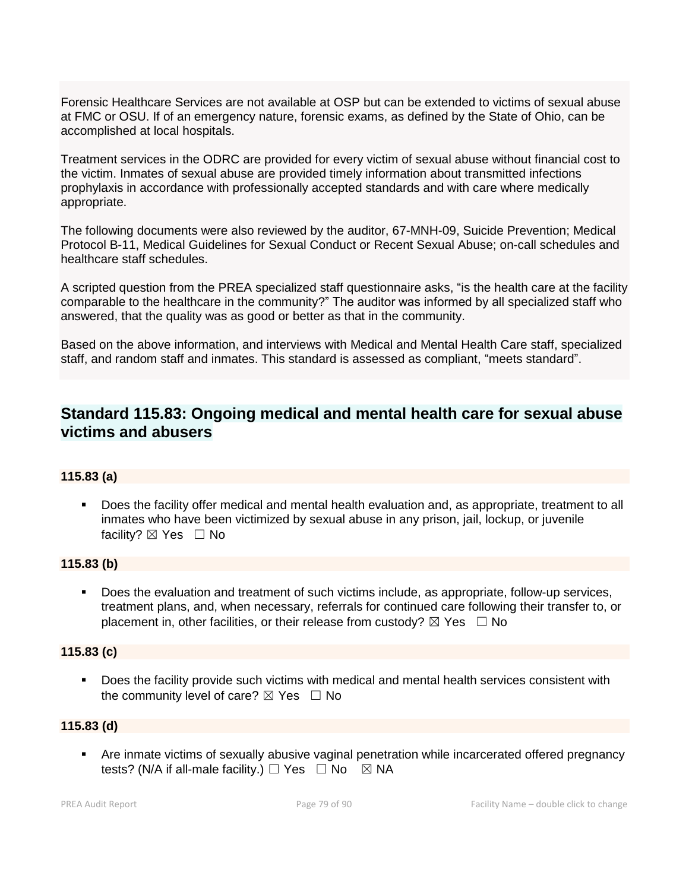Forensic Healthcare Services are not available at OSP but can be extended to victims of sexual abuse at FMC or OSU. If of an emergency nature, forensic exams, as defined by the State of Ohio, can be accomplished at local hospitals.

Treatment services in the ODRC are provided for every victim of sexual abuse without financial cost to the victim. Inmates of sexual abuse are provided timely information about transmitted infections prophylaxis in accordance with professionally accepted standards and with care where medically appropriate.

The following documents were also reviewed by the auditor, 67-MNH-09, Suicide Prevention; Medical Protocol B-11, Medical Guidelines for Sexual Conduct or Recent Sexual Abuse; on-call schedules and healthcare staff schedules.

A scripted question from the PREA specialized staff questionnaire asks, "is the health care at the facility comparable to the healthcare in the community?" The auditor was informed by all specialized staff who answered, that the quality was as good or better as that in the community.

Based on the above information, and interviews with Medical and Mental Health Care staff, specialized staff, and random staff and inmates. This standard is assessed as compliant, "meets standard".

## Standard 115.83: Ongoing medical and mental health care for sexual abuse victims and abusers

**115.83 (a)**

- Does the facility offer medical and mental health evaluation and, as appropriate, treatment to all inmates who have been victimized by sexual abuse in any prison, jail, lockup, or juvenile facility? ☒ Yes ☐ No

**115.83 (b)**

- Does the evaluation and treatment of such victims include, as appropriate, follow-up services, treatment plans, and, when necessary, referrals for continued care following their transfer to, or placement in, other facilities, or their release from custody? ☒ Yes ☐ No

**115.83 (c)**

- Does the facility provide such victims with medical and mental health services consistent with the community level of care? ☒ Yes ☐ No

**115.83 (d)**

- Are inmate victims of sexually abusive vaginal penetration while incarcerated offered pregnancy tests? (N/A if all-male facility.) ☐ Yes ☐ No ☒ NA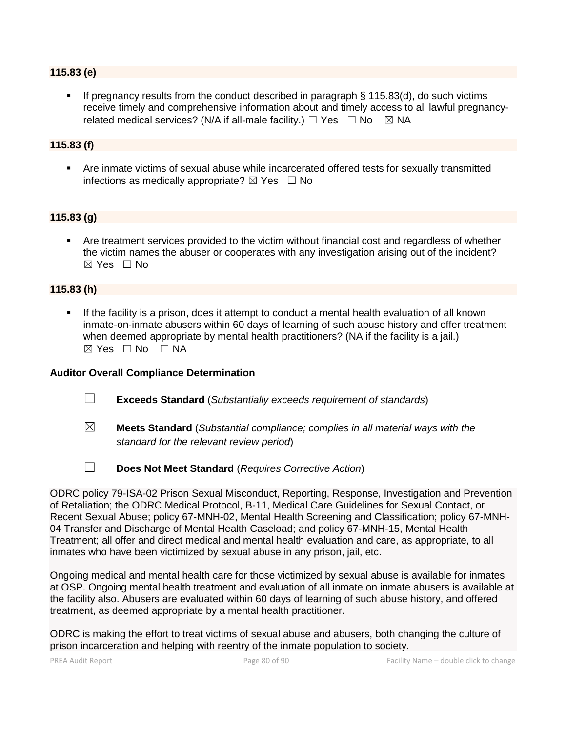**115.83 (e)**

- If pregnancy results from the conduct described in paragraph § 115.83(d), do such victims receive timely and comprehensive information about and timely access to all lawful pregnancy-related medical services? (N/A if all-male facility.) ☐ Yes ☐ No ☒ NA

**115.83 (f)**

- Are inmate victims of sexual abuse while incarcerated offered tests for sexually transmitted infections as medically appropriate? ☒ Yes ☐ No

**115.83 (g)**

- Are treatment services provided to the victim without financial cost and regardless of whether the victim names the abuser or cooperates with any investigation arising out of the incident? ☒ Yes ☐ No

**115.83 (h)**

- If the facility is a prison, does it attempt to conduct a mental health evaluation of all known inmate-on-inmate abusers within 60 days of learning of such abuse history and offer treatment when deemed appropriate by mental health practitioners? (NA if the facility is a jail.) ☒ Yes ☐ No ☐ NA

**Auditor Overall Compliance Determination**

☐ **Exceeds Standard** (*Substantially exceeds requirement of standards*)

☒ **Meets Standard** (*Substantial compliance; complies in all material ways with the standard for the relevant review period*)

☐ **Does Not Meet Standard** (*Requires Corrective Action*)

ODRC policy 79-ISA-02 Prison Sexual Misconduct, Reporting, Response, Investigation and Prevention of Retaliation; the ODRC Medical Protocol, B-11, Medical Care Guidelines for Sexual Contact, or Recent Sexual Abuse; policy 67-MNH-02, Mental Health Screening and Classification; policy 67-MNH-04 Transfer and Discharge of Mental Health Caseload; and policy 67-MNH-15, Mental Health Treatment; all offer and direct medical and mental health evaluation and care, as appropriate, to all inmates who have been victimized by sexual abuse in any prison, jail, etc.

Ongoing medical and mental health care for those victimized by sexual abuse is available for inmates at OSP. Ongoing mental health treatment and evaluation of all inmate on inmate abusers is available at the facility also. Abusers are evaluated within 60 days of learning of such abuse history, and offered treatment, as deemed appropriate by a mental health practitioner.

ODRC is making the effort to treat victims of sexual abuse and abusers, both changing the culture of prison incarceration and helping with reentry of the inmate population to society.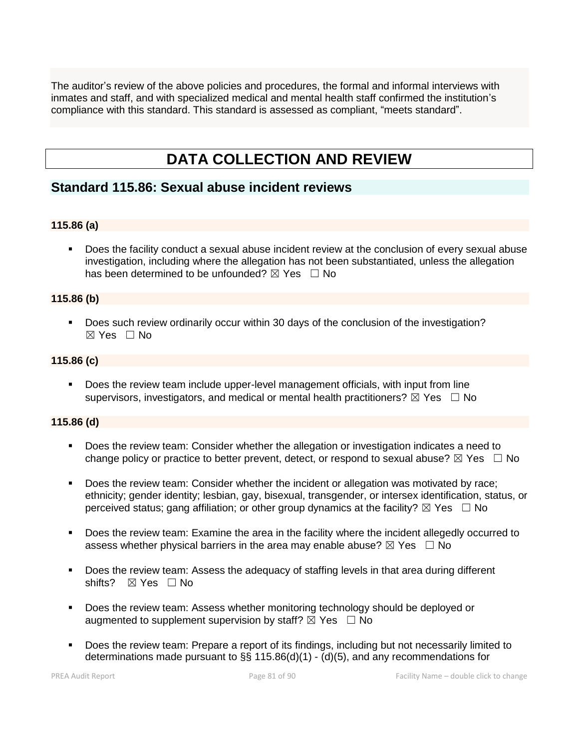The auditor's review of the above policies and procedures, the formal and informal interviews with inmates and staff, and with specialized medical and mental health staff confirmed the institution's compliance with this standard. This standard is assessed as compliant, "meets standard".

# DATA COLLECTION AND REVIEW

## Standard 115.86: Sexual abuse incident reviews

### 115.86 (a)

- Does the facility conduct a sexual abuse incident review at the conclusion of every sexual abuse investigation, including where the allegation has not been substantiated, unless the allegation has been determined to be unfounded? ☒ Yes ☐ No

### 115.86 (b)

- Does such review ordinarily occur within 30 days of the conclusion of the investigation? ☒ Yes ☐ No

### 115.86 (c)

- Does the review team include upper-level management officials, with input from line supervisors, investigators, and medical or mental health practitioners? ☒ Yes ☐ No

### 115.86 (d)

- Does the review team: Consider whether the allegation or investigation indicates a need to change policy or practice to better prevent, detect, or respond to sexual abuse? ☒ Yes ☐ No
- Does the review team: Consider whether the incident or allegation was motivated by race; ethnicity; gender identity; lesbian, gay, bisexual, transgender, or intersex identification, status, or perceived status; gang affiliation; or other group dynamics at the facility? ☒ Yes ☐ No
- Does the review team: Examine the area in the facility where the incident allegedly occurred to assess whether physical barriers in the area may enable abuse? ☒ Yes ☐ No
- Does the review team: Assess the adequacy of staffing levels in that area during different shifts? ☒ Yes ☐ No
- Does the review team: Assess whether monitoring technology should be deployed or augmented to supplement supervision by staff? ☒ Yes ☐ No
- Does the review team: Prepare a report of its findings, including but not necessarily limited to determinations made pursuant to §§ 115.86(d)(1) - (d)(5), and any recommendations for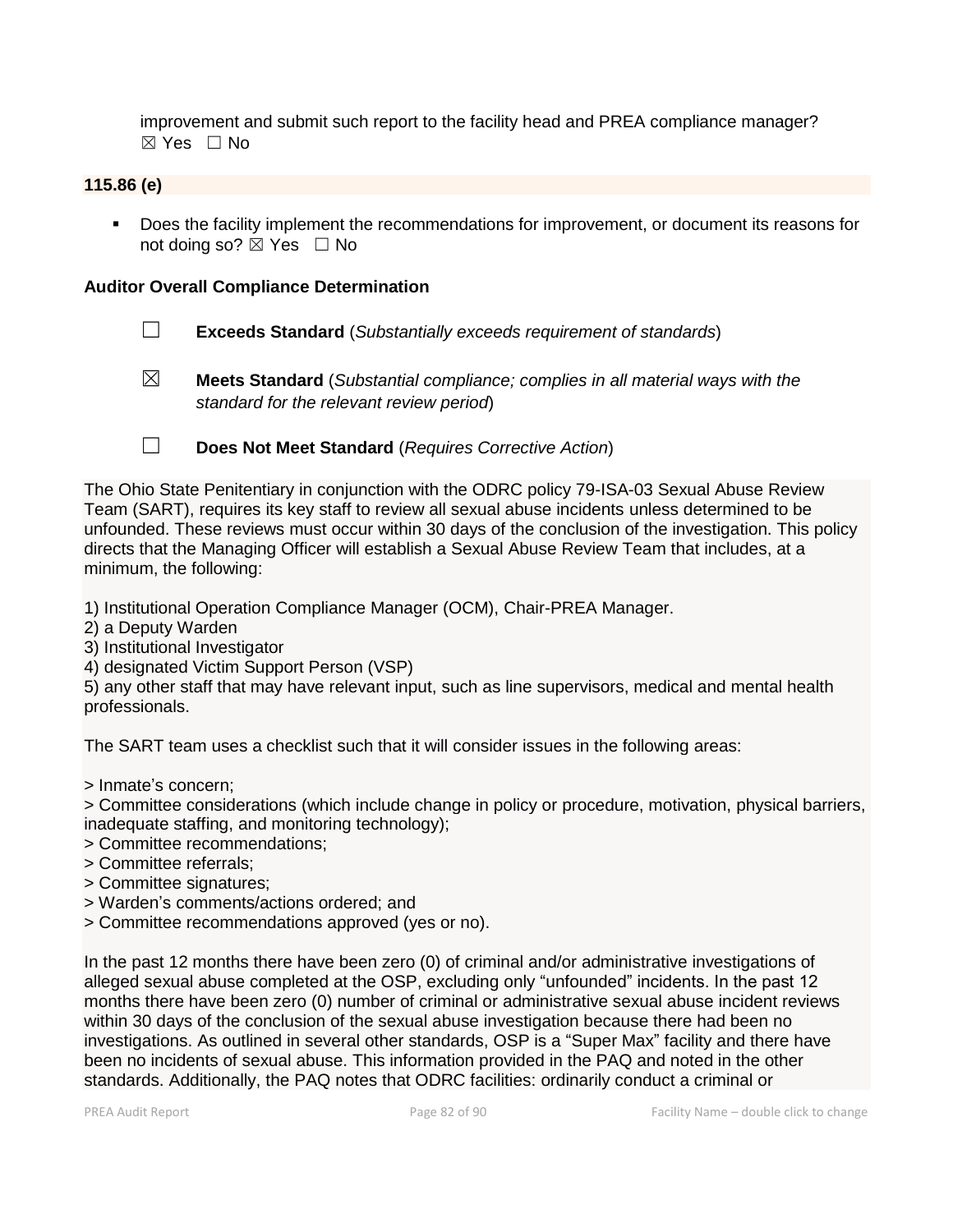improvement and submit such report to the facility head and PREA compliance manager? ☒ Yes ☐ No

**115.86 (e)**

- Does the facility implement the recommendations for improvement, or document its reasons for not doing so? ☒ Yes ☐ No

**Auditor Overall Compliance Determination**

☐ **Exceeds Standard** (*Substantially exceeds requirement of standards*)

☒ **Meets Standard** (*Substantial compliance; complies in all material ways with the standard for the relevant review period*)

☐ **Does Not Meet Standard** (*Requires Corrective Action*)

The Ohio State Penitentiary in conjunction with the ODRC policy 79-ISA-03 Sexual Abuse Review Team (SART), requires its key staff to review all sexual abuse incidents unless determined to be unfounded. These reviews must occur within 30 days of the conclusion of the investigation. This policy directs that the Managing Officer will establish a Sexual Abuse Review Team that includes, at a minimum, the following:

1) Institutional Operation Compliance Manager (OCM), Chair-PREA Manager.
2) a Deputy Warden
3) Institutional Investigator
4) designated Victim Support Person (VSP)
5) any other staff that may have relevant input, such as line supervisors, medical and mental health professionals.

The SART team uses a checklist such that it will consider issues in the following areas:

> Inmate's concern;
> Committee considerations (which include change in policy or procedure, motivation, physical barriers, inadequate staffing, and monitoring technology);
> Committee recommendations;
> Committee referrals;
> Committee signatures;
> Warden's comments/actions ordered; and
> Committee recommendations approved (yes or no).

In the past 12 months there have been zero (0) of criminal and/or administrative investigations of alleged sexual abuse completed at the OSP, excluding only "unfounded" incidents. In the past 12 months there have been zero (0) number of criminal or administrative sexual abuse incident reviews within 30 days of the conclusion of the sexual abuse investigation because there had been no investigations. As outlined in several other standards, OSP is a "Super Max" facility and there have been no incidents of sexual abuse. This information provided in the PAQ and noted in the other standards. Additionally, the PAQ notes that ODRC facilities: ordinarily conduct a criminal or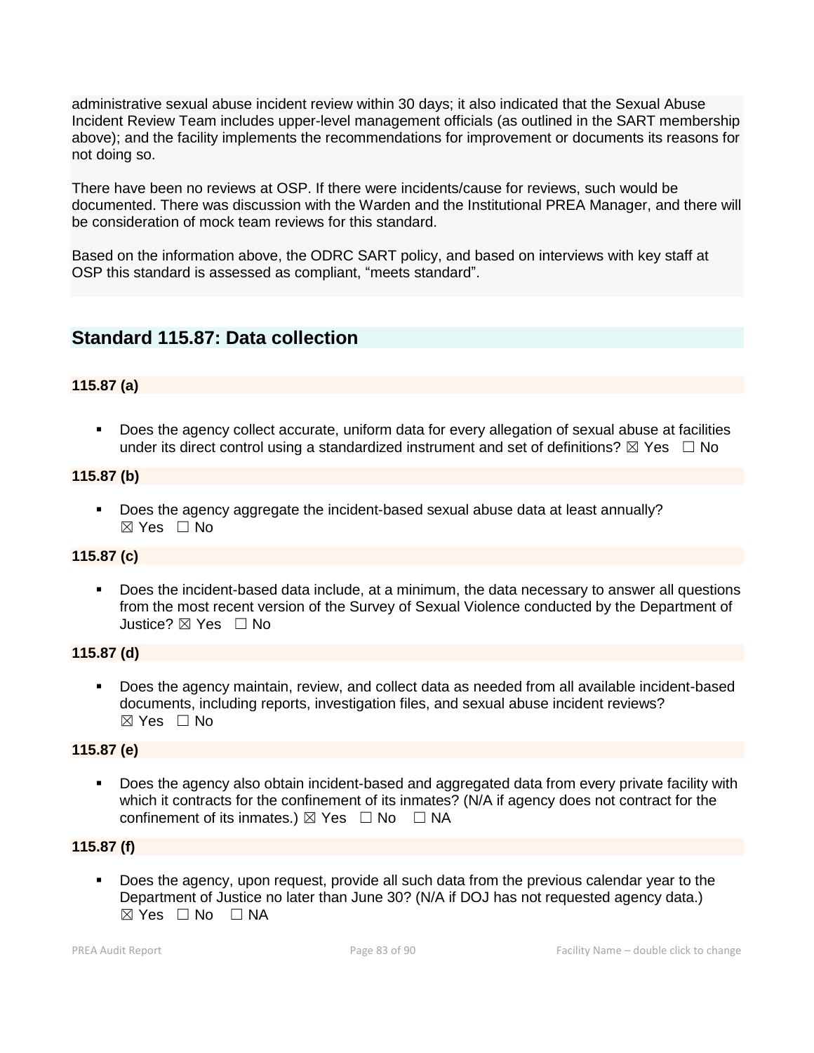administrative sexual abuse incident review within 30 days; it also indicated that the Sexual Abuse Incident Review Team includes upper-level management officials (as outlined in the SART membership above); and the facility implements the recommendations for improvement or documents its reasons for not doing so.

There have been no reviews at OSP. If there were incidents/cause for reviews, such would be documented. There was discussion with the Warden and the Institutional PREA Manager, and there will be consideration of mock team reviews for this standard.

Based on the information above, the ODRC SART policy, and based on interviews with key staff at OSP this standard is assessed as compliant, "meets standard".

## Standard 115.87: Data collection

**115.87 (a)**

- Does the agency collect accurate, uniform data for every allegation of sexual abuse at facilities under its direct control using a standardized instrument and set of definitions? ☒ Yes ☐ No

**115.87 (b)**

- Does the agency aggregate the incident-based sexual abuse data at least annually? ☒ Yes ☐ No

**115.87 (c)**

- Does the incident-based data include, at a minimum, the data necessary to answer all questions from the most recent version of the Survey of Sexual Violence conducted by the Department of Justice? ☒ Yes ☐ No

**115.87 (d)**

- Does the agency maintain, review, and collect data as needed from all available incident-based documents, including reports, investigation files, and sexual abuse incident reviews? ☒ Yes ☐ No

**115.87 (e)**

- Does the agency also obtain incident-based and aggregated data from every private facility with which it contracts for the confinement of its inmates? (N/A if agency does not contract for the confinement of its inmates.) ☒ Yes ☐ No ☐ NA

**115.87 (f)**

- Does the agency, upon request, provide all such data from the previous calendar year to the Department of Justice no later than June 30? (N/A if DOJ has not requested agency data.) ☒ Yes ☐ No ☐ NA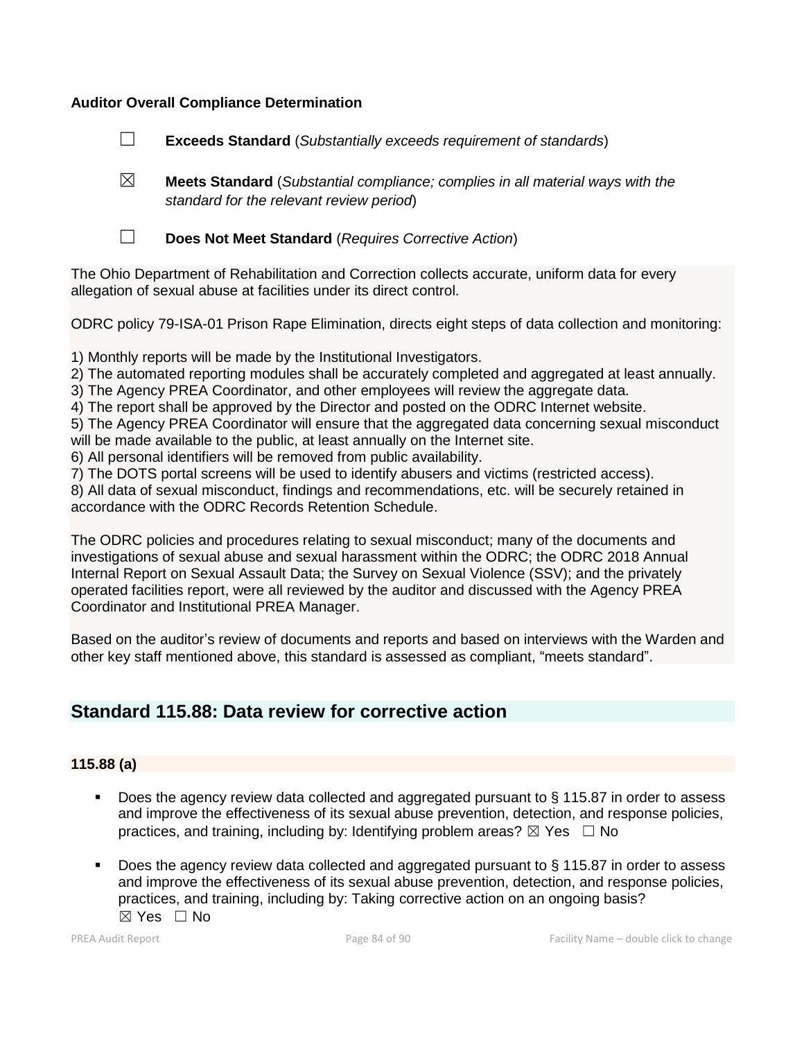**Auditor Overall Compliance Determination**

☐ **Exceeds Standard** (*Substantially exceeds requirement of standards*)

☒ **Meets Standard** (*Substantial compliance; complies in all material ways with the standard for the relevant review period*)

☐ **Does Not Meet Standard** (*Requires Corrective Action*)

The Ohio Department of Rehabilitation and Correction collects accurate, uniform data for every allegation of sexual abuse at facilities under its direct control.

ODRC policy 79-ISA-01 Prison Rape Elimination, directs eight steps of data collection and monitoring:

1) Monthly reports will be made by the Institutional Investigators.
2) The automated reporting modules shall be accurately completed and aggregated at least annually.
3) The Agency PREA Coordinator, and other employees will review the aggregate data.
4) The report shall be approved by the Director and posted on the ODRC Internet website.
5) The Agency PREA Coordinator will ensure that the aggregated data concerning sexual misconduct will be made available to the public, at least annually on the Internet site.
6) All personal identifiers will be removed from public availability.
7) The DOTS portal screens will be used to identify abusers and victims (restricted access).
8) All data of sexual misconduct, findings and recommendations, etc. will be securely retained in accordance with the ODRC Records Retention Schedule.

The ODRC policies and procedures relating to sexual misconduct; many of the documents and investigations of sexual abuse and sexual harassment within the ODRC; the ODRC 2018 Annual Internal Report on Sexual Assault Data; the Survey on Sexual Violence (SSV); and the privately operated facilities report, were all reviewed by the auditor and discussed with the Agency PREA Coordinator and Institutional PREA Manager.

Based on the auditor's review of documents and reports and based on interviews with the Warden and other key staff mentioned above, this standard is assessed as compliant, "meets standard".

## Standard 115.88: Data review for corrective action

### 115.88 (a)

- Does the agency review data collected and aggregated pursuant to § 115.87 in order to assess and improve the effectiveness of its sexual abuse prevention, detection, and response policies, practices, and training, including by: Identifying problem areas? ☒ Yes ☐ No

- Does the agency review data collected and aggregated pursuant to § 115.87 in order to assess and improve the effectiveness of its sexual abuse prevention, detection, and response policies, practices, and training, including by: Taking corrective action on an ongoing basis? ☒ Yes ☐ No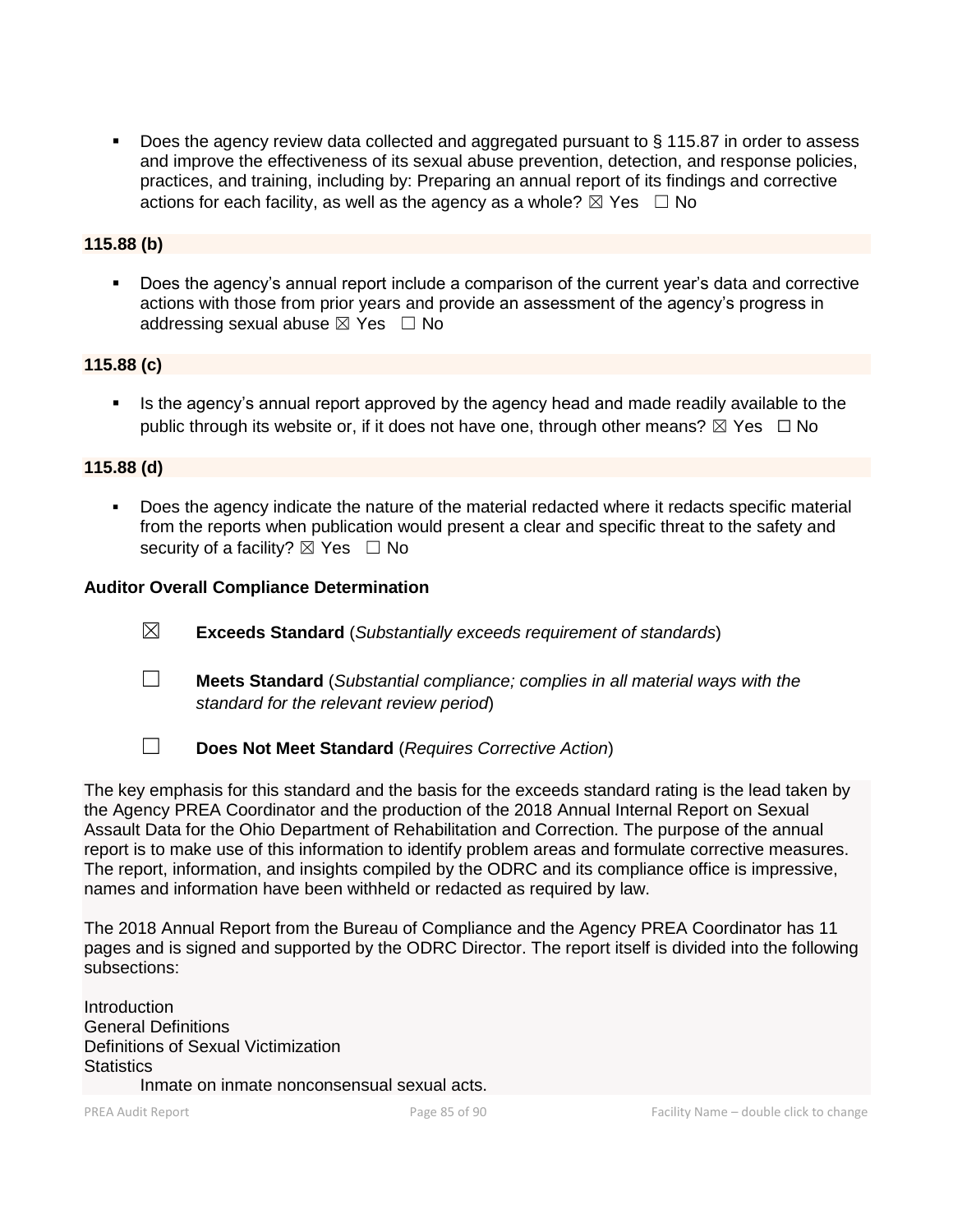- Does the agency review data collected and aggregated pursuant to § 115.87 in order to assess and improve the effectiveness of its sexual abuse prevention, detection, and response policies, practices, and training, including by: Preparing an annual report of its findings and corrective actions for each facility, as well as the agency as a whole? ☒ Yes ☐ No

**115.88 (b)**

- Does the agency's annual report include a comparison of the current year's data and corrective actions with those from prior years and provide an assessment of the agency's progress in addressing sexual abuse ☒ Yes ☐ No

**115.88 (c)**

- Is the agency's annual report approved by the agency head and made readily available to the public through its website or, if it does not have one, through other means? ☒ Yes ☐ No

**115.88 (d)**

- Does the agency indicate the nature of the material redacted where it redacts specific material from the reports when publication would present a clear and specific threat to the safety and security of a facility? ☒ Yes ☐ No

**Auditor Overall Compliance Determination**

☒ **Exceeds Standard** (*Substantially exceeds requirement of standards*)

☐ **Meets Standard** (*Substantial compliance; complies in all material ways with the standard for the relevant review period*)

☐ **Does Not Meet Standard** (*Requires Corrective Action*)

The key emphasis for this standard and the basis for the exceeds standard rating is the lead taken by the Agency PREA Coordinator and the production of the 2018 Annual Internal Report on Sexual Assault Data for the Ohio Department of Rehabilitation and Correction. The purpose of the annual report is to make use of this information to identify problem areas and formulate corrective measures. The report, information, and insights compiled by the ODRC and its compliance office is impressive, names and information have been withheld or redacted as required by law.

The 2018 Annual Report from the Bureau of Compliance and the Agency PREA Coordinator has 11 pages and is signed and supported by the ODRC Director. The report itself is divided into the following subsections:

Introduction
General Definitions
Definitions of Sexual Victimization
Statistics
    Inmate on inmate nonconsensual sexual acts.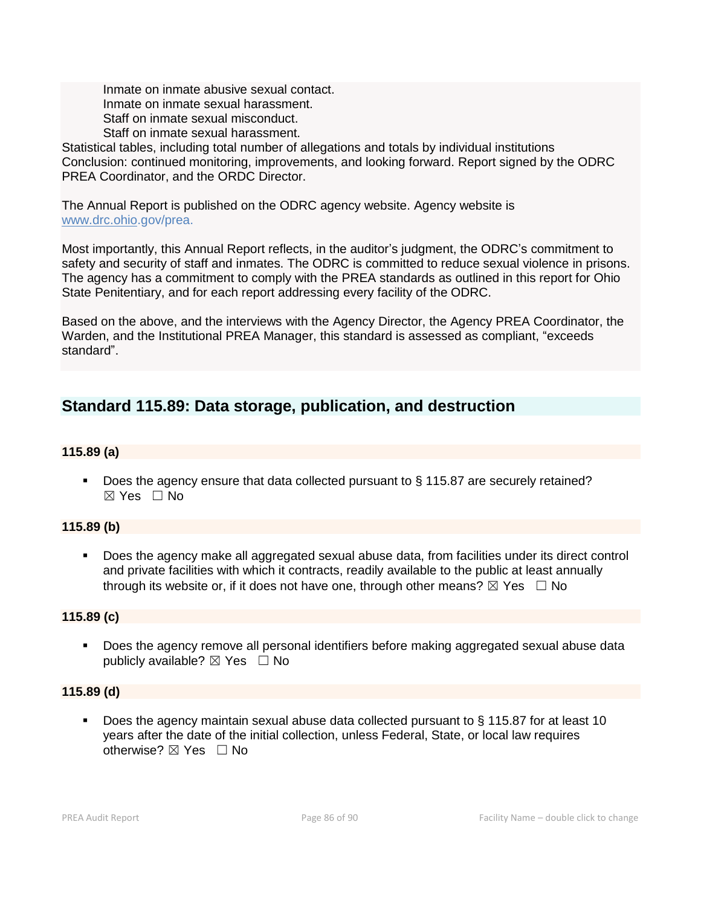Inmate on inmate abusive sexual contact.
Inmate on inmate sexual harassment.
Staff on inmate sexual misconduct.
Staff on inmate sexual harassment.

Statistical tables, including total number of allegations and totals by individual institutions
Conclusion: continued monitoring, improvements, and looking forward. Report signed by the ODRC PREA Coordinator, and the ORDC Director.

The Annual Report is published on the ODRC agency website. Agency website is www.drc.ohio.gov/prea.

Most importantly, this Annual Report reflects, in the auditor's judgment, the ODRC's commitment to safety and security of staff and inmates. The ODRC is committed to reduce sexual violence in prisons. The agency has a commitment to comply with the PREA standards as outlined in this report for Ohio State Penitentiary, and for each report addressing every facility of the ODRC.

Based on the above, and the interviews with the Agency Director, the Agency PREA Coordinator, the Warden, and the Institutional PREA Manager, this standard is assessed as compliant, "exceeds standard".

## Standard 115.89: Data storage, publication, and destruction

### 115.89 (a)

- Does the agency ensure that data collected pursuant to § 115.87 are securely retained? ☒ Yes ☐ No

### 115.89 (b)

- Does the agency make all aggregated sexual abuse data, from facilities under its direct control and private facilities with which it contracts, readily available to the public at least annually through its website or, if it does not have one, through other means? ☒ Yes ☐ No

### 115.89 (c)

- Does the agency remove all personal identifiers before making aggregated sexual abuse data publicly available? ☒ Yes ☐ No

### 115.89 (d)

- Does the agency maintain sexual abuse data collected pursuant to § 115.87 for at least 10 years after the date of the initial collection, unless Federal, State, or local law requires otherwise? ☒ Yes ☐ No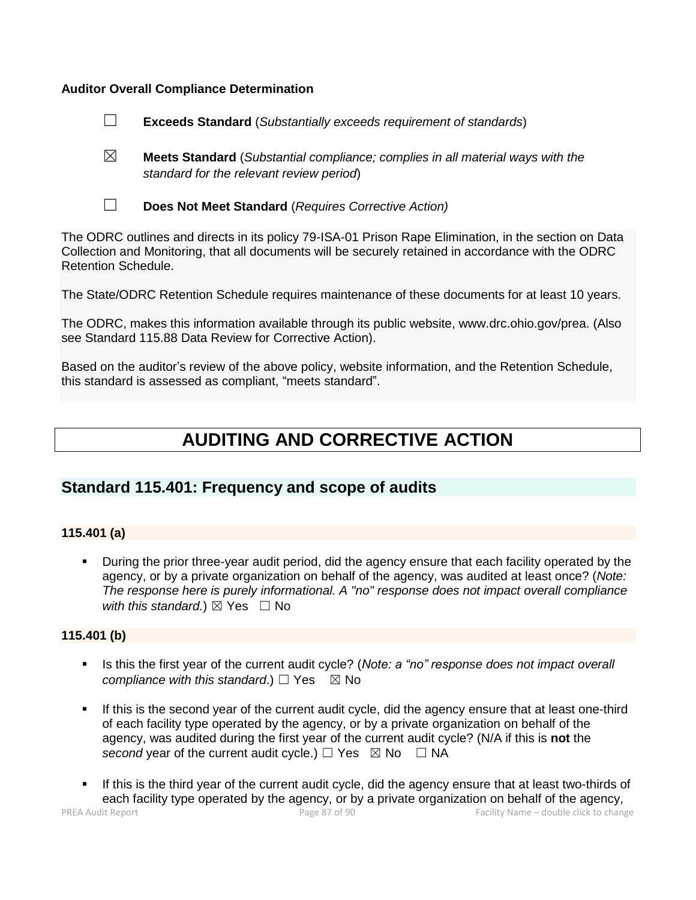**Auditor Overall Compliance Determination**

☐ **Exceeds Standard** (*Substantially exceeds requirement of standards*)

☒ **Meets Standard** (*Substantial compliance; complies in all material ways with the standard for the relevant review period*)

☐ **Does Not Meet Standard** (*Requires Corrective Action)*

The ODRC outlines and directs in its policy 79-ISA-01 Prison Rape Elimination, in the section on Data Collection and Monitoring, that all documents will be securely retained in accordance with the ODRC Retention Schedule.

The State/ODRC Retention Schedule requires maintenance of these documents for at least 10 years.

The ODRC, makes this information available through its public website, www.drc.ohio.gov/prea. (Also see Standard 115.88 Data Review for Corrective Action).

Based on the auditor's review of the above policy, website information, and the Retention Schedule, this standard is assessed as compliant, "meets standard".

# AUDITING AND CORRECTIVE ACTION

## Standard 115.401: Frequency and scope of audits

**115.401 (a)**

- During the prior three-year audit period, did the agency ensure that each facility operated by the agency, or by a private organization on behalf of the agency, was audited at least once? (*Note: The response here is purely informational. A "no" response does not impact overall compliance with this standard.*) ☒ Yes ☐ No

**115.401 (b)**

- Is this the first year of the current audit cycle? (*Note: a "no" response does not impact overall compliance with this standard*.) ☐ Yes ☒ No
- If this is the second year of the current audit cycle, did the agency ensure that at least one-third of each facility type operated by the agency, or by a private organization on behalf of the agency, was audited during the first year of the current audit cycle? (N/A if this is **not** the *second* year of the current audit cycle.) ☐ Yes ☒ No ☐ NA
- If this is the third year of the current audit cycle, did the agency ensure that at least two-thirds of each facility type operated by the agency, or by a private organization on behalf of the agency,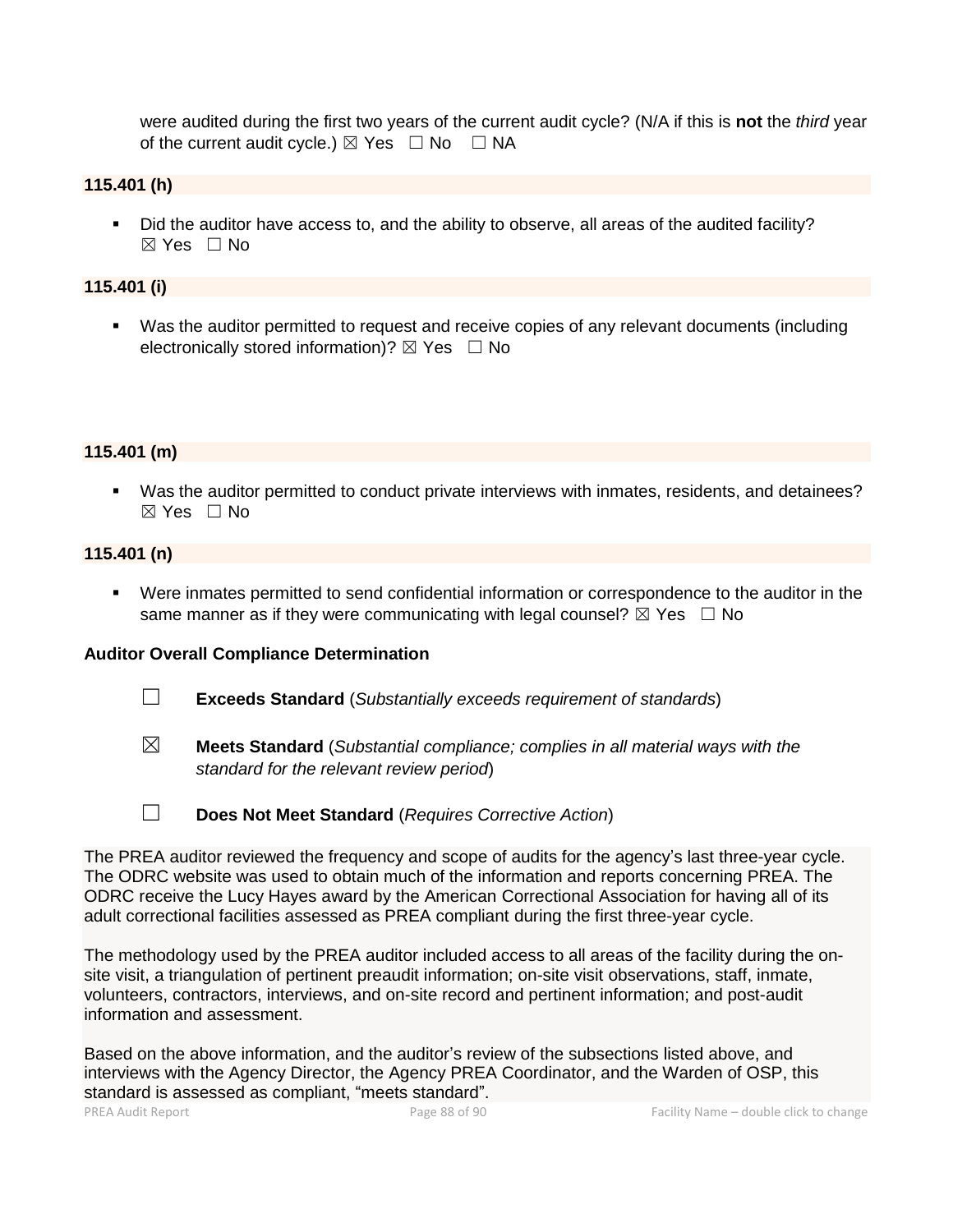were audited during the first two years of the current audit cycle? (N/A if this is **not** the *third* year of the current audit cycle.) ☒ Yes ☐ No ☐ NA

**115.401 (h)**

- Did the auditor have access to, and the ability to observe, all areas of the audited facility? ☒ Yes ☐ No

**115.401 (i)**

- Was the auditor permitted to request and receive copies of any relevant documents (including electronically stored information)? ☒ Yes ☐ No

**115.401 (m)**

- Was the auditor permitted to conduct private interviews with inmates, residents, and detainees? ☒ Yes ☐ No

**115.401 (n)**

- Were inmates permitted to send confidential information or correspondence to the auditor in the same manner as if they were communicating with legal counsel? ☒ Yes ☐ No

**Auditor Overall Compliance Determination**

☐ **Exceeds Standard** (*Substantially exceeds requirement of standards*)

☒ **Meets Standard** (*Substantial compliance; complies in all material ways with the standard for the relevant review period*)

☐ **Does Not Meet Standard** (*Requires Corrective Action*)

The PREA auditor reviewed the frequency and scope of audits for the agency's last three-year cycle. The ODRC website was used to obtain much of the information and reports concerning PREA. The ODRC receive the Lucy Hayes award by the American Correctional Association for having all of its adult correctional facilities assessed as PREA compliant during the first three-year cycle.

The methodology used by the PREA auditor included access to all areas of the facility during the on-site visit, a triangulation of pertinent preaudit information; on-site visit observations, staff, inmate, volunteers, contractors, interviews, and on-site record and pertinent information; and post-audit information and assessment.

Based on the above information, and the auditor's review of the subsections listed above, and interviews with the Agency Director, the Agency PREA Coordinator, and the Warden of OSP, this standard is assessed as compliant, "meets standard".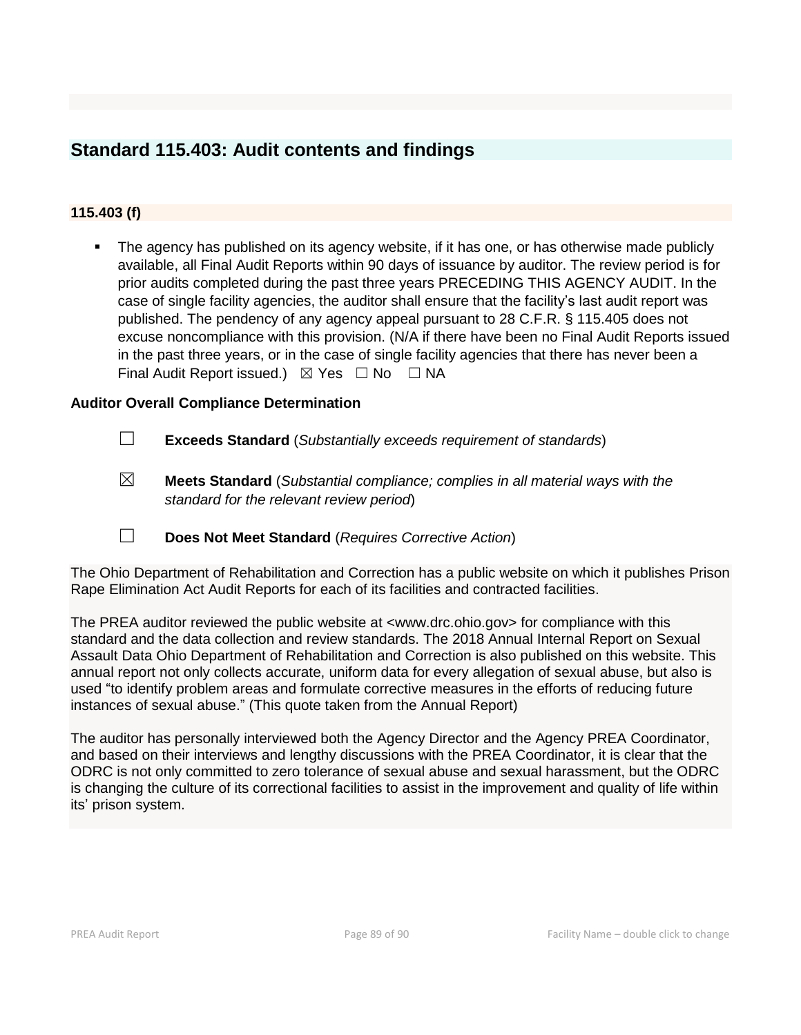## Standard 115.403: Audit contents and findings

### 115.403 (f)

- The agency has published on its agency website, if it has one, or has otherwise made publicly available, all Final Audit Reports within 90 days of issuance by auditor. The review period is for prior audits completed during the past three years PRECEDING THIS AGENCY AUDIT. In the case of single facility agencies, the auditor shall ensure that the facility's last audit report was published. The pendency of any agency appeal pursuant to 28 C.F.R. § 115.405 does not excuse noncompliance with this provision. (N/A if there have been no Final Audit Reports issued in the past three years, or in the case of single facility agencies that there has never been a Final Audit Report issued.) ☒ Yes ☐ No ☐ NA

**Auditor Overall Compliance Determination**

☐ **Exceeds Standard** (*Substantially exceeds requirement of standards*)

☒ **Meets Standard** (*Substantial compliance; complies in all material ways with the standard for the relevant review period*)

☐ **Does Not Meet Standard** (*Requires Corrective Action*)

The Ohio Department of Rehabilitation and Correction has a public website on which it publishes Prison Rape Elimination Act Audit Reports for each of its facilities and contracted facilities.

The PREA auditor reviewed the public website at <www.drc.ohio.gov> for compliance with this standard and the data collection and review standards. The 2018 Annual Internal Report on Sexual Assault Data Ohio Department of Rehabilitation and Correction is also published on this website. This annual report not only collects accurate, uniform data for every allegation of sexual abuse, but also is used "to identify problem areas and formulate corrective measures in the efforts of reducing future instances of sexual abuse." (This quote taken from the Annual Report)

The auditor has personally interviewed both the Agency Director and the Agency PREA Coordinator, and based on their interviews and lengthy discussions with the PREA Coordinator, it is clear that the ODRC is not only committed to zero tolerance of sexual abuse and sexual harassment, but the ODRC is changing the culture of its correctional facilities to assist in the improvement and quality of life within its' prison system.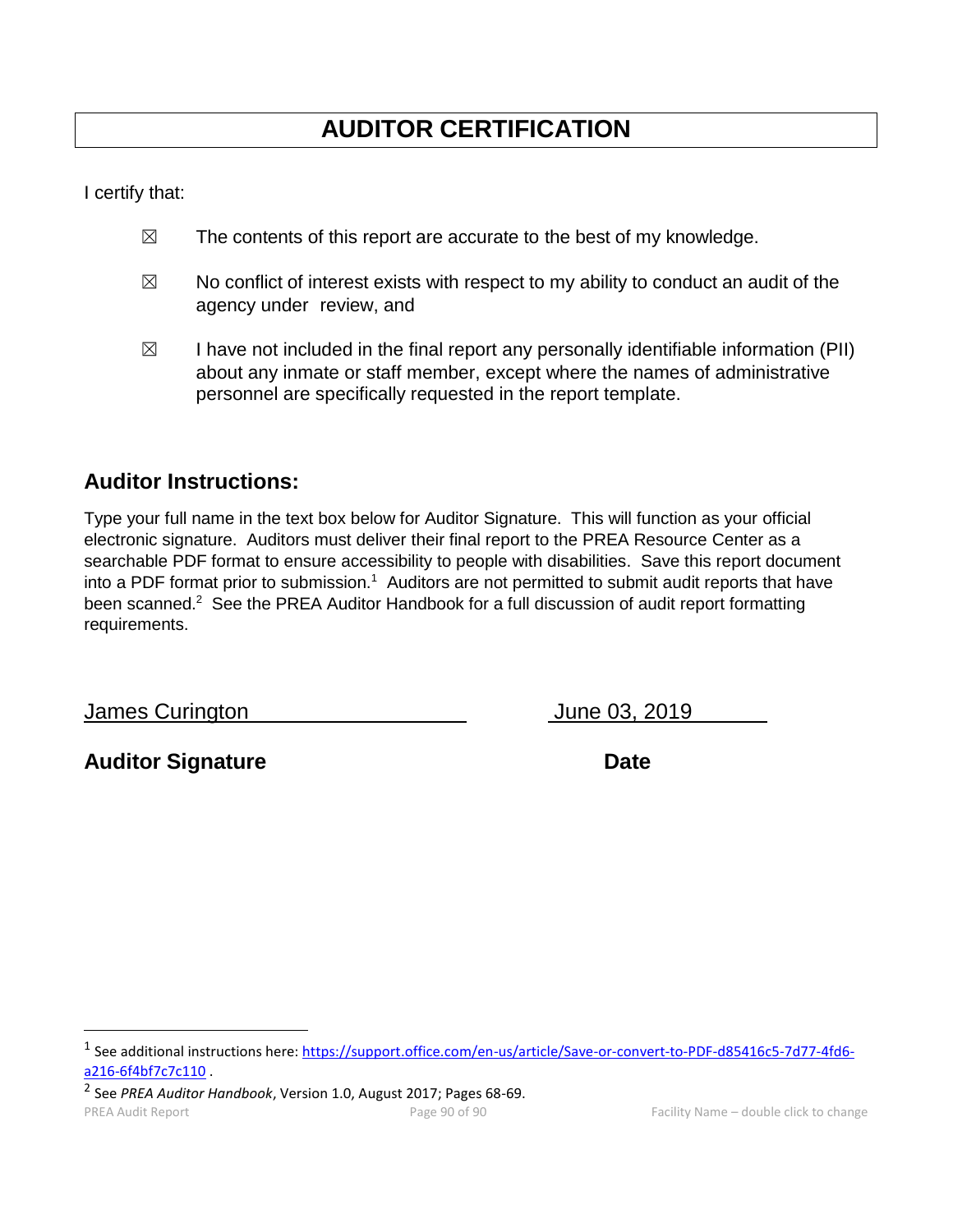# AUDITOR CERTIFICATION

I certify that:

☒ The contents of this report are accurate to the best of my knowledge.

☒ No conflict of interest exists with respect to my ability to conduct an audit of the agency under review, and

☒ I have not included in the final report any personally identifiable information (PII) about any inmate or staff member, except where the names of administrative personnel are specifically requested in the report template.

## Auditor Instructions:

Type your full name in the text box below for Auditor Signature. This will function as your official electronic signature. Auditors must deliver their final report to the PREA Resource Center as a searchable PDF format to ensure accessibility to people with disabilities. Save this report document into a PDF format prior to submission.[1] Auditors are not permitted to submit audit reports that have been scanned.[2] See the PREA Auditor Handbook for a full discussion of audit report formatting requirements.

James Curington June 03, 2019

**Auditor Signature** **Date**

---

[1] See additional instructions here: https://support.office.com/en-us/article/Save-or-convert-to-PDF-d85416c5-7d77-4fd6-a216-6f4bf7c7c110 .

[2] See *PREA Auditor Handbook*, Version 1.0, August 2017; Pages 68-69.